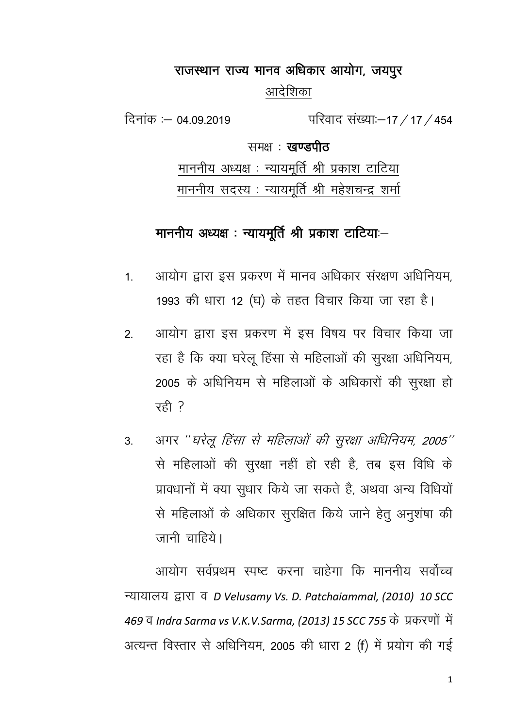# राजस्थान राज्य मानव अधिकार आयोग, जयपुर

<u>आदेशिका</u>

दिनांक :– 04.09.2019 परिवाद संख्याः–17/17/454

समक्ष : **खण्डपीठ**

<u>माननीय अध्यक्ष : न्यायमूर्ति श्री प्रकाश टाटिया</u>

<u>माननीय सदस्य : न्यायमूर्ति श्री महेशचन्द्र शर्मा</u>

**<u>माननीय अध्यक्ष : न्यायमूर्ति श्री प्रकाश टाटिया</u>:–**

1. आयोग द्वारा इस प्रकरण में मानव अधिकार संरक्षण अधिनियम, 1993 की धारा 12 (घ) के तहत विचार किया जा रहा है।

2. आयोग द्वारा इस प्रकरण में इस विषय पर विचार किया जा रहा है कि क्या घरेलू हिंसा से महिलाओं की सुरक्षा अधिनियम, 2005 के अधिनियम से महिलाओं के अधिकारों की सुरक्षा हो रही ?

3. अगर *''घरेलू हिंसा से महिलाओं की सुरक्षा अधिनियम, 2005''* से महिलाओं की सुरक्षा नहीं हो रही है, तब इस विधि के प्रावधानों में क्या सुधार किये जा सकते है, अथवा अन्य विधियों से महिलाओं के अधिकार सुरक्षित किये जाने हेतु अनुशंषा की जानी चाहिये।

आयोग सर्वप्रथम स्पष्ट करना चाहेगा कि माननीय सर्वोच्च न्यायालय द्वारा व *D Velusamy Vs. D. Patchaiammal, (2010) 10 SCC 469* व *Indra Sarma vs V.K.V.Sarma, (2013) 15 SCC 755* के प्रकरणों में अत्यन्त विस्तार से अधिनियम, 2005 की धारा 2 (f) में प्रयोग की गई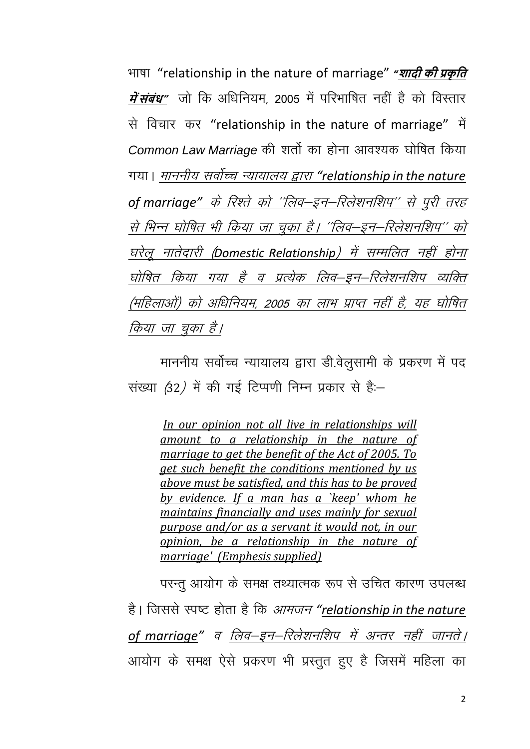भाषा "relationship in the nature of marriage" ***"शादी की प्रकृति में संबंध"*** जो कि अधिनियम, 2005 में परिभाषित नहीं है को विस्तार से विचार कर "relationship in the nature of marriage" में *Common Law Marriage* की शर्तो का होना आवश्यक घोषित किया गया। *माननीय सर्वोच्च न्यायालय द्वारा "relationship in the nature of marriage" के रिश्ते को ''लिव–इन–रिलेशनशिप'' से पुरी तरह से भिन्न घोषित भी किया जा चुका है। ''लिव–इन–रिलेशनशिप'' को घरेलू नातेदारी (Domestic Relationship) में सम्मलित नहीं होना घोषित किया गया है व प्रत्येक लिव–इन–रिलेशनशिप व्यक्ति (महिलाओं) को अधिनियम, 2005 का लाभ प्राप्त नहीं है, यह घोषित किया जा चुका है।*

माननीय सर्वोच्च न्यायालय द्वारा डी.वेलुसामी के प्रकरण में पद संख्या (32) में की गई टिप्पणी निम्न प्रकार से हैः–

> *In our opinion not all live in relationships will amount to a relationship in the nature of marriage to get the benefit of the Act of 2005. To get such benefit the conditions mentioned by us above must be satisfied, and this has to be proved by evidence. If a man has a `keep' whom he maintains financially and uses mainly for sexual purpose and/or as a servant it would not, in our opinion, be a relationship in the nature of marriage' (Emphesis supplied)*

परन्तु आयोग के समक्ष तथ्यात्मक रूप से उचित कारण उपलब्ध है। जिससे स्पष्ट होता है कि *आमजन "relationship in the nature of marriage" व लिव–इन–रिलेशनशिप में अन्तर नहीं जानते।* आयोग के समक्ष ऐसे प्रकरण भी प्रस्तुत हुए है जिसमें महिला का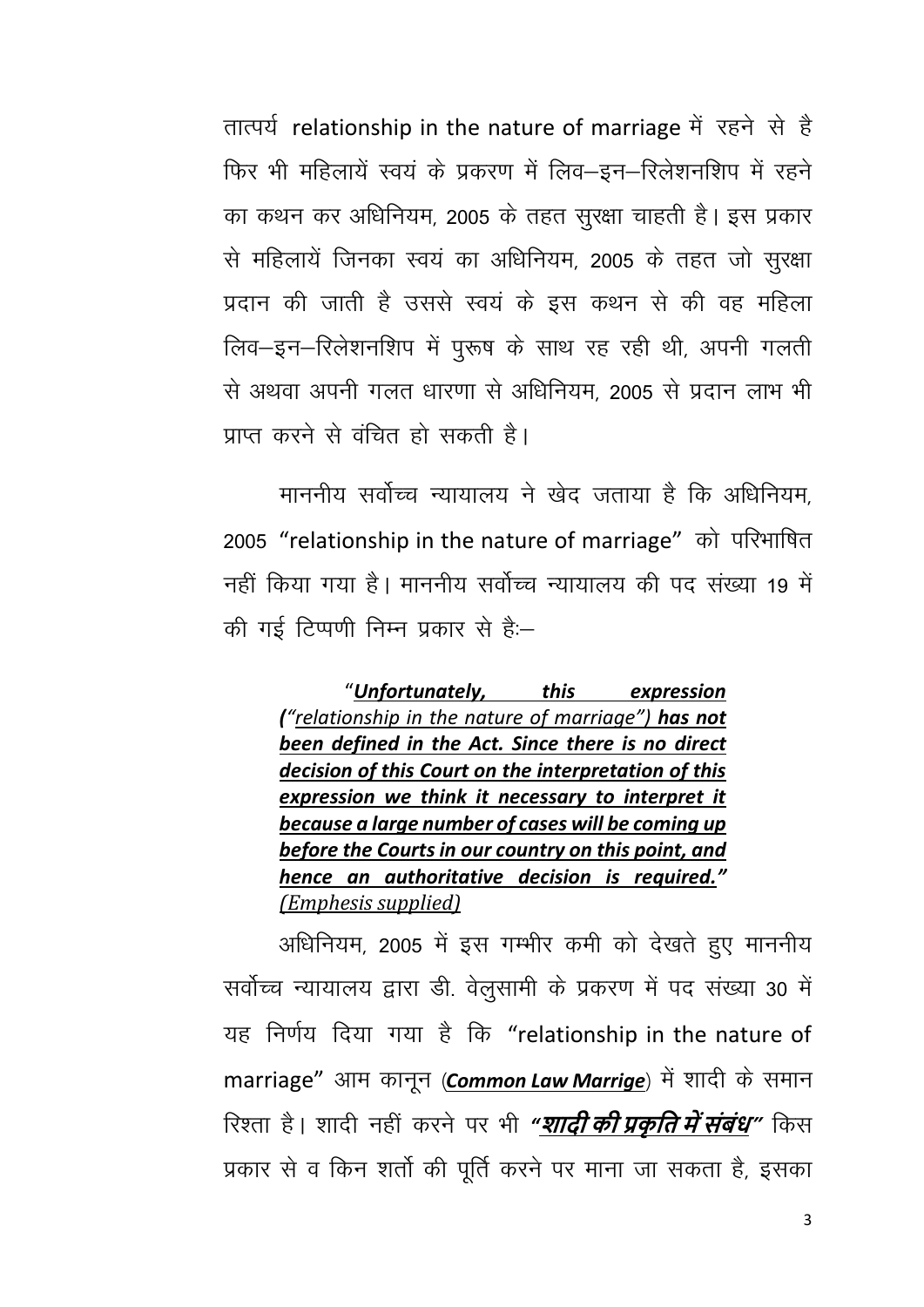तात्पर्य relationship in the nature of marriage में रहने से है फिर भी महिलायें स्वयं के प्रकरण में लिव–इन–रिलेशनशिप में रहने का कथन कर अधिनियम, 2005 के तहत सुरक्षा चाहती है। इस प्रकार से महिलायें जिनका स्वयं का अधिनियम, 2005 के तहत जो सुरक्षा प्रदान की जाती है उससे स्वयं के इस कथन से की वह महिला लिव–इन–रिलेशनशिप में पुरूष के साथ रह रही थी, अपनी गलती से अथवा अपनी गलत धारणा से अधिनियम, 2005 से प्रदान लाभ भी प्राप्त करने से वंचित हो सकती है।

माननीय सर्वोच्च न्यायालय ने खेद जताया है कि अधिनियम, 2005 "relationship in the nature of marriage" को परिभाषित नहीं किया गया है। माननीय सर्वोच्च न्यायालय की पद संख्या 19 में की गई टिप्पणी निम्न प्रकार से हैः–

> "***Unfortunately, this expression ("**relationship in the nature of marriage**") has not been defined in the Act. Since there is no direct decision of this Court on the interpretation of this expression we think it necessary to interpret it because a large number of cases will be coming up before the Courts in our country on this point, and hence an authoritative decision is required."*** *(Emphesis supplied)*

अधिनियम, 2005 में इस गम्भीर कमी को देखते हुए माननीय सर्वोच्च न्यायालय द्वारा डी. वेलुसामी के प्रकरण में पद संख्या 30 में यह निर्णय दिया गया है कि "relationship in the nature of marriage" आम कानून (***Common Law Marrige***) में शादी के समान रिश्ता है। शादी नहीं करने पर भी ***"शादी की प्रकृति में संबंध"*** किस प्रकार से व किन शर्तो की पूर्ति करने पर माना जा सकता है, इसका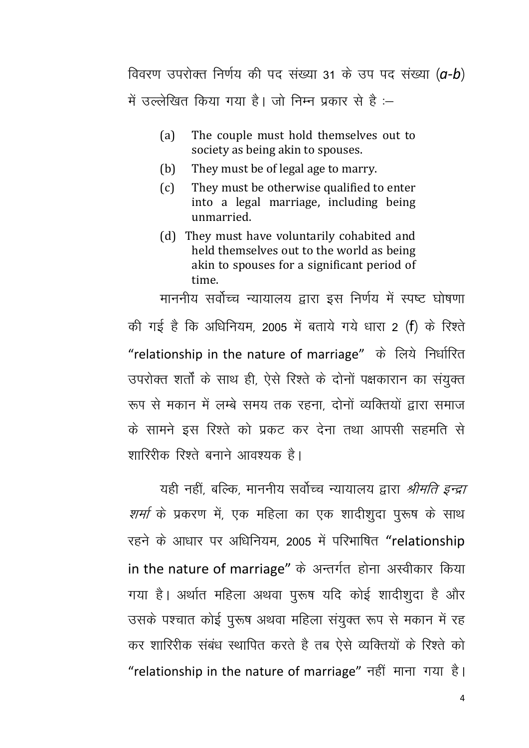विवरण उपरोक्त निर्णय की पद संख्या 31 के उप पद संख्या (*a-b*) में उल्लेखित किया गया है। जो निम्न प्रकार से है :–

(a) The couple must hold themselves out to society as being akin to spouses.

(b) They must be of legal age to marry.

(c) They must be otherwise qualified to enter into a legal marriage, including being unmarried.

(d) They must have voluntarily cohabited and held themselves out to the world as being akin to spouses for a significant period of time.

माननीय सर्वोच्च न्यायालय द्वारा इस निर्णय में स्पष्ट घोषणा की गई है कि अधिनियम, 2005 में बताये गये धारा 2 (f) के रिश्ते “relationship in the nature of marriage” के लिये निर्धारित उपरोक्त शर्तों के साथ ही, ऐसे रिश्ते के दोनों पक्षकारान का संयुक्त रूप से मकान में लम्बे समय तक रहना, दोनों व्यक्तियों द्वारा समाज के सामने इस रिश्ते को प्रकट कर देना तथा आपसी सहमति से शारिरीक रिश्ते बनाने आवश्यक है।

यही नहीं, बल्कि, माननीय सर्वोच्च न्यायालय द्वारा *श्रीमति इन्द्रा शर्मा* के प्रकरण में, एक महिला का एक शादीशुदा पुरूष के साथ रहने के आधार पर अधिनियम, 2005 में परिभाषित “relationship in the nature of marriage” के अन्तर्गत होना अस्वीकार किया गया है। अर्थात महिला अथवा पुरूष यदि कोई शादीशुदा है और उसके पश्चात कोई पुरूष अथवा महिला संयुक्त रूप से मकान में रह कर शारिरीक संबंध स्थापित करते है तब ऐसे व्यक्तियों के रिश्ते को “relationship in the nature of marriage” नहीं माना गया है।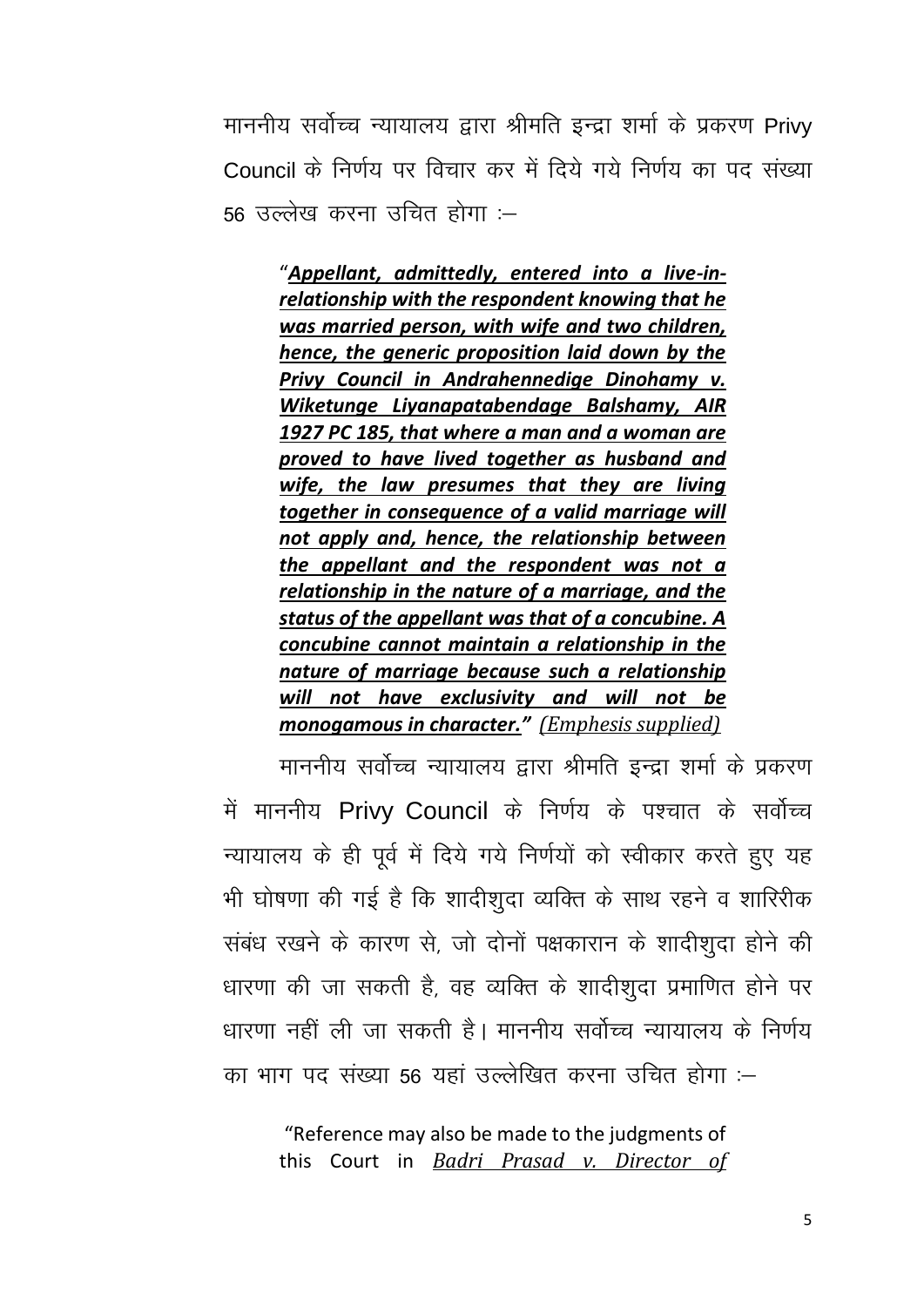माननीय सर्वोच्च न्यायालय द्वारा श्रीमति इन्द्रा शर्मा के प्रकरण Privy Council के निर्णय पर विचार कर में दिये गये निर्णय का पद संख्या 56 उल्लेख करना उचित होगा :–

> "***Appellant, admittedly, entered into a live-in-relationship with the respondent knowing that he was married person, with wife and two children, hence, the generic proposition laid down by the Privy Council in Andrahennedige Dinohamy v. Wiketunge Liyanapatabendage Balshamy, AIR 1927 PC 185, that where a man and a woman are proved to have lived together as husband and wife, the law presumes that they are living together in consequence of a valid marriage will not apply and, hence, the relationship between the appellant and the respondent was not a relationship in the nature of a marriage, and the status of the appellant was that of a concubine. A concubine cannot maintain a relationship in the nature of marriage because such a relationship will not have exclusivity and will not be monogamous in character.***" *(Emphesis supplied)*

माननीय सर्वोच्च न्यायालय द्वारा श्रीमति इन्द्रा शर्मा के प्रकरण में माननीय Privy Council के निर्णय के पश्चात के सर्वोच्च न्यायालय के ही पूर्व में दिये गये निर्णयों को स्वीकार करते हुए यह भी घोषणा की गई है कि शादीशुदा व्यक्ति के साथ रहने व शारिरीक संबंध रखने के कारण से, जो दोनों पक्षकारान के शादीशुदा होने की धारणा की जा सकती है, वह व्यक्ति के शादीशुदा प्रमाणित होने पर धारणा नहीं ली जा सकती है। माननीय सर्वोच्च न्यायालय के निर्णय का भाग पद संख्या 56 यहां उल्लेखित करना उचित होगा :–

> "Reference may also be made to the judgments of this Court in *Badri Prasad v. Director of*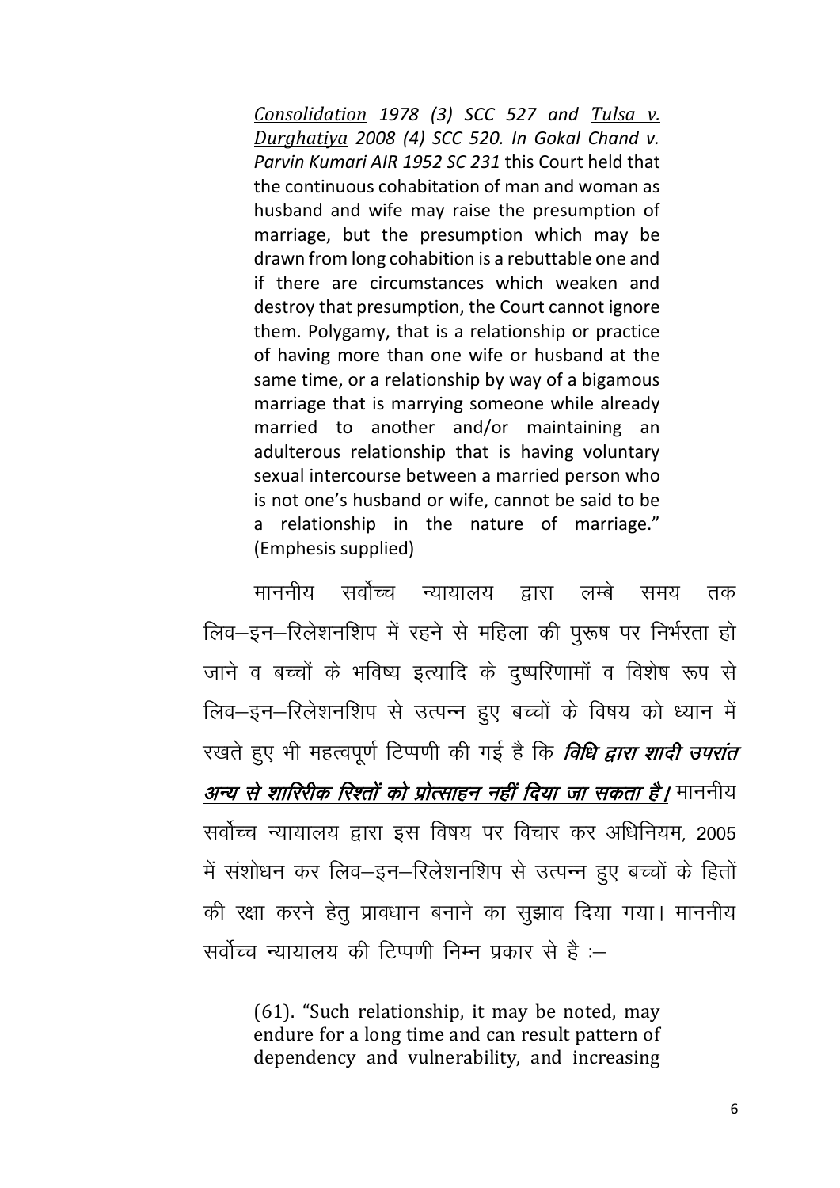*<u>Consolidation</u> 1978 (3) SCC 527 and <u>Tulsa v. Durghatiya</u> 2008 (4) SCC 520. In Gokal Chand v. Parvin Kumari AIR 1952 SC 231* this Court held that the continuous cohabitation of man and woman as husband and wife may raise the presumption of marriage, but the presumption which may be drawn from long cohabition is a rebuttable one and if there are circumstances which weaken and destroy that presumption, the Court cannot ignore them. Polygamy, that is a relationship or practice of having more than one wife or husband at the same time, or a relationship by way of a bigamous marriage that is marrying someone while already married to another and/or maintaining an adulterous relationship that is having voluntary sexual intercourse between a married person who is not one's husband or wife, cannot be said to be a relationship in the nature of marriage." (Emphesis supplied)

माननीय सर्वोच्च न्यायालय द्वारा लम्बे समय तक लिव–इन–रिलेशनशिप में रहने से महिला की पुरूष पर निर्भरता हो जाने व बच्चों के भविष्य इत्यादि के दुष्परिणामों व विशेष रूप से लिव–इन–रिलेशनशिप से उत्पन्न हुए बच्चों के विषय को ध्यान में रखते हुए भी महत्वपूर्ण टिप्पणी की गई है कि ***<u>विधि द्वारा शादी उपरांत अन्य से शारिरीक रिश्तों को प्रोत्साहन नहीं दिया जा सकता है।</u>*** माननीय सर्वोच्च न्यायालय द्वारा इस विषय पर विचार कर अधिनियम, 2005 में संशोधन कर लिव–इन–रिलेशनशिप से उत्पन्न हुए बच्चों के हितों की रक्षा करने हेतु प्रावधान बनाने का सुझाव दिया गया। माननीय सर्वोच्च न्यायालय की टिप्पणी निम्न प्रकार से है :–

(61). "Such relationship, it may be noted, may endure for a long time and can result pattern of dependency and vulnerability, and increasing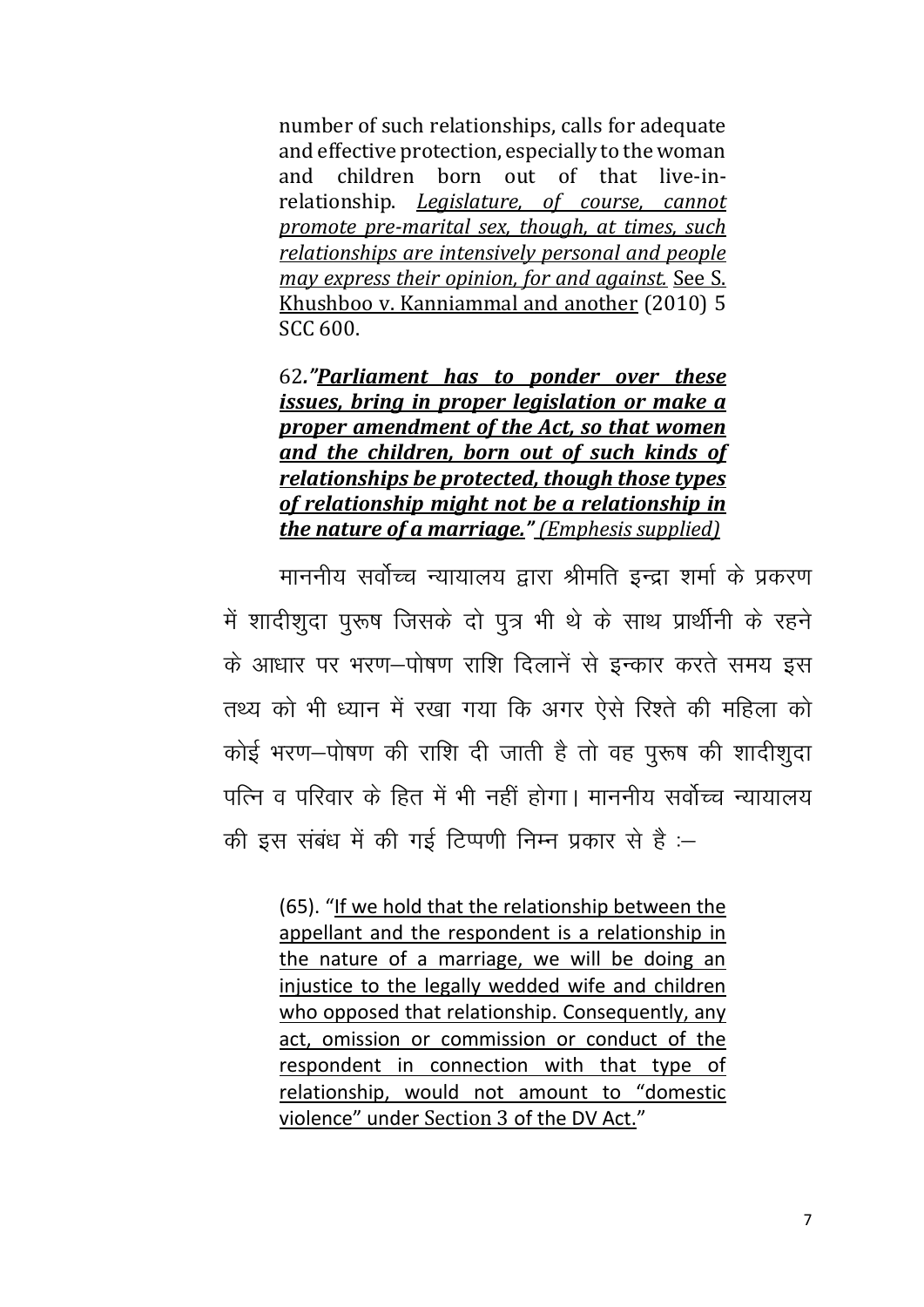> number of such relationships, calls for adequate and effective protection, especially to the woman and children born out of that live-in-relationship. *Legislature, of course, cannot promote pre-marital sex, though, at times, such relationships are intensively personal and people may express their opinion, for and against.* See S. Khushboo v. Kanniammal and another (2010) 5 SCC 600.
>
> 62.*"**Parliament has to ponder over these issues, bring in proper legislation or make a proper amendment of the Act, so that women and the children, born out of such kinds of relationships be protected, though those types of relationship might not be a relationship in the nature of a marriage.**" (Emphesis supplied)*

माननीय सर्वोच्च न्यायालय द्वारा श्रीमति इन्द्रा शर्मा के प्रकरण में शादीशुदा पुरूष जिसके दो पुत्र भी थे के साथ प्रार्थीनी के रहने के आधार पर भरण–पोषण राशि दिलानें से इन्कार करते समय इस तथ्य को भी ध्यान में रखा गया कि अगर ऐसे रिश्ते की महिला को कोई भरण–पोषण की राशि दी जाती है तो वह पुरूष की शादीशुदा पत्नि व परिवार के हित में भी नहीं होगा। माननीय सर्वोच्च न्यायालय की इस संबंध में की गई टिप्पणी निम्न प्रकार से है :–

> (65). "If we hold that the relationship between the appellant and the respondent is a relationship in the nature of a marriage, we will be doing an injustice to the legally wedded wife and children who opposed that relationship. Consequently, any act, omission or commission or conduct of the respondent in connection with that type of relationship, would not amount to "domestic violence" under Section 3 of the DV Act."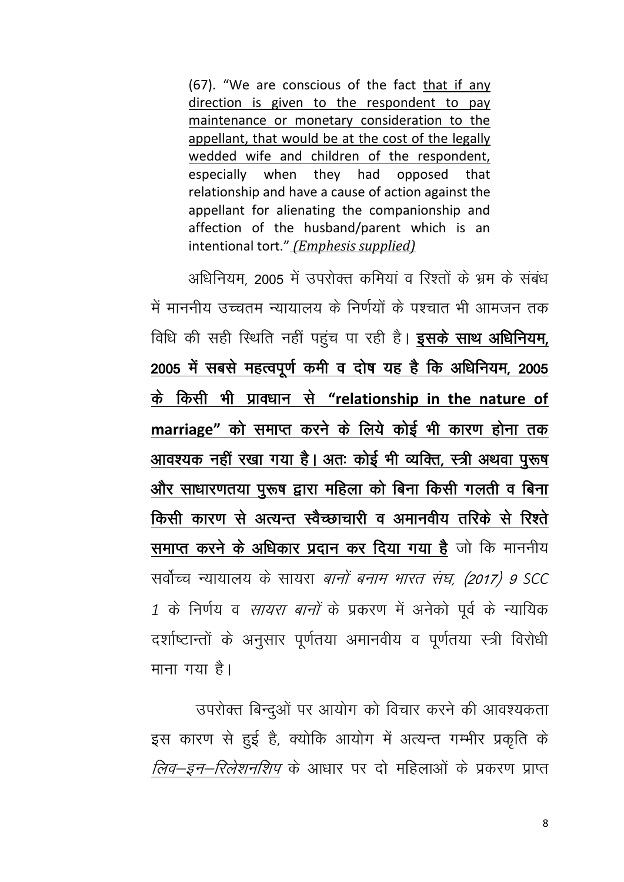> (67). "We are conscious of the fact <u>that if any direction is given to the respondent to pay maintenance or monetary consideration to the appellant, that would be at the cost of the legally wedded wife and children of the respondent,</u> especially when they had opposed that relationship and have a cause of action against the appellant for alienating the companionship and affection of the husband/parent which is an intentional tort." <u>*(Emphesis supplied)*</u>

अधिनियम, 2005 में उपरोक्त कमियां व रिश्तों के भ्रम के संबंध में माननीय उच्चतम न्यायालय के निर्णयों के पश्चात भी आमजन तक विधि की सही स्थिति नहीं पहुंच पा रही है। <u>**इसके साथ अधिनियम, 2005 में सबसे महत्वपूर्ण कमी व दोष यह है कि अधिनियम, 2005 के किसी भी प्रावधान से "relationship in the nature of marriage" को समाप्त करने के लिये कोई भी कारण होना तक आवश्यक नहीं रखा गया है। अतः कोई भी व्यक्ति, स्त्री अथवा पुरूष और साधारणतया पुरूष द्वारा महिला को बिना किसी गलती व बिना किसी कारण से अत्यन्त स्वैच्छाचारी व अमानवीय तरिके से रिश्ते समाप्त करने के अधिकार प्रदान कर दिया गया है**</u> जो कि माननीय सर्वोच्च न्यायालय के सायरा *बानों बनाम भारत संघ, (2017) 9 SCC 1* के निर्णय व *सायरा बानों* के प्रकरण में अनेको पूर्व के न्यायिक दर्शाष्टान्तों के अनुसार पूर्णतया अमानवीय व पूर्णतया स्त्री विरोधी माना गया है।

उपरोक्त बिन्दुओं पर आयोग को विचार करने की आवश्यकता इस कारण से हुई है, क्योकि आयोग में अत्यन्त गम्भीर प्रकृति के <u>*लिव–इन–रिलेशनशिप*</u> के आधार पर दो महिलाओं के प्रकरण प्राप्त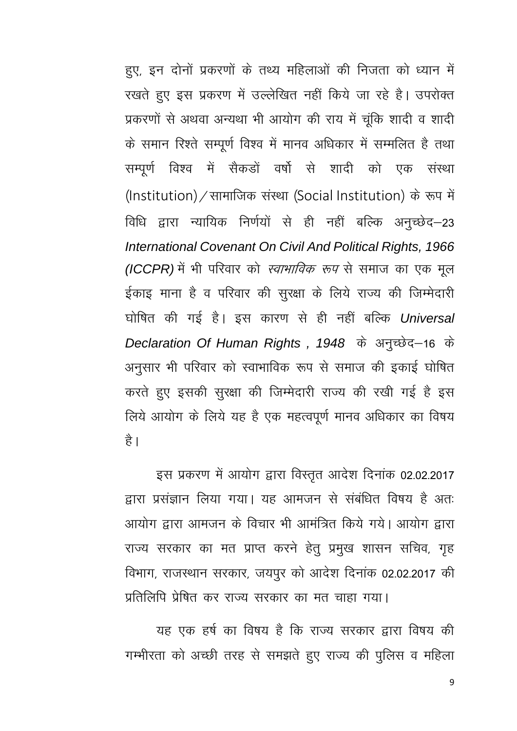हुए, इन दोनों प्रकरणों के तथ्य महिलाओं की निजता को ध्यान में रखते हुए इस प्रकरण में उल्लेखित नहीं किये जा रहे है। उपरोक्त प्रकरणों से अथवा अन्यथा भी आयोग की राय में चूंकि शादी व शादी के समान रिश्ते सम्पूर्ण विश्व में मानव अधिकार में सम्मलित है तथा सम्पूर्ण विश्व में सैकडों वर्षो से शादी को एक संस्था (Institution)/सामाजिक संस्था (Social Institution) के रूप में विधि द्वारा न्यायिक निर्णयों से ही नहीं बल्कि अनुच्छेद–23 *International Covenant On Civil And Political Rights, 1966 (ICCPR)* में भी परिवार को *स्वाभाविक रूप* से समाज का एक मूल ईकाइ माना है व परिवार की सुरक्षा के लिये राज्य की जिम्मेदारी घोषित की गई है। इस कारण से ही नहीं बल्कि *Universal Declaration Of Human Rights , 1948* के अनुच्छेद–16 के अनुसार भी परिवार को स्वाभाविक रूप से समाज की इकाई घोषित करते हुए इसकी सुरक्षा की जिम्मेदारी राज्य की रखी गई है इस लिये आयोग के लिये यह है एक महत्वपूर्ण मानव अधिकार का विषय है।

इस प्रकरण में आयोग द्वारा विस्तृत आदेश दिनांक 02.02.2017 द्वारा प्रसंज्ञान लिया गया। यह आमजन से संबंधित विषय है अतः आयोग द्वारा आमजन के विचार भी आमंत्रित किये गये। आयोग द्वारा राज्य सरकार का मत प्राप्त करने हेतु प्रमुख शासन सचिव, गृह विभाग, राजस्थान सरकार, जयपुर को आदेश दिनांक 02.02.2017 की प्रतिलिपि प्रेषित कर राज्य सरकार का मत चाहा गया।

यह एक हर्ष का विषय है कि राज्य सरकार द्वारा विषय की गम्भीरता को अच्छी तरह से समझते हुए राज्य की पुलिस व महिला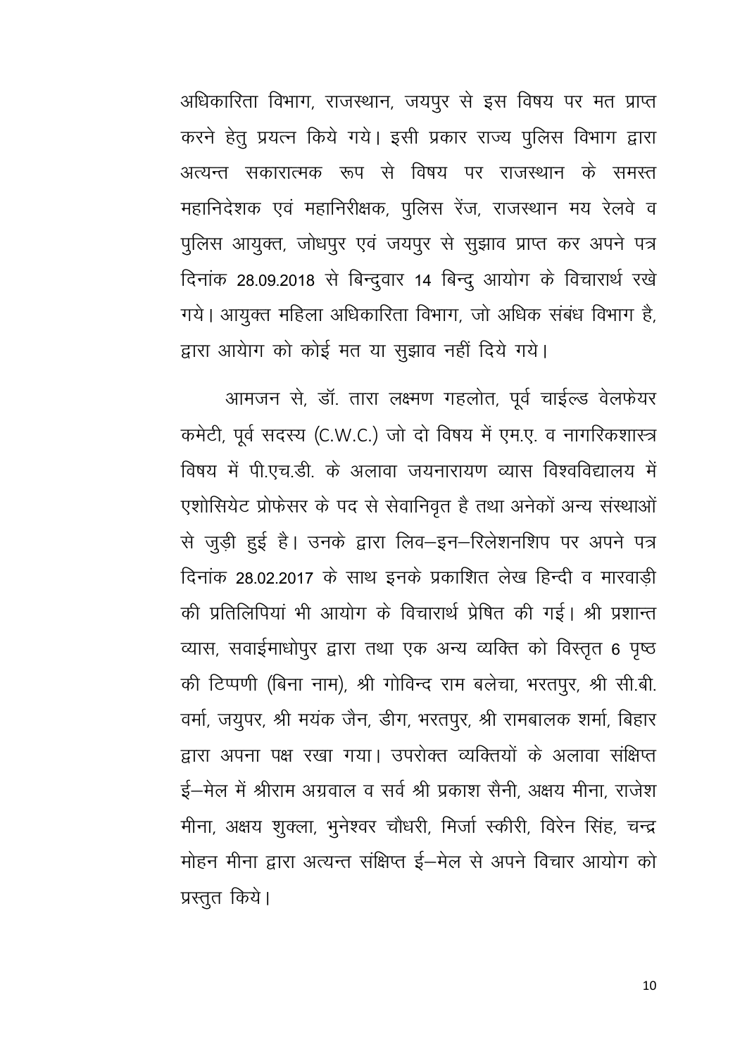अधिकारिता विभाग, राजस्थान, जयपुर से इस विषय पर मत प्राप्त करने हेतु प्रयत्न किये गये। इसी प्रकार राज्य पुलिस विभाग द्वारा अत्यन्त सकारात्मक रूप से विषय पर राजस्थान के समस्त महानिदेशक एवं महानिरीक्षक, पुलिस रेंज, राजस्थान मय रेलवे व पुलिस आयुक्त, जोधपुर एवं जयपुर से सुझाव प्राप्त कर अपने पत्र दिनांक 28.09.2018 से बिन्दुवार 14 बिन्दु आयोग के विचारार्थ रखे गये। आयुक्त महिला अधिकारिता विभाग, जो अधिक संबंध विभाग है, द्वारा आयेाग को कोई मत या सुझाव नहीं दिये गये।

आमजन से, डॉ. तारा लक्ष्मण गहलोत, पूर्व चाईल्ड वेलफेयर कमेटी, पूर्व सदस्य (C.W.C.) जो दो विषय में एम.ए. व नागरिकशास्त्र विषय में पी.एच.डी. के अलावा जयनारायण व्यास विश्वविद्यालय में एशोसियेट प्रोफेसर के पद से सेवानिवृत है तथा अनेकों अन्य संस्थाओं से जुड़ी हुई है। उनके द्वारा लिव–इन–रिलेशनशिप पर अपने पत्र दिनांक 28.02.2017 के साथ इनके प्रकाशित लेख हिन्दी व मारवाड़ी की प्रतिलिपियां भी आयोग के विचारार्थ प्रेषित की गई। श्री प्रशान्त व्यास, सवाईमाधोपुर द्वारा तथा एक अन्य व्यक्ति को विस्तृत 6 पृष्ठ की टिप्पणी (बिना नाम), श्री गोविन्द राम बलेचा, भरतपुर, श्री सी.बी. वर्मा, जयुपर, श्री मयंक जैन, डीग, भरतपुर, श्री रामबालक शर्मा, बिहार द्वारा अपना पक्ष रखा गया। उपरोक्त व्यक्तियों के अलावा संक्षिप्त ई–मेल में श्रीराम अग्रवाल व सर्व श्री प्रकाश सैनी, अक्षय मीना, राजेश मीना, अक्षय शुक्ला, भुनेश्वर चौधरी, मिर्जा स्कीरी, विरेन सिंह, चन्द्र मोहन मीना द्वारा अत्यन्त संक्षिप्त ई–मेल से अपने विचार आयोग को प्रस्तुत किये।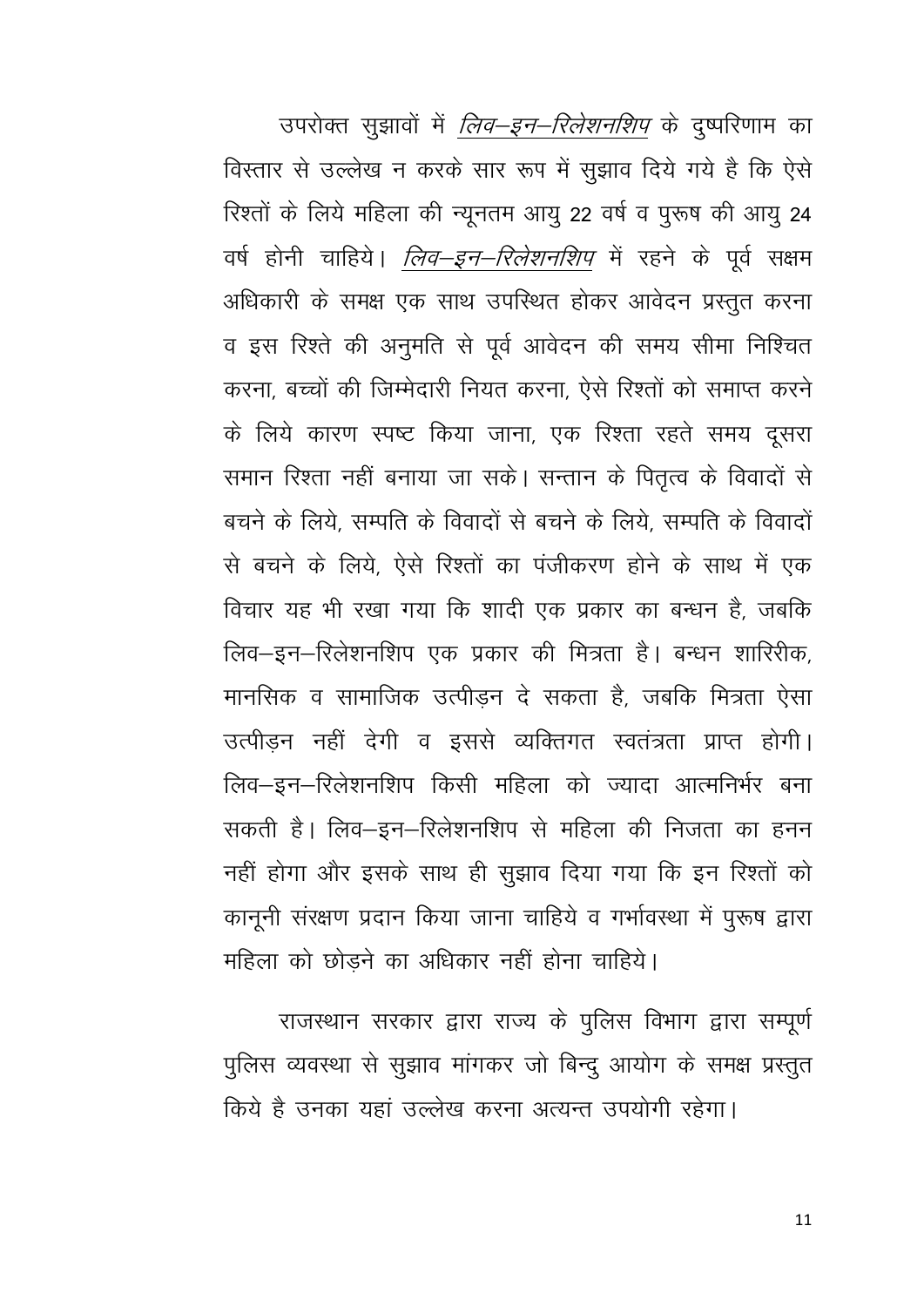उपरोक्त सुझावों में *लिव–इन–रिलेशनशिप* के दुष्परिणाम का विस्तार से उल्लेख न करके सार रूप में सुझाव दिये गये है कि ऐसे रिश्तों के लिये महिला की न्यूनतम आयु 22 वर्ष व पुरूष की आयु 24 वर्ष होनी चाहिये। *लिव–इन–रिलेशनशिप* में रहने के पूर्व सक्षम अधिकारी के समक्ष एक साथ उपस्थित होकर आवेदन प्रस्तुत करना व इस रिश्ते की अनुमति से पूर्व आवेदन की समय सीमा निश्चित करना, बच्चों की जिम्मेदारी नियत करना, ऐसे रिश्तों को समाप्त करने के लिये कारण स्पष्ट किया जाना, एक रिश्ता रहते समय दूसरा समान रिश्ता नहीं बनाया जा सके। सन्तान के पितृत्व के विवादों से बचने के लिये, सम्पति के विवादों से बचने के लिये, सम्पति के विवादों से बचने के लिये, ऐसे रिश्तों का पंजीकरण होने के साथ में एक विचार यह भी रखा गया कि शादी एक प्रकार का बन्धन है, जबकि लिव–इन–रिलेशनशिप एक प्रकार की मित्रता है। बन्धन शारिरीक, मानसिक व सामाजिक उत्पीड़न दे सकता है, जबकि मित्रता ऐसा उत्पीड़न नहीं देगी व इससे व्यक्तिगत स्वतंत्रता प्राप्त होगी। लिव–इन–रिलेशनशिप किसी महिला को ज्यादा आत्मनिर्भर बना सकती है। लिव–इन–रिलेशनशिप से महिला की निजता का हनन नहीं होगा और इसके साथ ही सुझाव दिया गया कि इन रिश्तों को कानूनी संरक्षण प्रदान किया जाना चाहिये व गर्भावस्था में पुरूष द्वारा महिला को छोड़ने का अधिकार नहीं होना चाहिये।

राजस्थान सरकार द्वारा राज्य के पुलिस विभाग द्वारा सम्पूर्ण पुलिस व्यवस्था से सुझाव मांगकर जो बिन्दु आयोग के समक्ष प्रस्तुत किये है उनका यहां उल्लेख करना अत्यन्त उपयोगी रहेगा।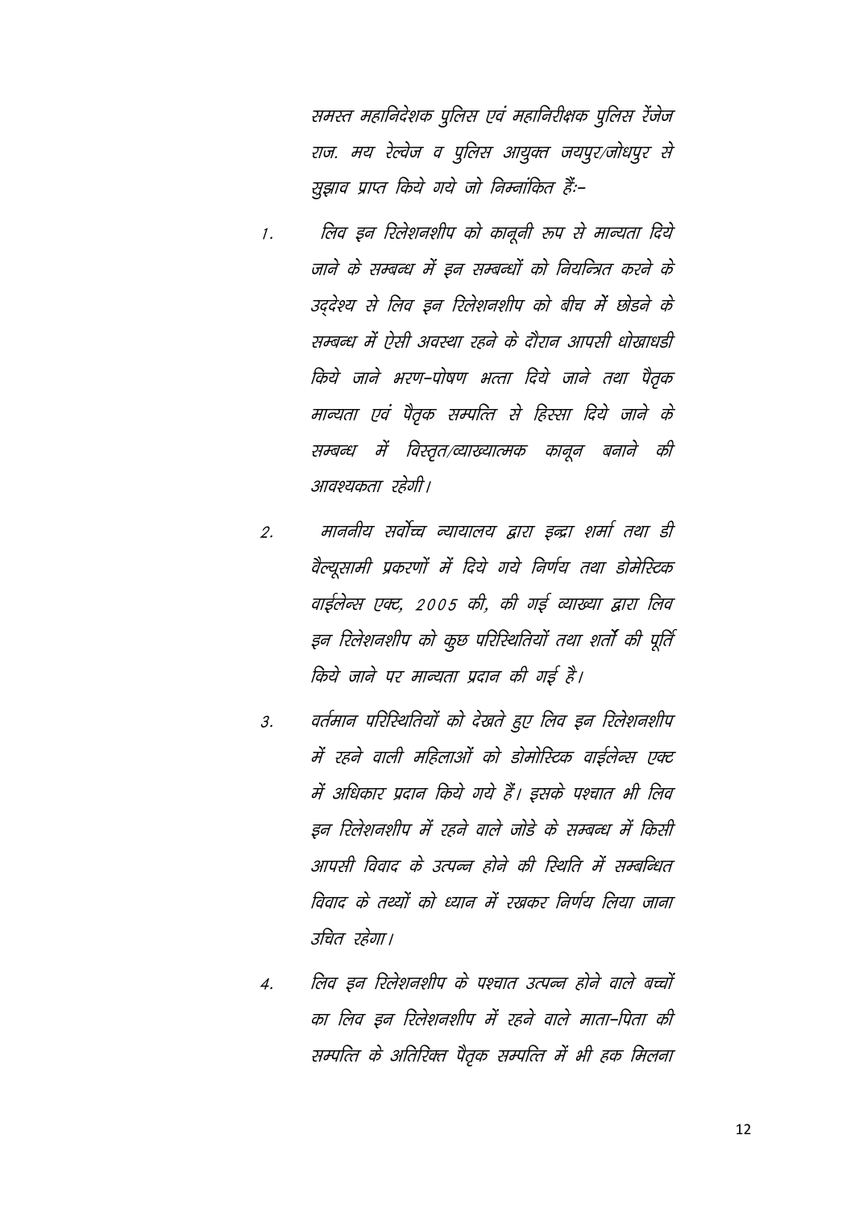समस्त महानिदेशक पुलिस एवं महानिरीक्षक पुलिस रेंजेज राज. मय रेल्वेज व पुलिस आयुक्त जयपुर/जोधपुर से सुझाव प्राप्त किये गये जो निम्नांकित हैं:-

1. लिव इन रिलेशनशीप को कानूनी रूप से मान्यता दिये जाने के सम्बन्ध में इन सम्बन्धों को नियन्त्रित करने के उद्देश्य से लिव इन रिलेशनशीप को बीच में छोडने के सम्बन्ध में ऐसी अवस्था रहने के दौरान आपसी धोखाधडी किये जाने भरण-पोषण भत्ता दिये जाने तथा पैतृक मान्यता एवं पैतृक सम्पत्ति से हिस्सा दिये जाने के सम्बन्ध में विस्तृत/व्याख्यात्मक कानून बनाने की आवश्यकता रहेगी।

2. माननीय सर्वोच्च न्यायालय द्वारा इन्द्रा शर्मा तथा डी वैल्यूसामी प्रकरणों में दिये गये निर्णय तथा डोमेस्टिक वाईलेन्स एक्ट, 2005 की, की गई व्याख्या द्वारा लिव इन रिलेशनशीप को कुछ परिस्थितियों तथा शर्तों की पूर्ति किये जाने पर मान्यता प्रदान की गई है।

3. वर्तमान परिस्थितियों को देखते हुए लिव इन रिलेशनशीप में रहने वाली महिलाओं को डोमेस्टिक वाईलेन्स एक्ट में अधिकार प्रदान किये गये हैं। इसके पश्चात भी लिव इन रिलेशनशीप में रहने वाले जोडे के सम्बन्ध में किसी आपसी विवाद के उत्पन्न होने की स्थिति में सम्बन्धित विवाद के तथ्यों को ध्यान में रखकर निर्णय लिया जाना उचित रहेगा।

4. लिव इन रिलेशनशीप के पश्चात उत्पन्न होने वाले बच्चों का लिव इन रिलेशनशीप में रहने वाले माता-पिता की सम्पत्ति के अतिरिक्त पैतृक सम्पत्ति में भी हक मिलना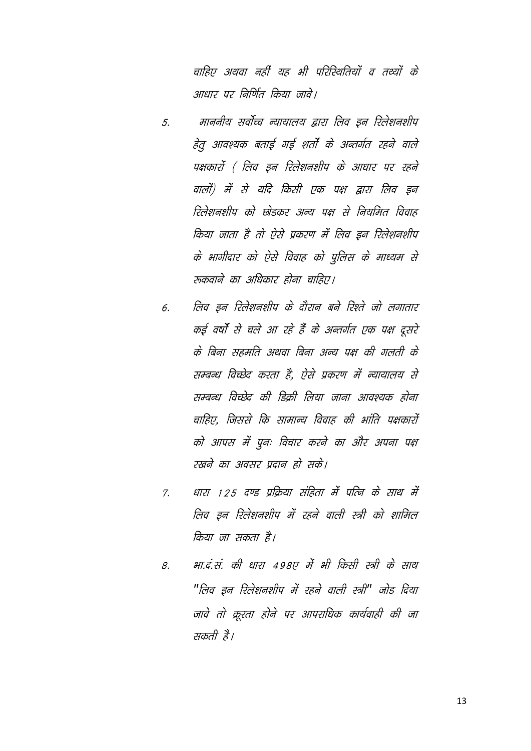चाहिए अथवा नहीं यह भी परिस्थितियों व तथ्यों के आधार पर निर्णित किया जावे।

5. माननीय सर्वोच्च न्यायालय द्वारा लिव इन रिलेशनशीप हेतु आवश्यक बताई गई शर्तों के अन्तर्गत रहने वाले पक्षकारों ( लिव इन रिलेशनशीप के आधार पर रहने वालों) में से यदि किसी एक पक्ष द्वारा लिव इन रिलेशनशीप को छोडकर अन्य पक्ष से नियमित विवाह किया जाता है तो ऐसे प्रकरण में लिव इन रिलेशनशीप के भागीदार को ऐसे विवाह को पुलिस के माध्यम से रूकवाने का अधिकार होना चाहिए।

6. लिव इन रिलेशनशीप के दौरान बने रिश्ते जो लगातार कई वर्षो से चले आ रहे हैं के अन्तर्गत एक पक्ष दूसरे के बिना सहमति अथवा बिना अन्य पक्ष की गलती के सम्बन्ध विच्छेद करता है, ऐसे प्रकरण में न्यायालय से सम्बन्ध विच्छेद की डिक्री लिया जाना आवश्यक होना चाहिए, जिससे कि सामान्य विवाह की भांति पक्षकारों को आपस में पुनः विचार करने का और अपना पक्ष रखने का अवसर प्रदान हो सके।

7. धारा 125 दण्ड प्रक्रिया संहिता में पत्नि के साथ में लिव इन रिलेशनशीप में रहने वाली स्त्री को शामिल किया जा सकता है।

8. भा.दं.सं. की धारा 498ए में भी किसी स्त्री के साथ "लिव इन रिलेशनशीप में रहने वाली स्त्री" जोड दिया जावे तो क्रूरता होने पर आपराधिक कार्यवाही की जा सकती है।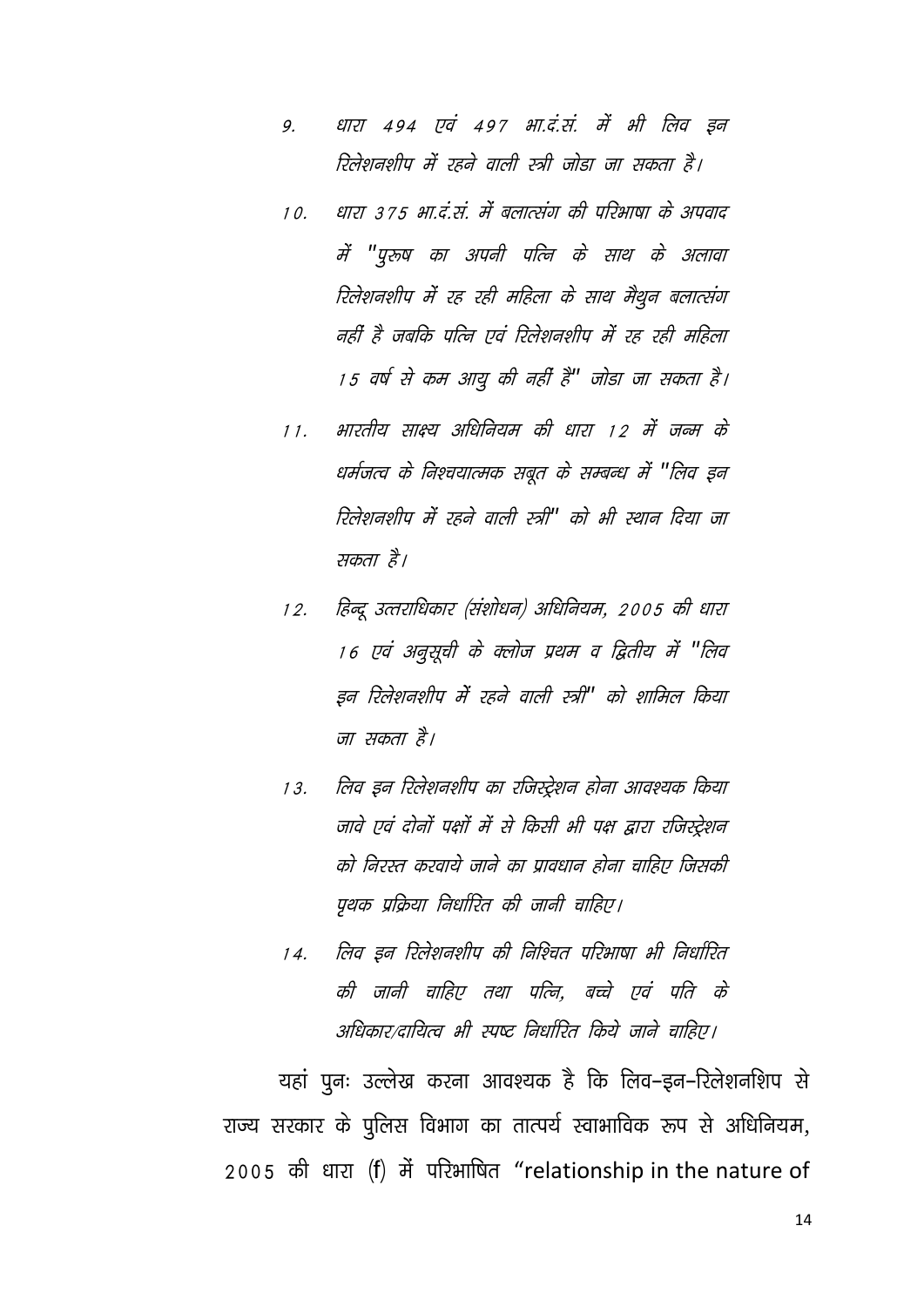9. *धारा 494 एवं 497 भा.दं.सं. में भी लिव इन रिलेशनशीप में रहने वाली स्त्री जोडा जा सकता है।*

10. *धारा 375 भा.दं.सं. में बलात्संग की परिभाषा के अपवाद में "पुरूष का अपनी पत्नि के साथ के अलावा रिलेशनशीप में रह रही महिला के साथ मैथुन बलात्संग नहीं है जबकि पत्नि एवं रिलेशनशीप में रह रही महिला 15 वर्ष से कम आयु की नहीं है" जोडा जा सकता है।*

11. *भारतीय साक्ष्य अधिनियम की धारा 12 में जन्म के धर्मजत्व के निश्चयात्मक सबूत के सम्बन्ध में "लिव इन रिलेशनशीप में रहने वाली स्त्री" को भी स्थान दिया जा सकता है।*

12. *हिन्दू उत्तराधिकार (संशोधन) अधिनियम, 2005 की धारा 16 एवं अनुसूची के क्लोज प्रथम व द्वितीय में "लिव इन रिलेशनशीप में रहने वाली स्त्री" को शामिल किया जा सकता है।*

13. *लिव इन रिलेशनशीप का रजिस्ट्रेशन होना आवश्यक किया जावे एवं दोनों पक्षों में से किसी भी पक्ष द्वारा रजिस्ट्रेशन को निरस्त करवाये जाने का प्रावधान होना चाहिए जिसकी पृथक प्रक्रिया निर्धारित की जानी चाहिए।*

14. *लिव इन रिलेशनशीप की निश्चित परिभाषा भी निर्धारित की जानी चाहिए तथा पत्नि, बच्चे एवं पति के अधिकार/दायित्व भी स्पष्ट निर्धारित किये जाने चाहिए।*

यहां पुनः उल्लेख करना आवश्यक है कि लिव–इन–रिलेशनशिप से राज्य सरकार के पुलिस विभाग का तात्पर्य स्वाभाविक रूप से अधिनियम, 2005 की धारा (f) में परिभाषित "relationship in the nature of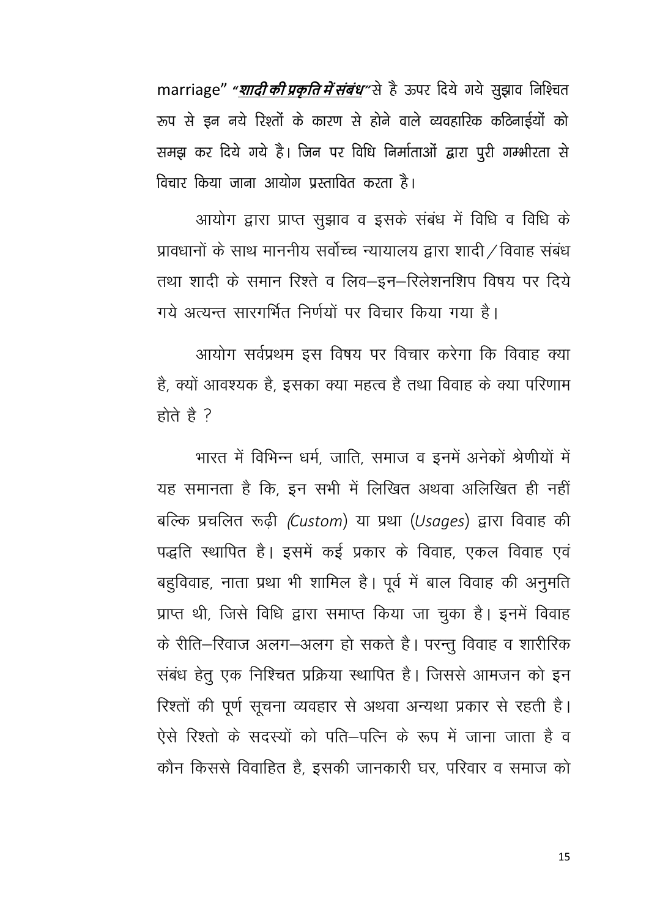marriage" ***"शादी की प्रकृति में संबंध"*** से है ऊपर दिये गये सुझाव निश्चित रूप से इन नये रिश्तों के कारण से होने वाले व्यवहारिक कठिनाईयों को समझ कर दिये गये है। जिन पर विधि निर्माताओं द्वारा पुरी गम्भीरता से विचार किया जाना आयोग प्रस्तावित करता है।

आयोग द्वारा प्राप्त सुझाव व इसके संबंध में विधि व विधि के प्रावधानों के साथ माननीय सर्वोच्च न्यायालय द्वारा शादी / विवाह संबंध तथा शादी के समान रिश्ते व लिव–इन–रिलेशनशिप विषय पर दिये गये अत्यन्त सारगर्भित निर्णयों पर विचार किया गया है।

आयोग सर्वप्रथम इस विषय पर विचार करेगा कि विवाह क्या है, क्यों आवश्यक है, इसका क्या महत्व है तथा विवाह के क्या परिणाम होते है ?

भारत में विभिन्न धर्म, जाति, समाज व इनमें अनेकों श्रेणीयों में यह समानता है कि, इन सभी में लिखित अथवा अलिखित ही नहीं बल्कि प्रचलित रूढ़ी *(Custom)* या प्रथा (*Usages*) द्वारा विवाह की पद्धति स्थापित है। इसमें कई प्रकार के विवाह, एकल विवाह एवं बहुविवाह, नाता प्रथा भी शामिल है। पूर्व में बाल विवाह की अनुमति प्राप्त थी, जिसे विधि द्वारा समाप्त किया जा चुका है। इनमें विवाह के रीति–रिवाज अलग–अलग हो सकते है। परन्तु विवाह व शारीरिक संबंध हेतु एक निश्चित प्रक्रिया स्थापित है। जिससे आमजन को इन रिश्तों की पूर्ण सूचना व्यवहार से अथवा अन्यथा प्रकार से रहती है। ऐसे रिश्तो के सदस्यों को पति–पत्नि के रूप में जाना जाता है व कौन किससे विवाहित है, इसकी जानकारी घर, परिवार व समाज को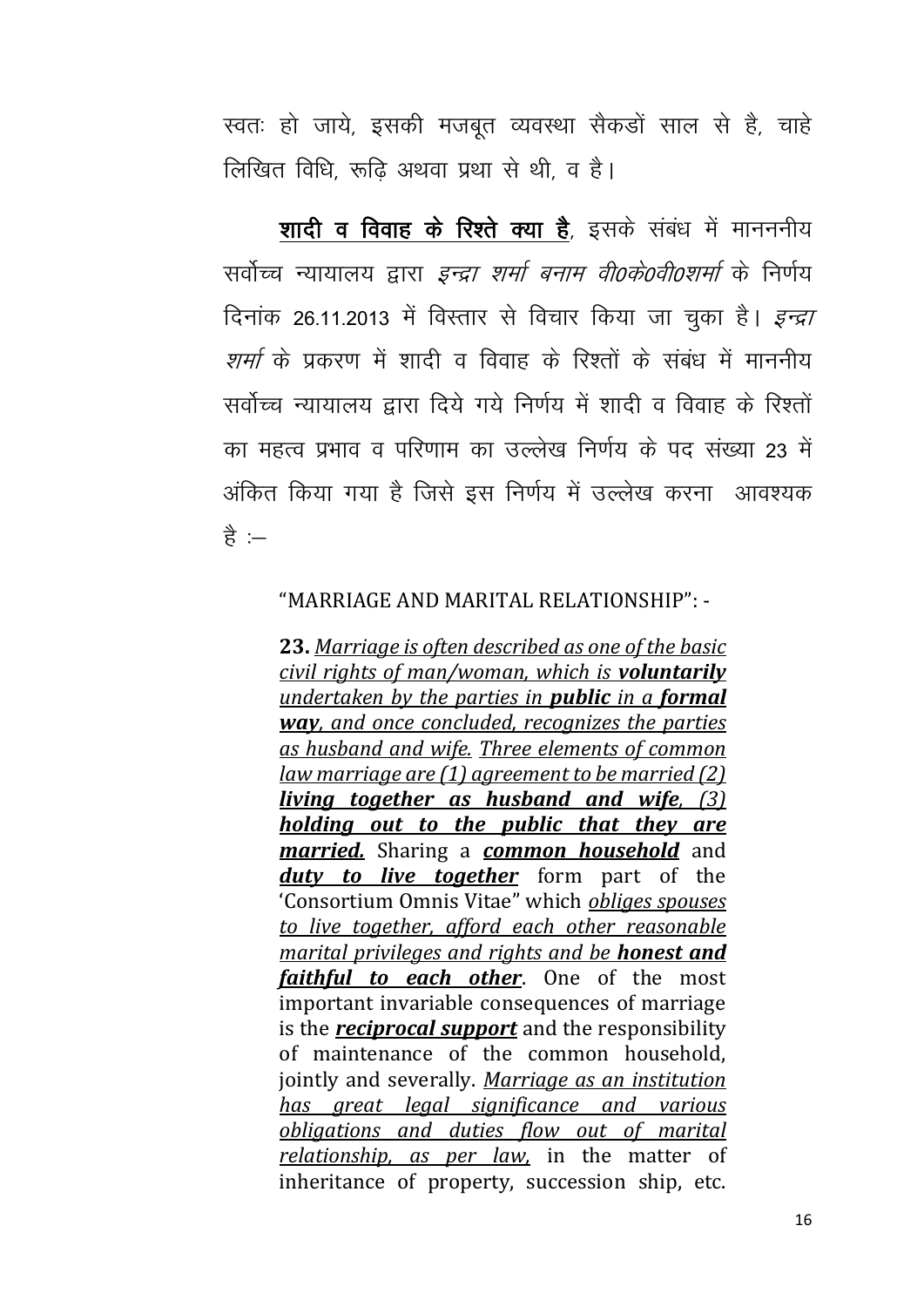स्वतः हो जाये, इसकी मजबूत व्यवस्था सैकडों साल से है, चाहे लिखित विधि, रूढ़ि अथवा प्रथा से थी, व है।

**<u>शादी व विवाह के रिश्ते क्या है</u>**, इसके संबंध में माननीय सर्वोच्च न्यायालय द्वारा *इन्द्रा शर्मा बनाम वी0के0वी0शर्मा* के निर्णय दिनांक 26.11.2013 में विस्तार से विचार किया जा चुका है। *इन्द्रा शर्मा* के प्रकरण में शादी व विवाह के रिश्तों के संबंध में माननीय सर्वोच्च न्यायालय द्वारा दिये गये निर्णय में शादी व विवाह के रिश्तों का महत्व प्रभाव व परिणाम का उल्लेख निर्णय के पद संख्या 23 में अंकित किया गया है जिसे इस निर्णय में उल्लेख करना आवश्यक है :—

> "MARRIAGE AND MARITAL RELATIONSHIP": -
>
> **23.** *<u>Marriage is often described as one of the basic civil rights of man/woman, which is **voluntarily** undertaken by the parties in **public** in a **formal way**, and once concluded, recognizes the parties as husband and wife.</u>* *<u>Three elements of common law marriage are (1) agreement to be married (2) **living together as husband and wife**, (3) **holding out to the public that they are married.**</u>* Sharing a ***<u>common household</u>*** and ***<u>duty to live together</u>*** form part of the 'Consortium Omnis Vitae" which *<u>obliges spouses to live together, afford each other reasonable marital privileges and rights and be **honest and faithful to each other**</u>*. One of the most important invariable consequences of marriage is the ***<u>reciprocal support</u>*** and the responsibility of maintenance of the common household, jointly and severally. *<u>Marriage as an institution has great legal significance and various obligations and duties flow out of marital relationship, as per law,</u>* in the matter of inheritance of property, succession ship, etc.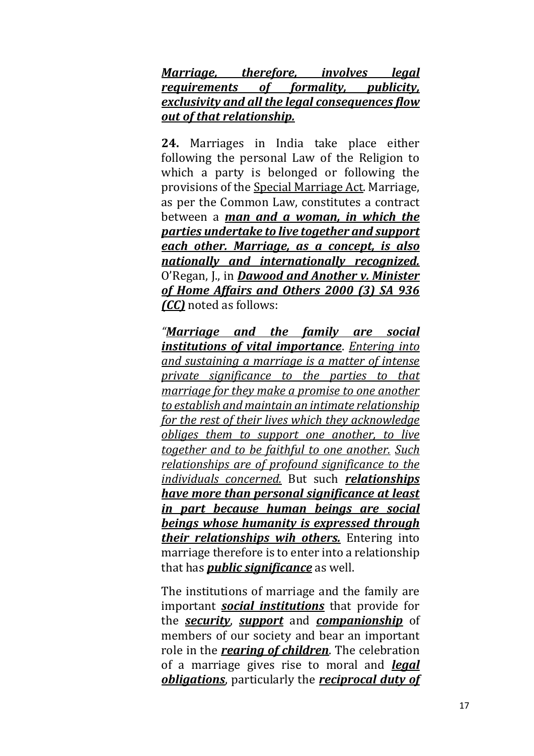***Marriage, therefore, involves legal requirements of formality, publicity, exclusivity and all the legal consequences flow out of that relationship.***

**24.** Marriages in India take place either following the personal Law of the Religion to which a party is belonged or following the provisions of the Special Marriage Act. Marriage, as per the Common Law, constitutes a contract between a ***man and a woman, in which the parties undertake to live together and support each other. Marriage, as a concept, is also nationally and internationally recognized.*** O'Regan, J., in ***Dawood and Another v. Minister of Home Affairs and Others 2000 (3) SA 936 (CC)*** noted as follows:

*"**Marriage and the family are social institutions of vital importance**. Entering into and sustaining a marriage is a matter of intense private significance to the parties to that marriage for they make a promise to one another to establish and maintain an intimate relationship for the rest of their lives which they acknowledge obliges them to support one another, to live together and to be faithful to one another. Such relationships are of profound significance to the individuals concerned.* But such ***relationships have more than personal significance at least in part because human beings are social beings whose humanity is expressed through their relationships wih others.*** Entering into marriage therefore is to enter into a relationship that has ***public significance*** as well.

The institutions of marriage and the family are important ***social institutions*** that provide for the ***security***, ***support*** and ***companionship*** of members of our society and bear an important role in the ***rearing of children***. The celebration of a marriage gives rise to moral and ***legal obligations***, particularly the ***reciprocal duty of***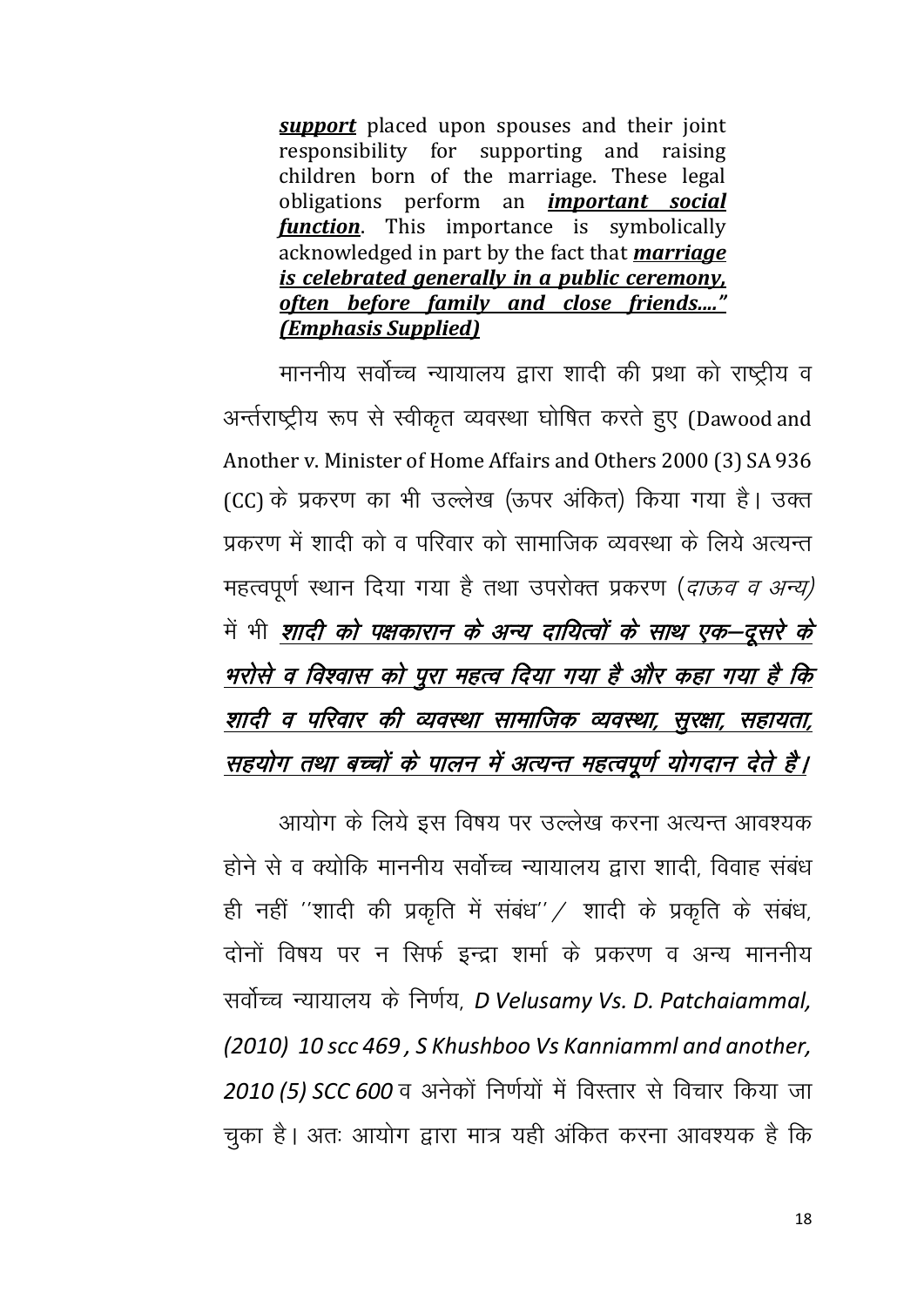> ***support*** placed upon spouses and their joint responsibility for supporting and raising children born of the marriage. These legal obligations perform an ***important social function***. This importance is symbolically acknowledged in part by the fact that ***marriage is celebrated generally in a public ceremony, often before family and close friends...."*** ***(Emphasis Supplied)***

माननीय सर्वोच्च न्यायालय द्वारा शादी की प्रथा को राष्ट्रीय व अन्तर्राष्ट्रीय रूप से स्वीकृत व्यवस्था घोषित करते हुए (Dawood and Another v. Minister of Home Affairs and Others 2000 (3) SA 936 (CC) के प्रकरण का भी उल्लेख (ऊपर अंकित) किया गया है। उक्त प्रकरण में शादी को व परिवार को सामाजिक व्यवस्था के लिये अत्यन्त महत्वपूर्ण स्थान दिया गया है तथा उपरोक्त प्रकरण (*दाऊव व अन्य)* में भी ***शादी को पक्षकारान के अन्य दायित्वों के साथ एक–दूसरे के भरोसे व विश्वास को पुरा महत्व दिया गया है और कहा गया है कि शादी व परिवार की व्यवस्था सामाजिक व्यवस्था, सुरक्षा, सहायता, सहयोग तथा बच्चों के पालन में अत्यन्त महत्वपूर्ण योगदान देते है।***

आयोग के लिये इस विषय पर उल्लेख करना अत्यन्त आवश्यक होने से व क्योकि माननीय सर्वोच्च न्यायालय द्वारा शादी, विवाह संबंध ही नहीं ''शादी की प्रकृति में संबंध''/ शादी के प्रकृति के संबंध, दोनों विषय पर न सिर्फ इन्द्रा शर्मा के प्रकरण व अन्य माननीय सर्वोच्च न्यायालय के निर्णय, *D Velusamy Vs. D. Patchaiammal, (2010) 10 scc 469 , S Khushboo Vs Kanniamml and another, 2010 (5) SCC 600* व अनेकों निर्णयों में विस्तार से विचार किया जा चुका है। अतः आयोग द्वारा मात्र यही अंकित करना आवश्यक है कि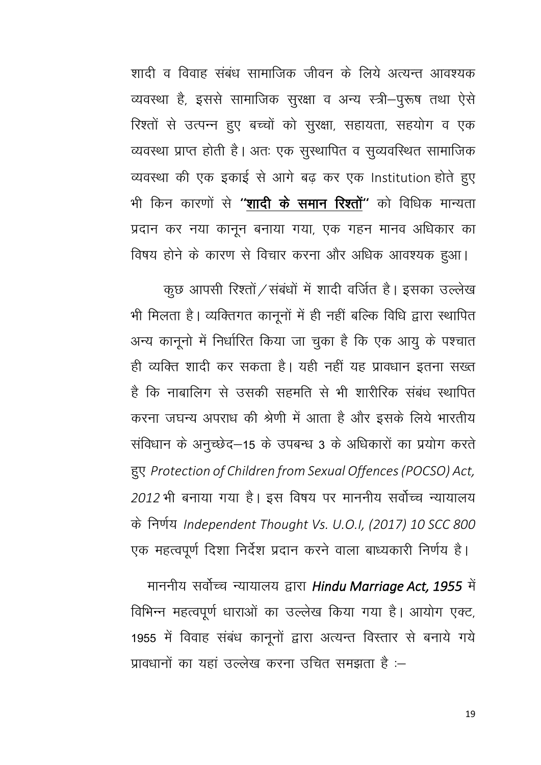शादी व विवाह संबंध सामाजिक जीवन के लिये अत्यन्त आवश्यक व्यवस्था है, इससे सामाजिक सुरक्षा व अन्य स्त्री–पुरूष तथा ऐसे रिश्तों से उत्पन्न हुए बच्चों को सुरक्षा, सहायता, सहयोग व एक व्यवस्था प्राप्त होती है। अतः एक सुस्थापित व सुव्यवस्थित सामाजिक व्यवस्था की एक इकाई से आगे बढ़ कर एक Institution होते हुए भी किन कारणों से **"<u>शादी के समान रिश्तों</u>"** को विधिक मान्यता प्रदान कर नया कानून बनाया गया, एक गहन मानव अधिकार का विषय होने के कारण से विचार करना और अधिक आवश्यक हुआ।

कुछ आपसी रिश्तों / संबंधों में शादी वर्जित है। इसका उल्लेख भी मिलता है। व्यक्तिगत कानूनों में ही नहीं बल्कि विधि द्वारा स्थापित अन्य कानूनो में निर्धारित किया जा चुका है कि एक आयु के पश्चात ही व्यक्ति शादी कर सकता है। यही नहीं यह प्रावधान इतना सख्त है कि नाबालिग से उसकी सहमति से भी शारीरिक संबंध स्थापित करना जघन्य अपराध की श्रेणी में आता है और इसके लिये भारतीय संविधान के अनुच्छेद–15 के उपबन्ध 3 के अधिकारों का प्रयोग करते हुए *Protection of Children from Sexual Offences (POCSO) Act, 2012* भी बनाया गया है। इस विषय पर माननीय सर्वोच्च न्यायालय के निर्णय *Independent Thought Vs. U.O.I, (2017) 10 SCC 800* एक महत्वपूर्ण दिशा निर्देश प्रदान करने वाला बाध्यकारी निर्णय है।

माननीय सर्वोच्च न्यायालय द्वारा ***Hindu Marriage Act, 1955*** में विभिन्न महत्वपूर्ण धाराओं का उल्लेख किया गया है। आयोग एक्ट, 1955 में विवाह संबंध कानूनों द्वारा अत्यन्त विस्तार से बनाये गये प्रावधानों का यहां उल्लेख करना उचित समझता है :–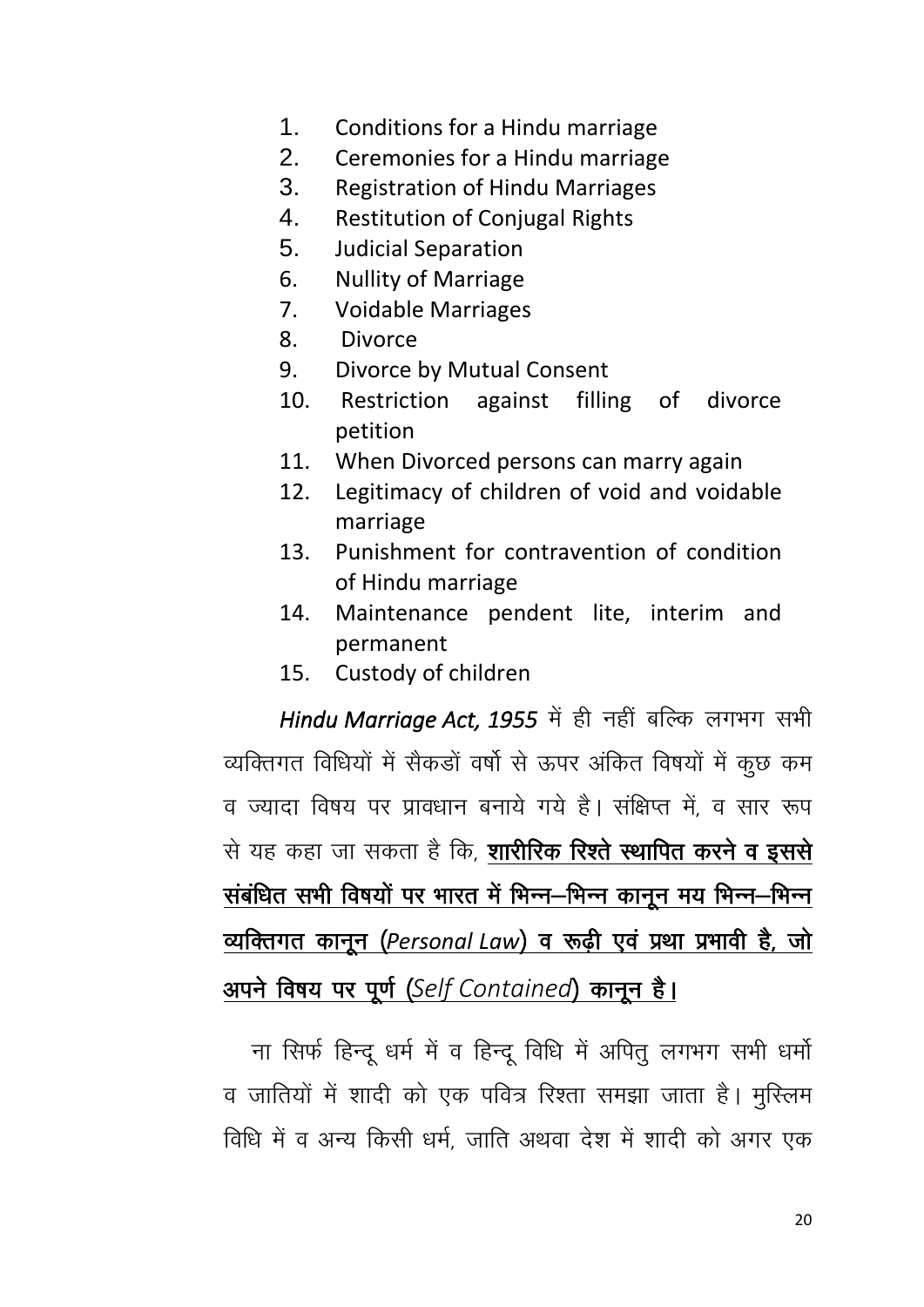1. Conditions for a Hindu marriage
2. Ceremonies for a Hindu marriage
3. Registration of Hindu Marriages
4. Restitution of Conjugal Rights
5. Judicial Separation
6. Nullity of Marriage
7. Voidable Marriages
8. Divorce
9. Divorce by Mutual Consent
10. Restriction against filling of divorce petition
11. When Divorced persons can marry again
12. Legitimacy of children of void and voidable marriage
13. Punishment for contravention of condition of Hindu marriage
14. Maintenance pendent lite, interim and permanent
15. Custody of children

***Hindu Marriage Act, 1955*** में ही नहीं बल्कि लगभग सभी व्यक्तिगत विधियों में सैकडों वर्षो से ऊपर अंकित विषयों में कुछ कम व ज्यादा विषय पर प्रावधान बनाये गये है। संक्षिप्त में, व सार रूप से यह कहा जा सकता है कि, **<u>शारीरिक रिश्ते स्थापित करने व इससे संबंधित सभी विषयों पर भारत में भिन्न–भिन्न कानून मय भिन्न–भिन्न व्यक्तिगत कानून (*Personal Law*) व रूढ़ी एवं प्रथा प्रभावी है, जो अपने विषय पर पूर्ण (*Self Contained*) कानून है।</u>**

ना सिर्फ हिन्दू धर्म में व हिन्दू विधि में अपितु लगभग सभी धर्मो व जातियों में शादी को एक पवित्र रिश्ता समझा जाता है। मुस्लिम विधि में व अन्य किसी धर्म, जाति अथवा देश में शादी को अगर एक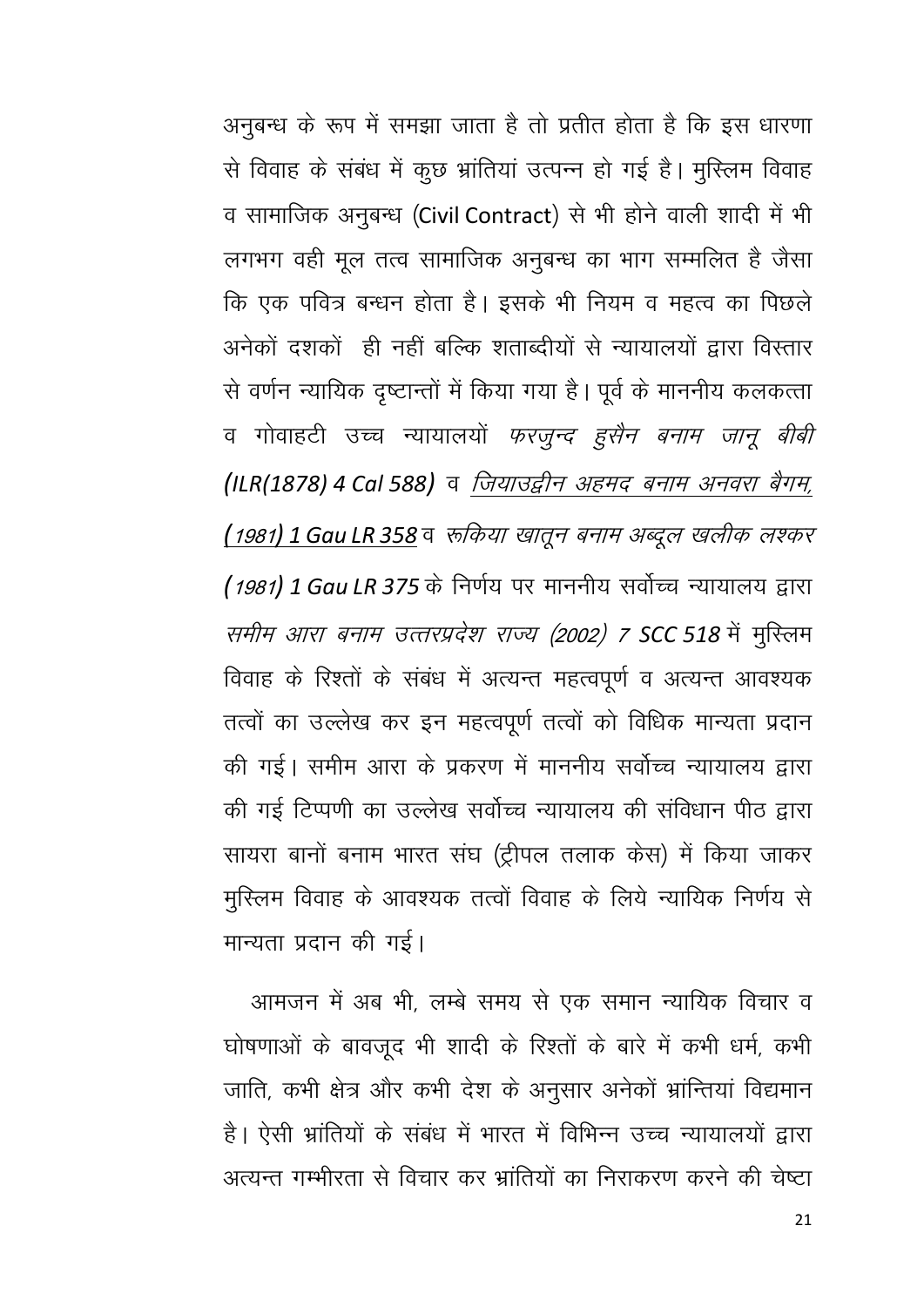अनुबन्ध के रूप में समझा जाता है तो प्रतीत होता है कि इस धारणा से विवाह के संबंध में कुछ भ्रांतियां उत्पन्न हो गई है। मुस्लिम विवाह व सामाजिक अनुबन्ध (**Civil Contract**) से भी होने वाली शादी में भी लगभग वही मूल तत्व सामाजिक अनुबन्ध का भाग सम्मलित है जैसा कि एक पवित्र बन्धन होता है। इसके भी नियम व महत्व का पिछले अनेकों दशकों ही नहीं बल्कि शताब्दीयों से न्यायालयों द्वारा विस्तार से वर्णन न्यायिक दृष्टान्तों में किया गया है। पूर्व के माननीय कलकत्ता व गोवाहटी उच्च न्यायालयों *फरजुन्द हुसैन बनाम जानू बीबी* ***(ILR(1878) 4 Cal 588)*** व *जियाउद्दीन अहमद बनाम अनवरा बैगम, (1981) **1 Gau LR 358*** व *रूकिया खातून बनाम अब्दूल खलीक लश्कर (1981) **1 Gau LR 375*** के निर्णय पर माननीय सर्वोच्च न्यायालय द्वारा *समीम आरा बनाम उत्तरप्रदेश राज्य (2002) 7* ***SCC 518*** में मुस्लिम विवाह के रिश्तों के संबंध में अत्यन्त महत्वपूर्ण व अत्यन्त आवश्यक तत्वों का उल्लेख कर इन महत्वपूर्ण तत्वों को विधिक मान्यता प्रदान की गई। समीम आरा के प्रकरण में माननीय सर्वोच्च न्यायालय द्वारा की गई टिप्पणी का उल्लेख सर्वोच्च न्यायालय की संविधान पीठ द्वारा सायरा बानों बनाम भारत संघ (ट्रीपल तलाक केस) में किया जाकर मुस्लिम विवाह के आवश्यक तत्वों विवाह के लिये न्यायिक निर्णय से मान्यता प्रदान की गई।

आमजन में अब भी, लम्बे समय से एक समान न्यायिक विचार व घोषणाओं के बावजूद भी शादी के रिश्तों के बारे में कभी धर्म, कभी जाति, कभी क्षेत्र और कभी देश के अनुसार अनेकों भ्रान्तियां विद्यमान है। ऐसी भ्रांतियों के संबंध में भारत में विभिन्न उच्च न्यायालयों द्वारा अत्यन्त गम्भीरता से विचार कर भ्रांतियों का निराकरण करने की चेष्टा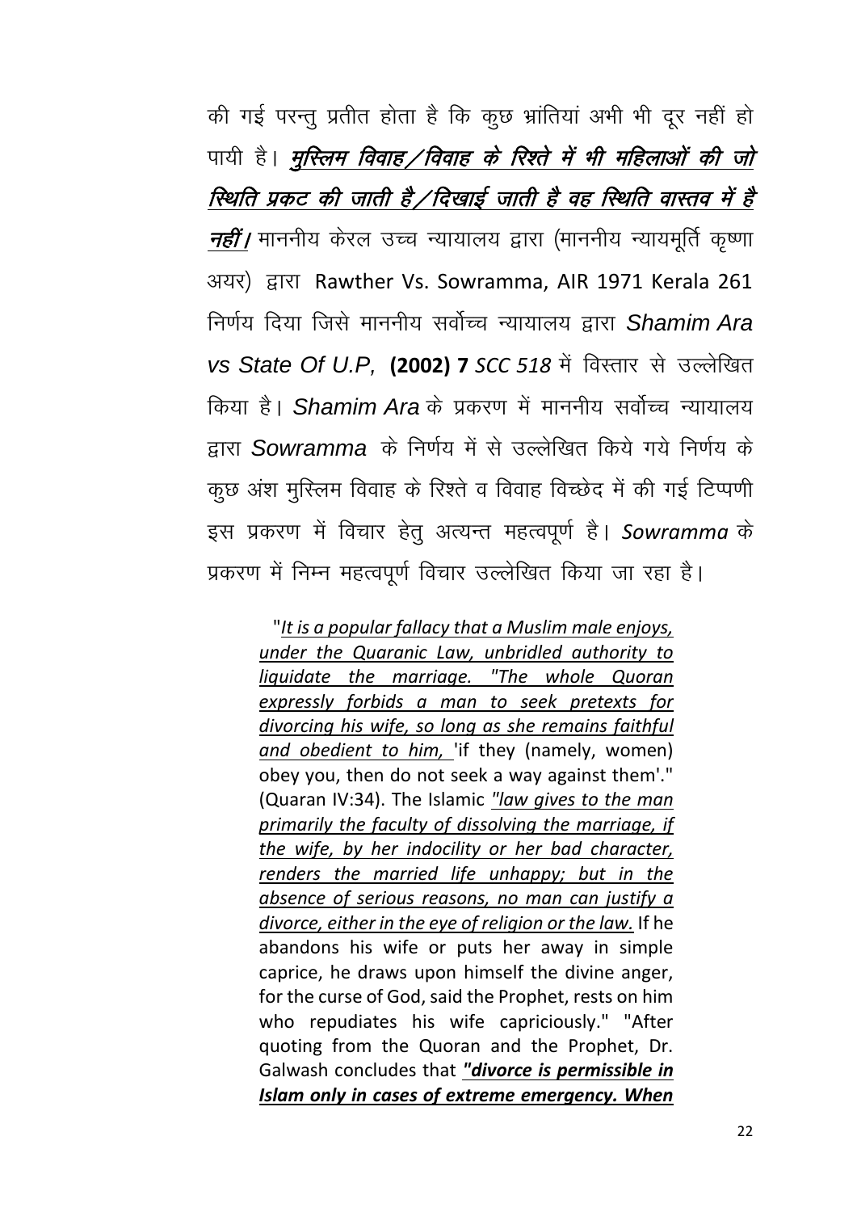की गई परन्तु प्रतीत होता है कि कुछ भ्रांतियां अभी भी दूर नहीं हो पायी है। ***<u>मुस्लिम विवाह/विवाह के रिश्ते में भी महिलाओं की जो स्थिति प्रकट की जाती है/दिखाई जाती है वह स्थिति वास्तव में है नहीं।</u>*** माननीय केरल उच्च न्यायालय द्वारा (माननीय न्यायमूर्ति कृष्णा अयर) द्वारा Rawther Vs. Sowramma, AIR 1971 Kerala 261 निर्णय दिया जिसे माननीय सर्वोच्च न्यायालय द्वारा *Shamim Ara vs State Of U.P*, **(2002) 7** *SCC 518* में विस्तार से उल्लेखित किया है। *Shamim Ara* के प्रकरण में माननीय सर्वोच्च न्यायालय द्वारा *Sowramma* के निर्णय में से उल्लेखित किये गये निर्णय के कुछ अंश मुस्लिम विवाह के रिश्ते व विवाह विच्छेद में की गई टिप्पणी इस प्रकरण में विचार हेतु अत्यन्त महत्वपूर्ण है। ***Sowramma*** के प्रकरण में निम्न महत्वपूर्ण विचार उल्लेखित किया जा रहा है।

> "*<u>It is a popular fallacy that a Muslim male enjoys, under the Quaranic Law, unbridled authority to liquidate the marriage. "The whole Quoran expressly forbids a man to seek pretexts for divorcing his wife, so long as she remains faithful and obedient to him,</u>* 'if they (namely, women) obey you, then do not seek a way against them'." (Quaran IV:34). The Islamic *<u>"law gives to the man primarily the faculty of dissolving the marriage, if the wife, by her indocility or her bad character, renders the married life unhappy; but in the absence of serious reasons, no man can justify a divorce, either in the eye of religion or the law.</u>* If he abandons his wife or puts her away in simple caprice, he draws upon himself the divine anger, for the curse of God, said the Prophet, rests on him who repudiates his wife capriciously." "After quoting from the Quoran and the Prophet, Dr. Galwash concludes that ***<u>"divorce is permissible in Islam only in cases of extreme emergency. When</u>***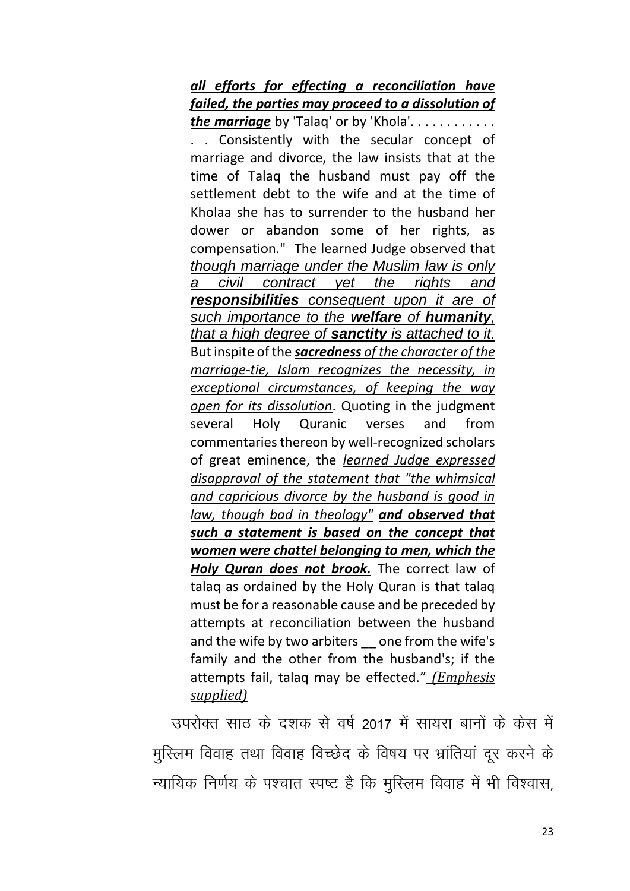> ***all efforts for effecting a reconciliation have failed, the parties may proceed to a dissolution of the marriage*** by 'Talaq' or by 'Khola'. . . . . . . . . . . . . . Consistently with the secular concept of marriage and divorce, the law insists that at the time of Talaq the husband must pay off the settlement debt to the wife and at the time of Kholaa she has to surrender to the husband her dower or abandon some of her rights, as compensation." The learned Judge observed that *though marriage under the Muslim law is only a civil contract yet the rights and **responsibilities** consequent upon it are of such importance to the **welfare** of **humanity**, that a high degree of **sanctity** is attached to it.* But inspite of the ***sacredness** of the character of the marriage-tie, Islam recognizes the necessity, in exceptional circumstances, of keeping the way open for its dissolution*. Quoting in the judgment several Holy Quranic verses and from commentaries thereon by well-recognized scholars of great eminence, the *learned Judge expressed disapproval of the statement that "the whimsical and capricious divorce by the husband is good in law, though bad in theology"* ***and observed that such a statement is based on the concept that women were chattel belonging to men, which the Holy Quran does not brook.*** The correct law of talaq as ordained by the Holy Quran is that talaq must be for a reasonable cause and be preceded by attempts at reconciliation between the husband and the wife by two arbiters __ one from the wife's family and the other from the husband's; if the attempts fail, talaq may be effected." *(Emphesis supplied)*

उपरोक्त साठ के दशक से वर्ष 2017 में सायरा बानों के केस में मुस्लिम विवाह तथा विवाह विच्छेद के विषय पर भ्रांतियां दूर करने के न्यायिक निर्णय के पश्चात स्पष्ट है कि मुस्लिम विवाह में भी विश्वास,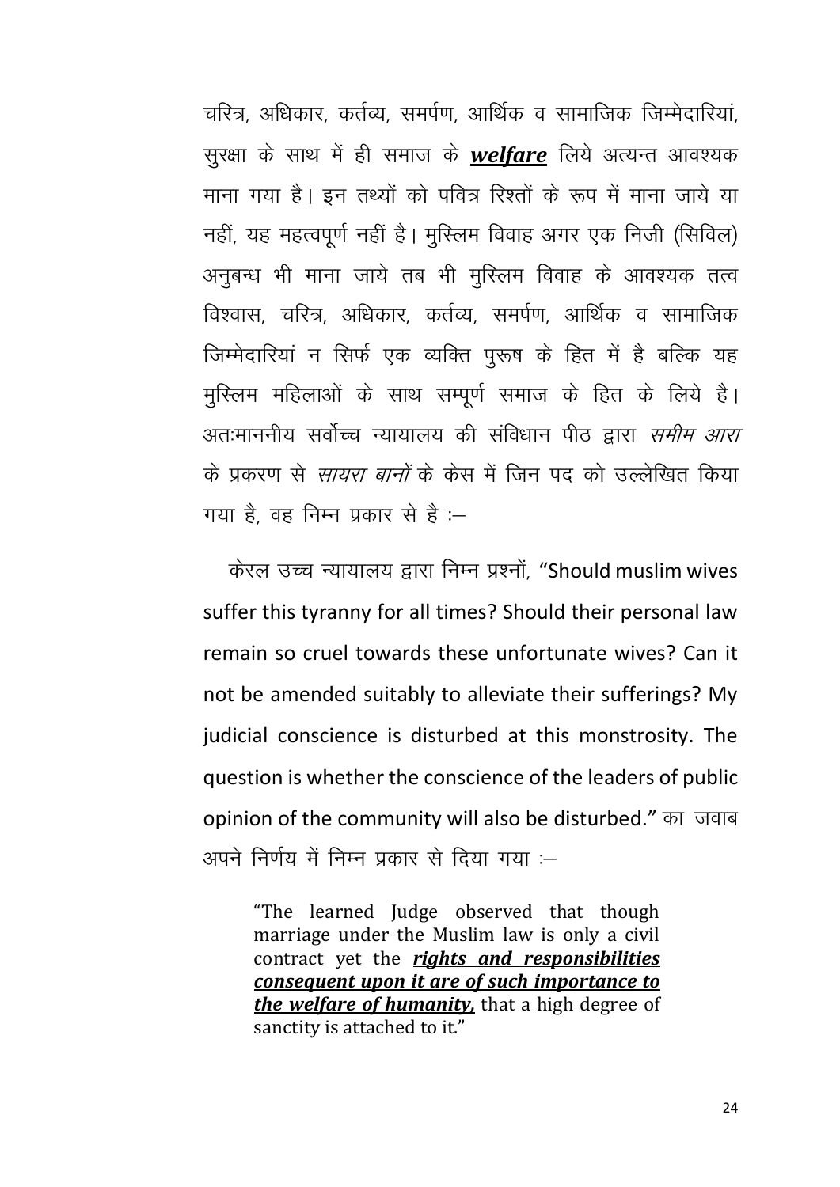चरित्र, अधिकार, कर्तव्य, समर्पण, आर्थिक व सामाजिक जिम्मेदारियां, सुरक्षा के साथ में ही समाज के ***welfare*** लिये अत्यन्त आवश्यक माना गया है। इन तथ्यों को पवित्र रिश्तों के रूप में माना जाये या नहीं, यह महत्वपूर्ण नहीं है। मुस्लिम विवाह अगर एक निजी (सिविल) अनुबन्ध भी माना जाये तब भी मुस्लिम विवाह के आवश्यक तत्व विश्वास, चरित्र, अधिकार, कर्तव्य, समर्पण, आर्थिक व सामाजिक जिम्मेदारियां न सिर्फ एक व्यक्ति पुरूष के हित में है बल्कि यह मुस्लिम महिलाओं के साथ सम्पूर्ण समाज के हित के लिये है। अतःमाननीय सर्वोच्च न्यायालय की संविधान पीठ द्वारा *समीम आरा* के प्रकरण से *सायरा बानों* के केस में जिन पद को उल्लेखित किया गया है, वह निम्न प्रकार से है :–

केरल उच्च न्यायालय द्वारा निम्न प्रश्नों, "Should muslim wives suffer this tyranny for all times? Should their personal law remain so cruel towards these unfortunate wives? Can it not be amended suitably to alleviate their sufferings? My judicial conscience is disturbed at this monstrosity. The question is whether the conscience of the leaders of public opinion of the community will also be disturbed." का जवाब अपने निर्णय में निम्न प्रकार से दिया गया :–

> "The learned Judge observed that though marriage under the Muslim law is only a civil contract yet the ***rights and responsibilities consequent upon it are of such importance to the welfare of humanity,*** that a high degree of sanctity is attached to it."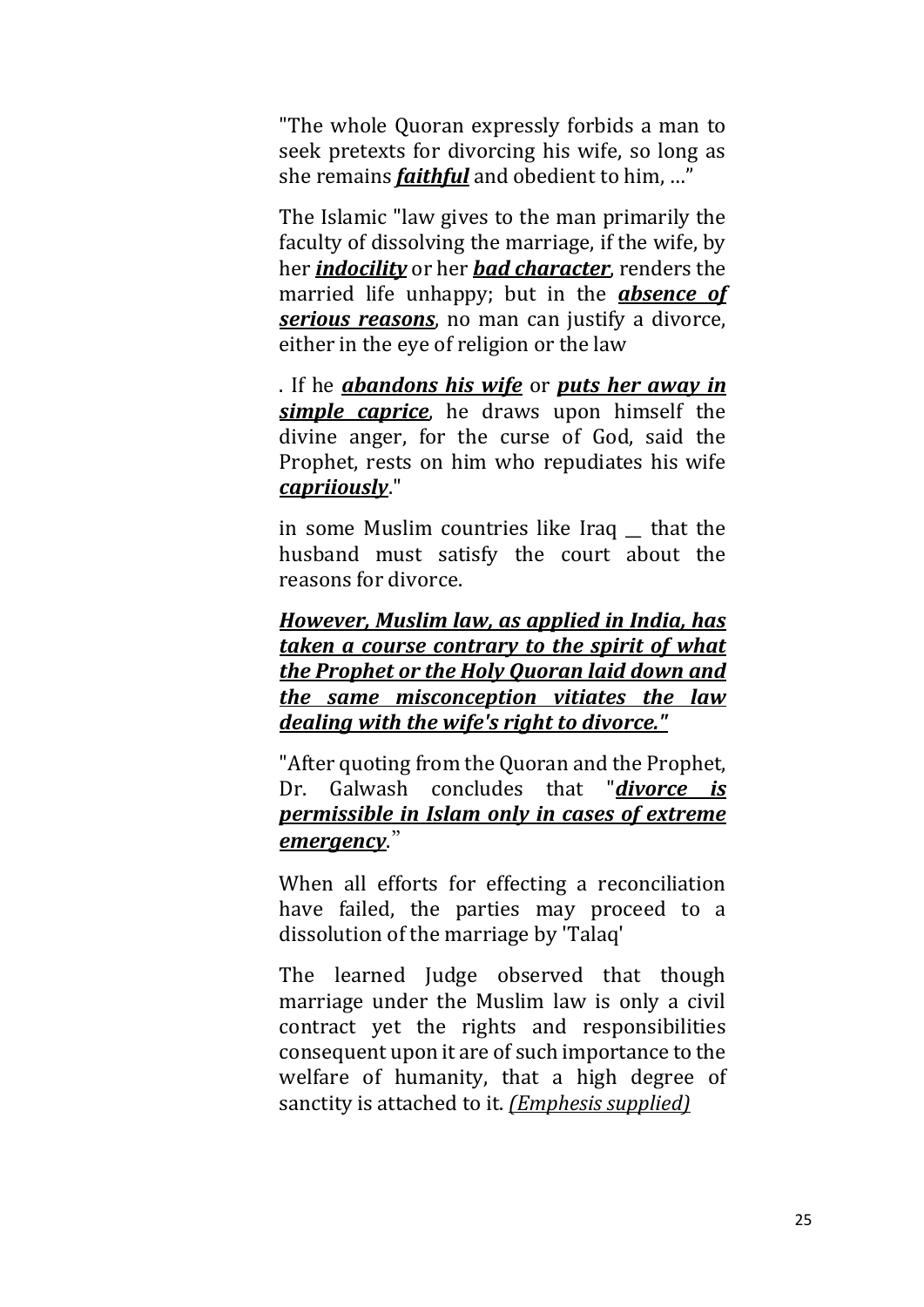"The whole Quoran expressly forbids a man to seek pretexts for divorcing his wife, so long as she remains ***faithful*** and obedient to him, …"

The Islamic "law gives to the man primarily the faculty of dissolving the marriage, if the wife, by her ***indocility*** or her ***bad character***, renders the married life unhappy; but in the ***absence of serious reasons***, no man can justify a divorce, either in the eye of religion or the law

. If he ***abandons his wife*** or ***puts her away in simple caprice***, he draws upon himself the divine anger, for the curse of God, said the Prophet, rests on him who repudiates his wife ***capriiously***."

in some Muslim countries like Iraq __ that the husband must satisfy the court about the reasons for divorce.

***However, Muslim law, as applied in India, has taken a course contrary to the spirit of what the Prophet or the Holy Quoran laid down and the same misconception vitiates the law dealing with the wife's right to divorce."***

"After quoting from the Quoran and the Prophet, Dr. Galwash concludes that "***divorce is permissible in Islam only in cases of extreme emergency***."

When all efforts for effecting a reconciliation have failed, the parties may proceed to a dissolution of the marriage by 'Talaq'

The learned Judge observed that though marriage under the Muslim law is only a civil contract yet the rights and responsibilities consequent upon it are of such importance to the welfare of humanity, that a high degree of sanctity is attached to it. *(Emphesis supplied)*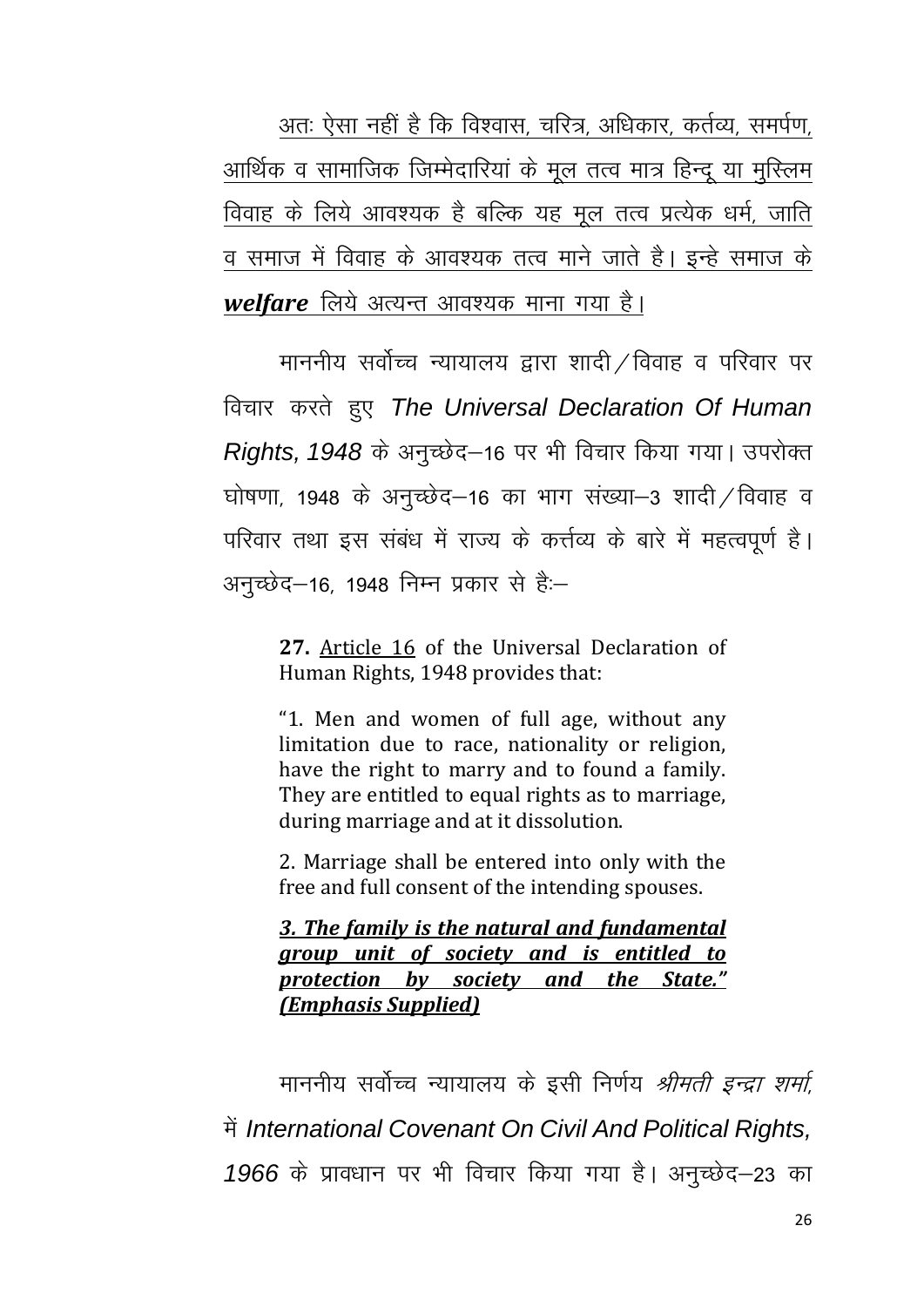<u>अतः ऐसा नहीं है कि विश्वास, चरित्र, अधिकार, कर्तव्य, समर्पण, आर्थिक व सामाजिक जिम्मेदारियां के मूल तत्व मात्र हिन्दू या मुस्लिम विवाह के लिये आवश्यक है बल्कि यह मूल तत्व प्रत्येक धर्म, जाति व समाज में विवाह के आवश्यक तत्व माने जाते है। इन्हे समाज के ***welfare*** लिये अत्यन्त आवश्यक माना गया है।</u>

माननीय सर्वोच्च न्यायालय द्वारा शादी/विवाह व परिवार पर विचार करते हुए *The Universal Declaration Of Human Rights, 1948* के अनुच्छेद–16 पर भी विचार किया गया। उपरोक्त घोषणा, 1948 के अनुच्छेद–16 का भाग संख्या–3 शादी/विवाह व परिवार तथा इस संबंध में राज्य के कर्त्तव्य के बारे में महत्वपूर्ण है। अनुच्छेद–16, 1948 निम्न प्रकार से हैः–

> **27.** <u>Article 16</u> of the Universal Declaration of Human Rights, 1948 provides that:
>
> "1. Men and women of full age, without any limitation due to race, nationality or religion, have the right to marry and to found a family. They are entitled to equal rights as to marriage, during marriage and at it dissolution.
>
> 2. Marriage shall be entered into only with the free and full consent of the intending spouses.
>
> ***<u>3. The family is the natural and fundamental group unit of society and is entitled to protection by society and the State." (Emphasis Supplied)</u>***

माननीय सर्वोच्च न्यायालय के इसी निर्णय *श्रीमती इन्द्रा शर्मा,* में *International Covenant On Civil And Political Rights, 1966* के प्रावधान पर भी विचार किया गया है। अनुच्छेद–23 का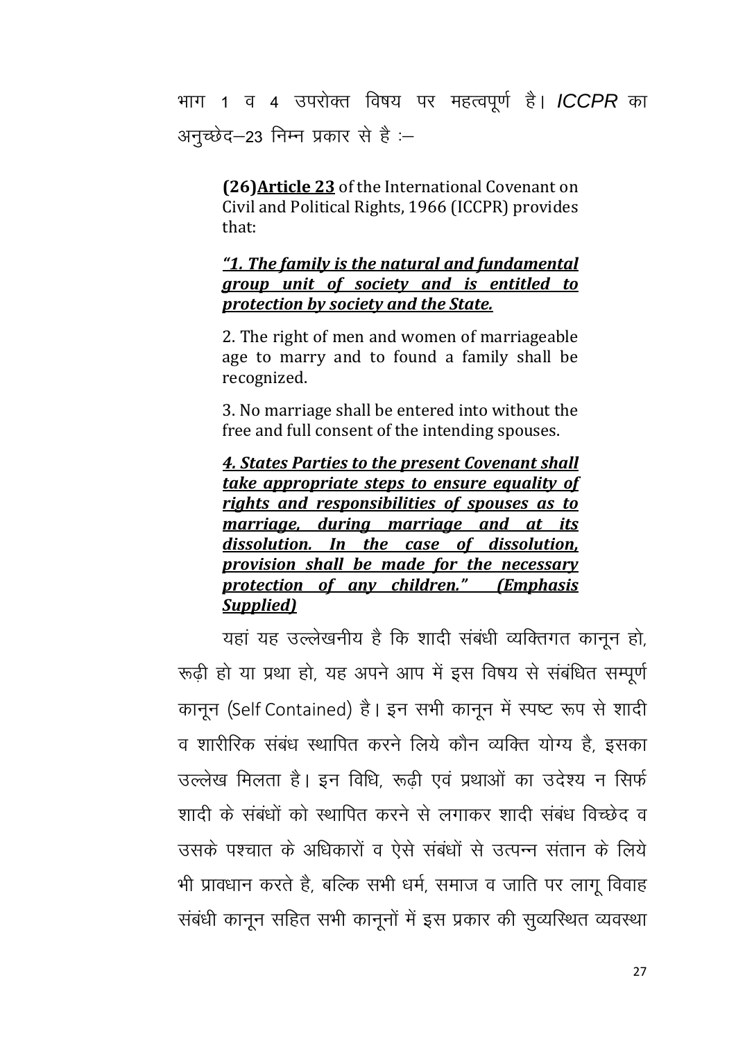भाग 1 व 4 उपरोक्त विषय पर महत्वपूर्ण है। *ICCPR* का अनुच्छेद–23 निम्न प्रकार से है :–

> **(26)<u>Article 23</u>** of the International Covenant on Civil and Political Rights, 1966 (ICCPR) provides that:
>
> ***<u>"1. The family is the natural and fundamental group unit of society and is entitled to protection by society and the State.</u>***
>
> 2. The right of men and women of marriageable age to marry and to found a family shall be recognized.
>
> 3. No marriage shall be entered into without the free and full consent of the intending spouses.
>
> ***<u>4. States Parties to the present Covenant shall take appropriate steps to ensure equality of rights and responsibilities of spouses as to marriage, during marriage and at its dissolution. In the case of dissolution, provision shall be made for the necessary protection of any children." (Emphasis Supplied)</u>***

यहां यह उल्लेखनीय है कि शादी संबंधी व्यक्तिगत कानून हो, रूढ़ी हो या प्रथा हो, यह अपने आप में इस विषय से संबंधित सम्पूर्ण कानून (Self Contained) है। इन सभी कानून में स्पष्ट रूप से शादी व शारीरिक संबंध स्थापित करने लिये कौन व्यक्ति योग्य है, इसका उल्लेख मिलता है। इन विधि, रूढ़ी एवं प्रथाओं का उदेश्य न सिर्फ शादी के संबंधों को स्थापित करने से लगाकर शादी संबंध विच्छेद व उसके पश्चात के अधिकारों व ऐसे संबंधों से उत्पन्न संतान के लिये भी प्रावधान करते है, बल्कि सभी धर्म, समाज व जाति पर लागू विवाह संबंधी कानून सहित सभी कानूनों में इस प्रकार की सुव्यस्थित व्यवस्था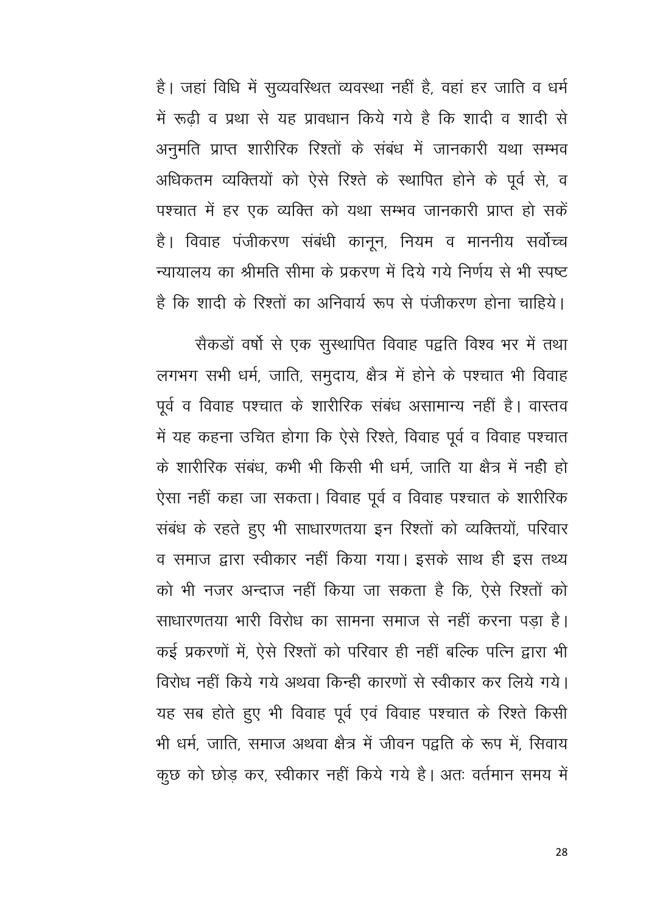है। जहां विधि में सुव्यवस्थित व्यवस्था नहीं है, वहां हर जाति व धर्म में रूढ़ी व प्रथा से यह प्रावधान किये गये है कि शादी व शादी से अनुमति प्राप्त शारीरिक रिश्तों के संबंध में जानकारी यथा सम्भव अधिकतम व्यक्तियों को ऐसे रिश्ते के स्थापित होने के पूर्व से, व पश्चात में हर एक व्यक्ति को यथा सम्भव जानकारी प्राप्त हो सकें है। विवाह पंजीकरण संबंधी कानून, नियम व माननीय सर्वोच्च न्यायालय का श्रीमति सीमा के प्रकरण में दिये गये निर्णय से भी स्पष्ट है कि शादी के रिश्तों का अनिवार्य रूप से पंजीकरण होना चाहिये।

सैकडों वर्षो से एक सुस्थापित विवाह पद्वति विश्व भर में तथा लगभग सभी धर्म, जाति, समुदाय, क्षैत्र में होने के पश्चात भी विवाह पूर्व व विवाह पश्चात के शारीरिक संबंध असामान्य नहीं है। वास्तव में यह कहना उचित होगा कि ऐसे रिश्ते, विवाह पूर्व व विवाह पश्चात के शारीरिक संबंध, कभी भी किसी भी धर्म, जाति या क्षैत्र में नही हो ऐसा नहीं कहा जा सकता। विवाह पूर्व व विवाह पश्चात के शारीरिक संबंध के रहते हुए भी साधारणतया इन रिश्तों को व्यक्तियों, परिवार व समाज द्वारा स्वीकार नहीं किया गया। इसके साथ ही इस तथ्य को भी नजर अन्दाज नहीं किया जा सकता है कि, ऐसे रिश्तों को साधारणतया भारी विरोध का सामना समाज से नहीं करना पड़ा है। कई प्रकरणों में, ऐसे रिश्तों को परिवार ही नहीं बल्कि पत्नि द्वारा भी विरोध नहीं किये गये अथवा किन्ही कारणों से स्वीकार कर लिये गये। यह सब होते हुए भी विवाह पूर्व एवं विवाह पश्चात के रिश्ते किसी भी धर्म, जाति, समाज अथवा क्षैत्र में जीवन पद्वति के रूप में, सिवाय कुछ को छोड़ कर, स्वीकार नहीं किये गये है। अतः वर्तमान समय में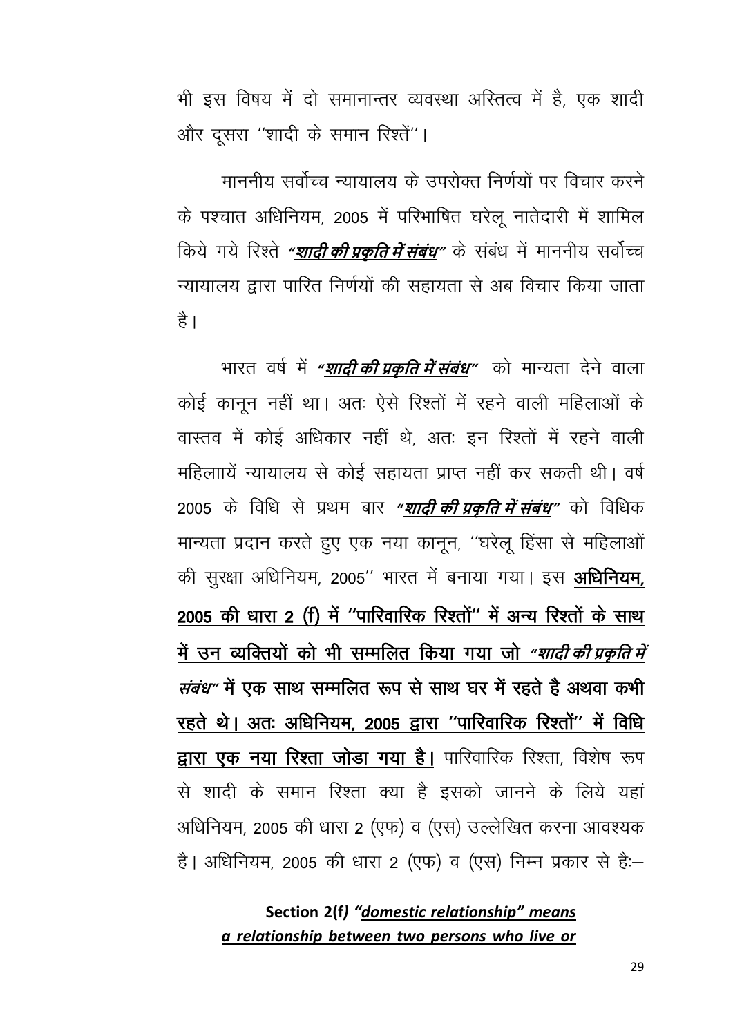भी इस विषय में दो समानान्तर व्यवस्था अस्तित्व में है, एक शादी और दूसरा ''शादी के समान रिश्तें''।

माननीय सर्वोच्च न्यायालय के उपरोक्त निर्णयों पर विचार करने के पश्चात अधिनियम, 2005 में परिभाषित घरेलू नातेदारी में शामिल किये गये रिश्ते ***"<u>शादी की प्रकृति में संबंध</u>"*** के संबंध में माननीय सर्वोच्च न्यायालय द्वारा पारित निर्णयों की सहायता से अब विचार किया जाता है।

भारत वर्ष में ***"<u>शादी की प्रकृति में संबंध</u>"*** को मान्यता देने वाला कोई कानून नहीं था। अतः ऐसे रिश्तों में रहने वाली महिलाओं के वास्तव में कोई अधिकार नहीं थे, अतः इन रिश्तों में रहने वाली महिलायें न्यायालय से कोई सहायता प्राप्त नहीं कर सकती थी। वर्ष 2005 के विधि से प्रथम बार ***"<u>शादी की प्रकृति में संबंध</u>"*** को विधिक मान्यता प्रदान करते हुए एक नया कानून, ''घरेलू हिंसा से महिलाओं की सुरक्षा अधिनियम, 2005'' भारत में बनाया गया। इस **<u>अधिनियम, 2005 की धारा 2 (f) में ''पारिवारिक रिश्तों'' में अन्य रिश्तों के साथ में उन व्यक्तियों को भी सम्मलित किया गया जो *"शादी की प्रकृति में संबंध"* में एक साथ सम्मलित रूप से साथ घर में रहते है अथवा कभी रहते थे। अतः अधिनियम, 2005 द्वारा ''पारिवारिक रिश्तों'' में विधि द्वारा एक नया रिश्ता जोडा गया है।</u>** पारिवारिक रिश्ता, विशेष रूप से शादी के समान रिश्ता क्या है इसको जानने के लिये यहां अधिनियम, 2005 की धारा 2 (एफ) व (एस) उल्लेखित करना आवश्यक है। अधिनियम, 2005 की धारा 2 (एफ) व (एस) निम्न प्रकार से हैः–

> **Section 2(f)** ***<u>"domestic relationship" means a relationship between two persons who live or</u>***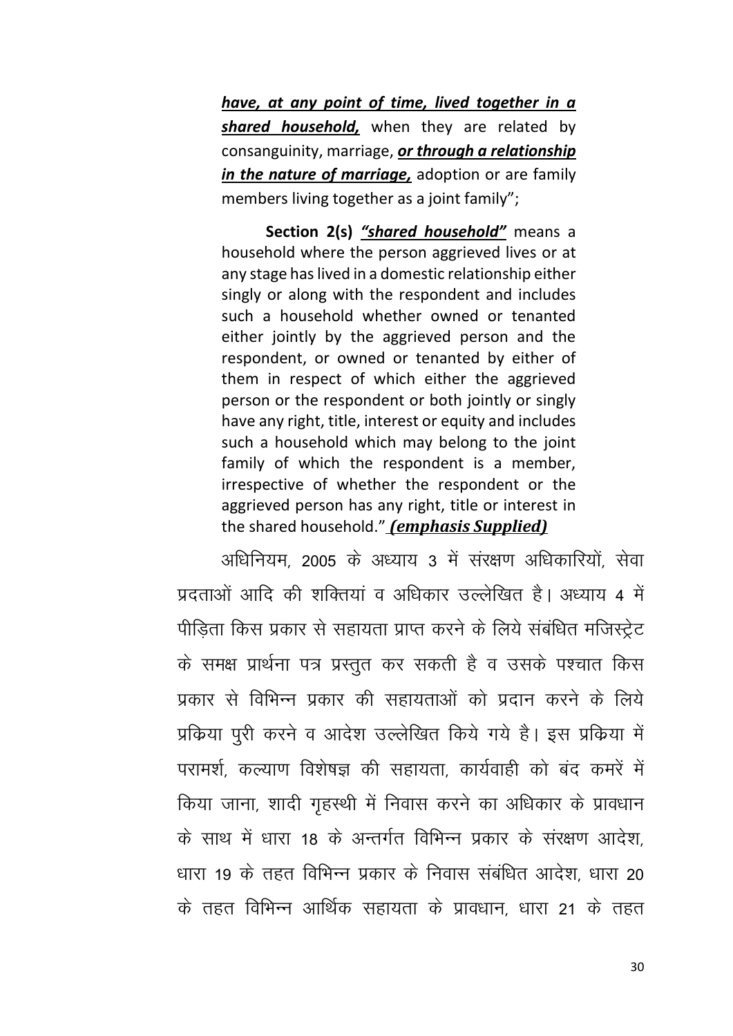> ***have, at any point of time, lived together in a shared household,*** when they are related by consanguinity, marriage, ***or through a relationship in the nature of marriage,*** adoption or are family members living together as a joint family";
>
> **Section 2(s)** ***"shared household"*** means a household where the person aggrieved lives or at any stage has lived in a domestic relationship either singly or along with the respondent and includes such a household whether owned or tenanted either jointly by the aggrieved person and the respondent, or owned or tenanted by either of them in respect of which either the aggrieved person or the respondent or both jointly or singly have any right, title, interest or equity and includes such a household which may belong to the joint family of which the respondent is a member, irrespective of whether the respondent or the aggrieved person has any right, title or interest in the shared household." ***(emphasis Supplied)***

अधिनियम, 2005 के अध्याय 3 में संरक्षण अधिकारियों, सेवा प्रदताओं आदि की शक्तियां व अधिकार उल्लेखित है। अध्याय 4 में पीड़िता किस प्रकार से सहायता प्राप्त करने के लिये संबंधित मजिस्ट्रेट के समक्ष प्रार्थना पत्र प्रस्तुत कर सकती है व उसके पश्चात किस प्रकार से विभिन्न प्रकार की सहायताओं को प्रदान करने के लिये प्रक्रिया पुरी करने व आदेश उल्लेखित किये गये है। इस प्रक्रिया में परामर्श, कल्याण विशेषज्ञ की सहायता, कार्यवाही को बंद कमरें में किया जाना, शादी गृहस्थी में निवास करने का अधिकार के प्रावधान के साथ में धारा 18 के अन्तर्गत विभिन्न प्रकार के संरक्षण आदेश, धारा 19 के तहत विभिन्न प्रकार के निवास संबंधित आदेश, धारा 20 के तहत विभिन्न आर्थिक सहायता के प्रावधान, धारा 21 के तहत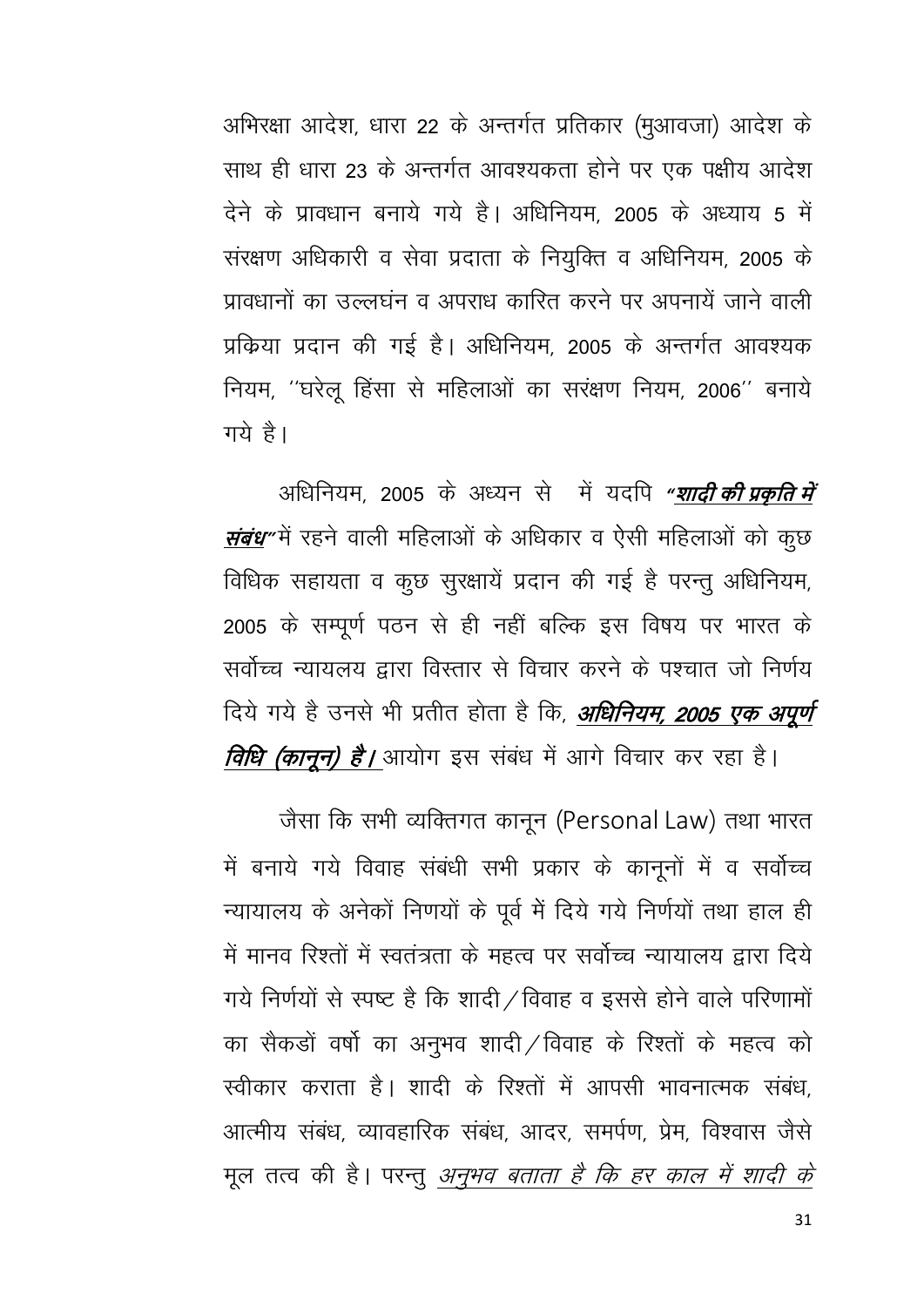अभिरक्षा आदेश, धारा 22 के अन्तर्गत प्रतिकार (मुआवजा) आदेश के साथ ही धारा 23 के अन्तर्गत आवश्यकता होने पर एक पक्षीय आदेश देने के प्रावधान बनाये गये है। अधिनियम, 2005 के अध्याय 5 में संरक्षण अधिकारी व सेवा प्रदाता के नियुक्ति व अधिनियम, 2005 के प्रावधानों का उल्लघंन व अपराध कारित करने पर अपनायें जाने वाली प्रक्रिया प्रदान की गई है। अधिनियम, 2005 के अन्तर्गत आवश्यक नियम, ''घरेलू हिंसा से महिलाओं का सरंक्षण नियम, 2006'' बनाये गये है।

अधिनियम, 2005 के अध्यन से में यदपि ***"शादी की प्रकृति में संबंध"*** में रहने वाली महिलाओं के अधिकार व ऐसी महिलाओं को कुछ विधिक सहायता व कुछ सुरक्षायें प्रदान की गई है परन्तु अधिनियम, 2005 के सम्पूर्ण पठन से ही नहीं बल्कि इस विषय पर भारत के सर्वोच्च न्यायलय द्वारा विस्तार से विचार करने के पश्चात जो निर्णय दिये गये है उनसे भी प्रतीत होता है कि, ***अधिनियम, 2005 एक अपूर्ण विधि (कानून) है।*** आयोग इस संबंध में आगे विचार कर रहा है।

जैसा कि सभी व्यक्तिगत कानून (Personal Law) तथा भारत में बनाये गये विवाह संबंधी सभी प्रकार के कानूनों में व सर्वोच्च न्यायालय के अनेकों निणयों के पूर्व में दिये गये निर्णयों तथा हाल ही में मानव रिश्तों में स्वतंत्रता के महत्व पर सर्वोच्च न्यायालय द्वारा दिये गये निर्णयों से स्पष्ट है कि शादी/विवाह व इससे होने वाले परिणामों का सैकडों वर्षो का अनुभव शादी/विवाह के रिश्तों के महत्व को स्वीकार कराता है। शादी के रिश्तों में आपसी भावनात्मक संबंध, आत्मीय संबंध, व्यावहारिक संबंध, आदर, समर्पण, प्रेम, विश्वास जैसे मूल तत्व की है। परन्तु *अनुभव बताता है कि हर काल में शादी के*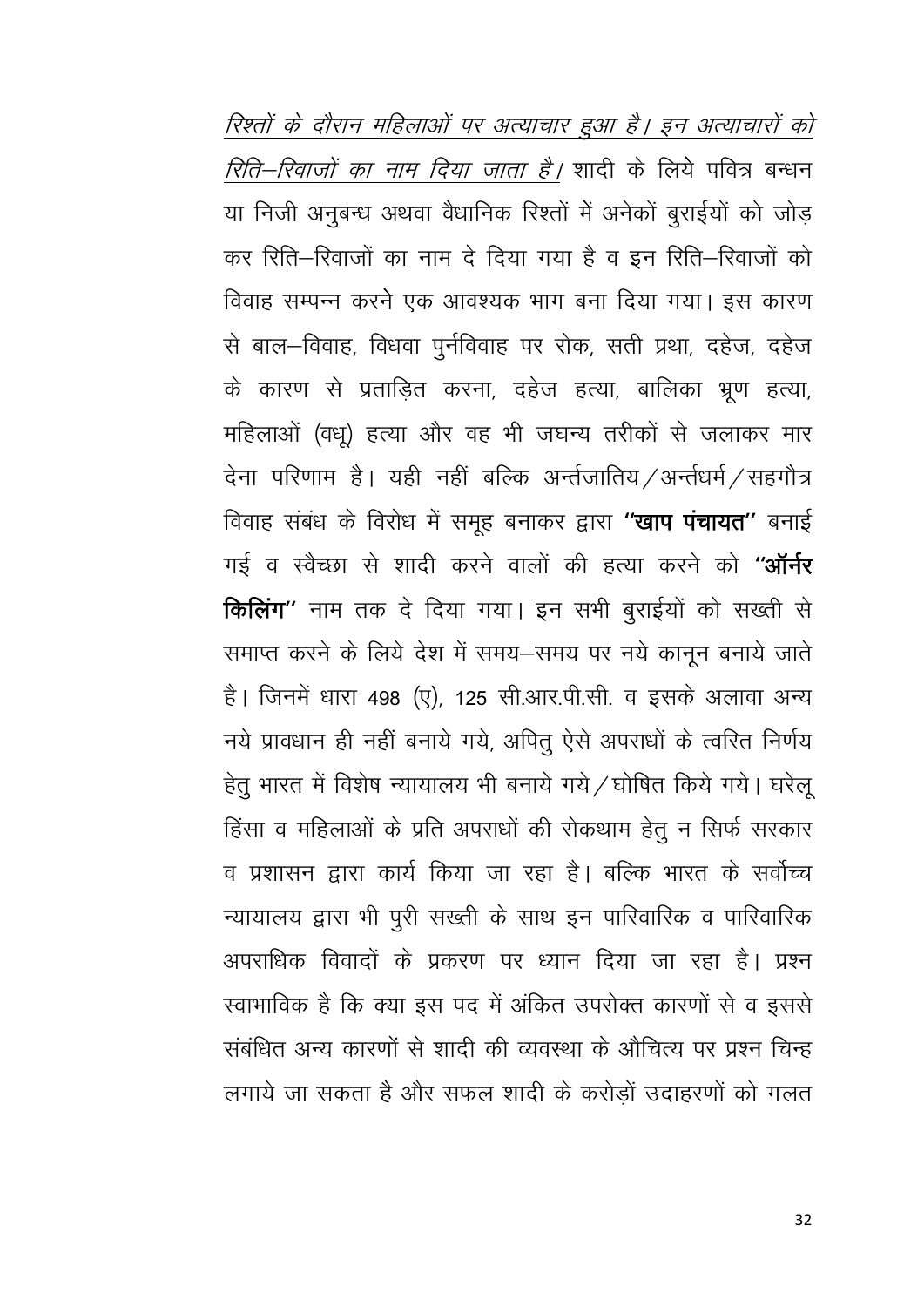*रिश्तों के दौरान महिलाओं पर अत्याचार हुआ है। इन अत्याचारों को रिति–रिवाजों का नाम दिया जाता है।* शादी के लिये पवित्र बन्धन या निजी अनुबन्ध अथवा वैधानिक रिश्तों में अनेकों बुराईयों को जोड़ कर रिति–रिवाजों का नाम दे दिया गया है व इन रिति–रिवाजों को विवाह सम्पन्न करने एक आवश्यक भाग बना दिया गया। इस कारण से बाल–विवाह, विधवा पुर्नविवाह पर रोक, सती प्रथा, दहेज, दहेज के कारण से प्रताड़ित करना, दहेज हत्या, बालिका भ्रूण हत्या, महिलाओं (वधू) हत्या और वह भी जघन्य तरीकों से जलाकर मार देना परिणाम है। यही नहीं बल्कि अर्न्तजातिय/अर्न्तधर्म/सहगौत्र विवाह संबंध के विरोध में समूह बनाकर द्वारा **"खाप पंचायत"** बनाई गई व स्वैच्छा से शादी करने वालों की हत्या करने को **"ऑर्नर किलिंग"** नाम तक दे दिया गया। इन सभी बुराईयों को सख्ती से समाप्त करने के लिये देश में समय–समय पर नये कानून बनाये जाते है। जिनमें धारा 498 (ए), 125 सी.आर.पी.सी. व इसके अलावा अन्य नये प्रावधान ही नहीं बनाये गये, अपितु ऐसे अपराधों के त्वरित निर्णय हेतु भारत में विशेष न्यायालय भी बनाये गये/घोषित किये गये। घरेलू हिंसा व महिलाओं के प्रति अपराधों की रोकथाम हेतु न सिर्फ सरकार व प्रशासन द्वारा कार्य किया जा रहा है। बल्कि भारत के सर्वोच्च न्यायालय द्वारा भी पुरी सख्ती के साथ इन पारिवारिक व पारिवारिक अपराधिक विवादों के प्रकरण पर ध्यान दिया जा रहा है। प्रश्न स्वाभाविक है कि क्या इस पद में अंकित उपरोक्त कारणों से व इससे संबंधित अन्य कारणों से शादी की व्यवस्था के औचित्य पर प्रश्न चिन्ह लगाये जा सकता है और सफल शादी के करोड़ों उदाहरणों को गलत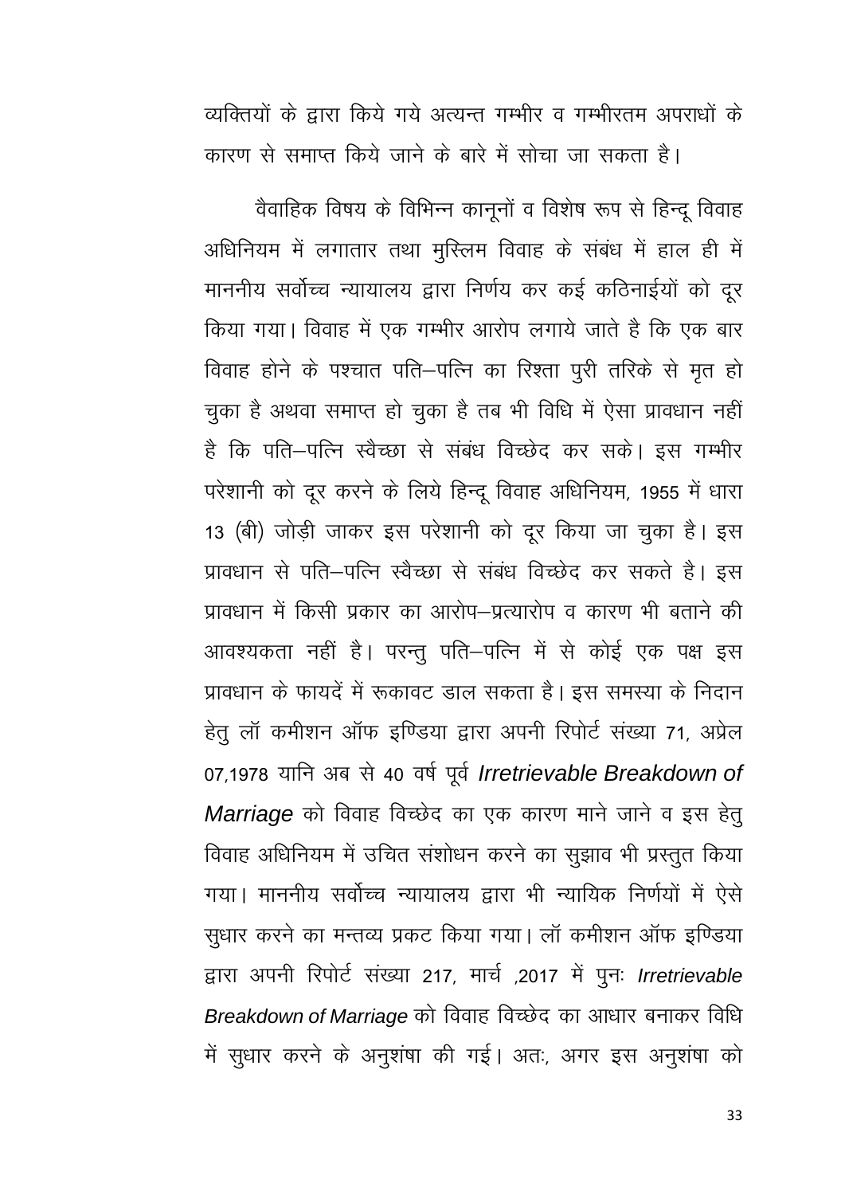व्यक्तियों के द्वारा किये गये अत्यन्त गम्भीर व गम्भीरतम अपराधों के कारण से समाप्त किये जाने के बारे में सोचा जा सकता है।

वैवाहिक विषय के विभिन्न कानूनों व विशेष रूप से हिन्दू विवाह अधिनियम में लगातार तथा मुस्लिम विवाह के संबंध में हाल ही में माननीय सर्वोच्च न्यायालय द्वारा निर्णय कर कई कठिनाईयों को दूर किया गया। विवाह में एक गम्भीर आरोप लगाये जाते है कि एक बार विवाह होने के पश्चात पति–पत्नि का रिश्ता पुरी तरिके से मृत हो चुका है अथवा समाप्त हो चुका है तब भी विधि में ऐसा प्रावधान नहीं है कि पति–पत्नि स्वैच्छा से संबंध विच्छेद कर सके। इस गम्भीर परेशानी को दूर करने के लिये हिन्दू विवाह अधिनियम, 1955 में धारा 13 (बी) जोड़ी जाकर इस परेशानी को दूर किया जा चुका है। इस प्रावधान से पति–पत्नि स्वैच्छा से संबंध विच्छेद कर सकते है। इस प्रावधान में किसी प्रकार का आरोप–प्रत्यारोप व कारण भी बताने की आवश्यकता नहीं है। परन्तु पति–पत्नि में से कोई एक पक्ष इस प्रावधान के फायदें में रूकावट डाल सकता है। इस समस्या के निदान हेतु लॉ कमीशन ऑफ इण्डिया द्वारा अपनी रिपोर्ट संख्या 71, अप्रेल 07,1978 यानि अब से 40 वर्ष पूर्व *Irretrievable Breakdown of Marriage* को विवाह विच्छेद का एक कारण माने जाने व इस हेतु विवाह अधिनियम में उचित संशोधन करने का सुझाव भी प्रस्तुत किया गया। माननीय सर्वोच्च न्यायालय द्वारा भी न्यायिक निर्णयों में ऐसे सुधार करने का मन्तव्य प्रकट किया गया। लॉ कमीशन ऑफ इण्डिया द्वारा अपनी रिपोर्ट संख्या 217, मार्च ,2017 में पुनः *Irretrievable Breakdown of Marriage* को विवाह विच्छेद का आधार बनाकर विधि में सुधार करने के अनुशंषा की गई। अतः, अगर इस अनुशंषा को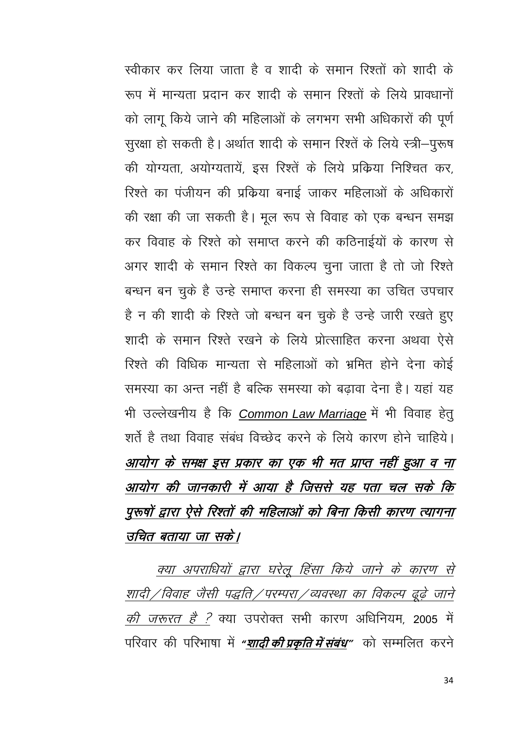स्वीकार कर लिया जाता है व शादी के समान रिश्तों को शादी के रूप में मान्यता प्रदान कर शादी के समान रिश्तों के लिये प्रावधानों को लागू किये जाने की महिलाओं के लगभग सभी अधिकारों की पूर्ण सुरक्षा हो सकती है। अर्थात शादी के समान रिश्तें के लिये स्त्री–पुरूष की योग्यता, अयोग्यतायें, इस रिश्तें के लिये प्रक्रिया निश्चित कर, रिश्ते का पंजीयन की प्रक्रिया बनाई जाकर महिलाओं के अधिकारों की रक्षा की जा सकती है। मूल रूप से विवाह को एक बन्धन समझ कर विवाह के रिश्ते को समाप्त करने की कठिनाईयों के कारण से अगर शादी के समान रिश्ते का विकल्प चुना जाता है तो जो रिश्ते बन्धन बन चुके है उन्हे समाप्त करना ही समस्या का उचित उपचार है न की शादी के रिश्ते जो बन्धन बन चुके है उन्हे जारी रखते हुए शादी के समान रिश्ते रखने के लिये प्रोत्साहित करना अथवा ऐसे रिश्ते की विधिक मान्यता से महिलाओं को भ्रमित होने देना कोई समस्या का अन्त नहीं है बल्कि समस्या को बढ़ावा देना है। यहां यह भी उल्लेखनीय है कि <u>Common Law Marriage</u> में भी विवाह हेतु शर्ते है तथा विवाह संबंध विच्छेद करने के लिये कारण होने चाहिये। ***<u>आयोग के समक्ष इस प्रकार का एक भी मत प्राप्त नहीं हुआ व ना आयोग की जानकारी में आया है जिससे यह पता चल सके कि पुरूषों द्वारा ऐसे रिश्तों की महिलाओं को बिना किसी कारण त्यागना उचित बताया जा सके।</u>***

*<u>क्या अपराधियों द्वारा घरेलू हिंसा किये जाने के कारण से शादी/विवाह जैसी पद्धति/परम्परा/व्यवस्था का विकल्प ढूढ़े जाने की जरूरत है ?</u>* क्या उपरोक्त सभी कारण अधिनियम, 2005 में परिवार की परिभाषा में ***“<u>शादी की प्रकृति में संबंध</u>”*** को सम्मलित करने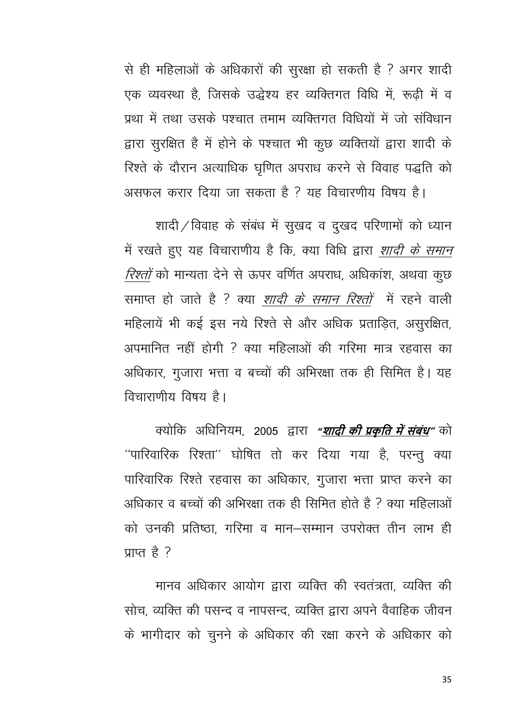से ही महिलाओं के अधिकारों की सुरक्षा हो सकती है ? अगर शादी एक व्यवस्था है, जिसके उद्धेश्य हर व्यक्तिगत विधि में, रूढ़ी में व प्रथा में तथा उसके पश्चात तमाम व्यक्तिगत विधियों में जो संविधान द्वारा सुरक्षित है में होने के पश्चात भी कुछ व्यक्तियों द्वारा शादी के रिश्ते के दौरान अत्याधिक घृणित अपराध करने से विवाह पद्धति को असफल करार दिया जा सकता है ? यह विचारणीय विषय है।

शादी/विवाह के संबंध में सुखद व दुखद परिणामों को ध्यान में रखते हुए यह विचाराणीय है कि, क्या विधि द्वारा *शादी के समान रिश्तों* को मान्यता देने से ऊपर वर्णित अपराध, अधिकांश, अथवा कुछ समाप्त हो जाते है ? क्या *शादी के समान रिश्तों* में रहने वाली महिलायें भी कई इस नये रिश्ते से और अधिक प्रताड़ित, असुरक्षित, अपमानित नहीं होगी ? क्या महिलाओं की गरिमा मात्र रहवास का अधिकार, गुजारा भत्ता व बच्चों की अभिरक्षा तक ही सिमित है। यह विचाराणीय विषय है।

क्योकि अधिनियम, 2005 द्वारा ***"शादी की प्रकृति में संबंध"*** को ''पारिवारिक रिश्ता'' घोषित तो कर दिया गया है, परन्तु क्या पारिवारिक रिश्ते रहवास का अधिकार, गुजारा भत्ता प्राप्त करने का अधिकार व बच्चों की अभिरक्षा तक ही सिमित होते है ? क्या महिलाओं को उनकी प्रतिष्ठा, गरिमा व मान–सम्मान उपरोक्त तीन लाभ ही प्राप्त है ?

मानव अधिकार आयोग द्वारा व्यक्ति की स्वतंत्रता, व्यक्ति की सोच, व्यक्ति की पसन्द व नापसन्द, व्यक्ति द्वारा अपने वैवाहिक जीवन के भागीदार को चुनने के अधिकार की रक्षा करने के अधिकार को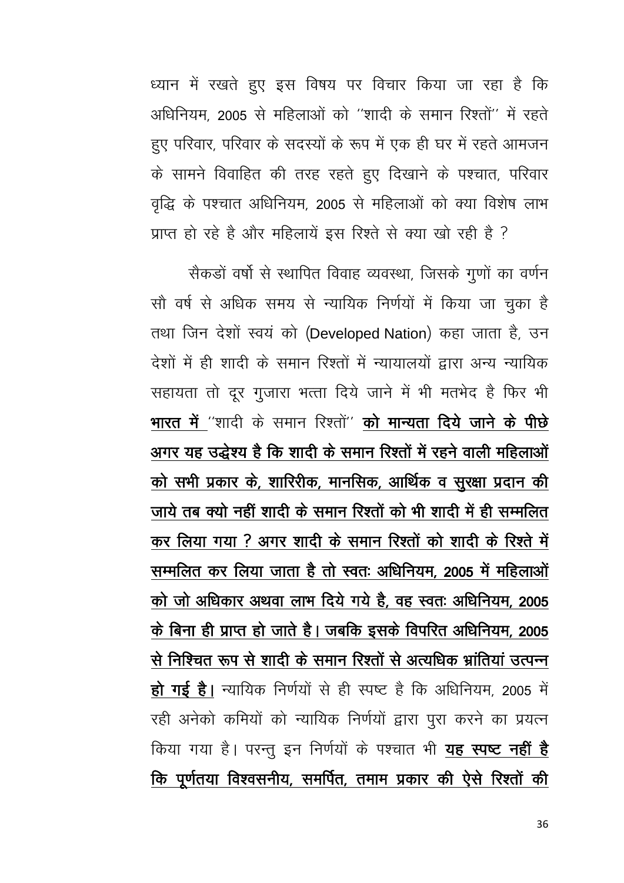ध्यान में रखते हुए इस विषय पर विचार किया जा रहा है कि अधिनियम, 2005 से महिलाओं को ''शादी के समान रिश्तों'' में रहते हुए परिवार, परिवार के सदस्यों के रूप में एक ही घर में रहते आमजन के सामने विवाहित की तरह रहते हुए दिखाने के पश्चात, परिवार वृद्धि के पश्चात अधिनियम, 2005 से महिलाओं को क्या विशेष लाभ प्राप्त हो रहे है और महिलायें इस रिश्ते से क्या खो रही है ?

सैकडों वर्षो से स्थापित विवाह व्यवस्था, जिसके गुणों का वर्णन सौ वर्ष से अधिक समय से न्यायिक निर्णयों में किया जा चुका है तथा जिन देशों स्वयं को (Developed Nation) कहा जाता है, उन देशों में ही शादी के समान रिश्तों में न्यायालयों द्वारा अन्य न्यायिक सहायता तो दूर गुजारा भत्ता दिये जाने में भी मतभेद है फिर भी **भारत में** ''शादी के समान रिश्तों'' **को मान्यता दिये जाने के पीछे अगर यह उद्धेश्य है कि शादी के समान रिश्तों में रहने वाली महिलाओं को सभी प्रकार के, शारिरीक, मानसिक, आर्थिक व सुरक्षा प्रदान की जाये तब क्यो नहीं शादी के समान रिश्तों को भी शादी में ही सम्मलित कर लिया गया ? अगर शादी के समान रिश्तों को शादी के रिश्ते में सम्मलित कर लिया जाता है तो स्वतः अधिनियम, 2005 में महिलाओं को जो अधिकार अथवा लाभ दिये गये है, वह स्वतः अधिनियम, 2005 के बिना ही प्राप्त हो जाते है। जबकि इसके विपरित अधिनियम, 2005 से निश्चित रूप से शादी के समान रिश्तों से अत्यधिक भ्रांतियां उत्पन्न हो गई है।** न्यायिक निर्णयों से ही स्पष्ट है कि अधिनियम, 2005 में रही अनेको कमियों को न्यायिक निर्णयों द्वारा पुरा करने का प्रयत्न किया गया है। परन्तु इन निर्णयों के पश्चात भी **यह स्पष्ट नहीं है कि पूर्णतया विश्वसनीय, समर्पित, तमाम प्रकार की ऐसे रिश्तों की**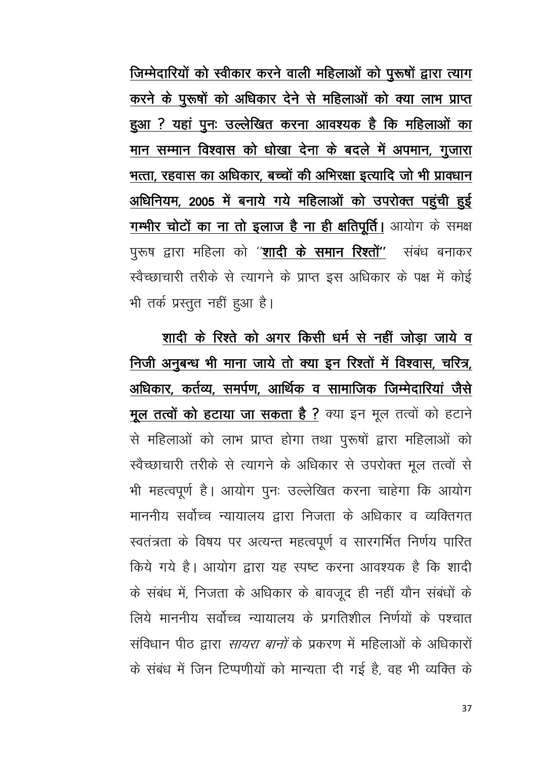**जिम्मेदारियों को स्वीकार करने वाली महिलाओं को पुरूषों द्वारा त्याग करने के पुरूषों को अधिकार देने से महिलाओं को क्या लाभ प्राप्त हुआ ? यहां पुनः उल्लेखित करना आवश्यक है कि महिलाओं का मान सम्मान विश्वास को धोखा देना के बदले में अपमान, गुजारा भत्ता, रहवास का अधिकार, बच्चों की अभिरक्षा इत्यादि जो भी प्रावधान अधिनियम, 2005 में बनाये गये महिलाओं को उपरोक्त पहुंची हुई गम्भीर चोटों का ना तो इलाज है ना ही क्षतिपूर्ति।** आयोग के समक्ष पुरूष द्वारा महिला को "**शादी के समान रिश्तों**" संबंध बनाकर स्वेच्छाचारी तरीके से त्यागने के प्राप्त इस अधिकार के पक्ष में कोई भी तर्क प्रस्तुत नहीं हुआ है।

**शादी के रिश्ते को अगर किसी धर्म से नहीं जोड़ा जाये व निजी अनुबन्ध भी माना जाये तो क्या इन रिश्तों में विश्वास, चरित्र, अधिकार, कर्तव्य, समर्पण, आर्थिक व सामाजिक जिम्मेदारियां जैसे मूल तत्वों को हटाया जा सकता है ?** क्या इन मूल तत्वों को हटाने से महिलाओं को लाभ प्राप्त होगा तथा पुरूषों द्वारा महिलाओं को स्वेच्छाचारी तरीके से त्यागने के अधिकार से उपरोक्त मूल तत्वों से भी महत्वपूर्ण है। आयोग पुनः उल्लेखित करना चाहेगा कि आयोग माननीय सर्वोच्च न्यायालय द्वारा निजता के अधिकार व व्यक्तिगत स्वतंत्रता के विषय पर अत्यन्त महत्वपूर्ण व सारगर्भित निर्णय पारित किये गये है। आयोग द्वारा यह स्पष्ट करना आवश्यक है कि शादी के संबंध में, निजता के अधिकार के बावजूद ही नहीं यौन संबंधों के लिये माननीय सर्वोच्च न्यायालय के प्रगतिशील निर्णयों के पश्चात संविधान पीठ द्वारा *सायरा बानों* के प्रकरण में महिलाओं के अधिकारों के संबंध में जिन टिप्पणीयों को मान्यता दी गई है, वह भी व्यक्ति के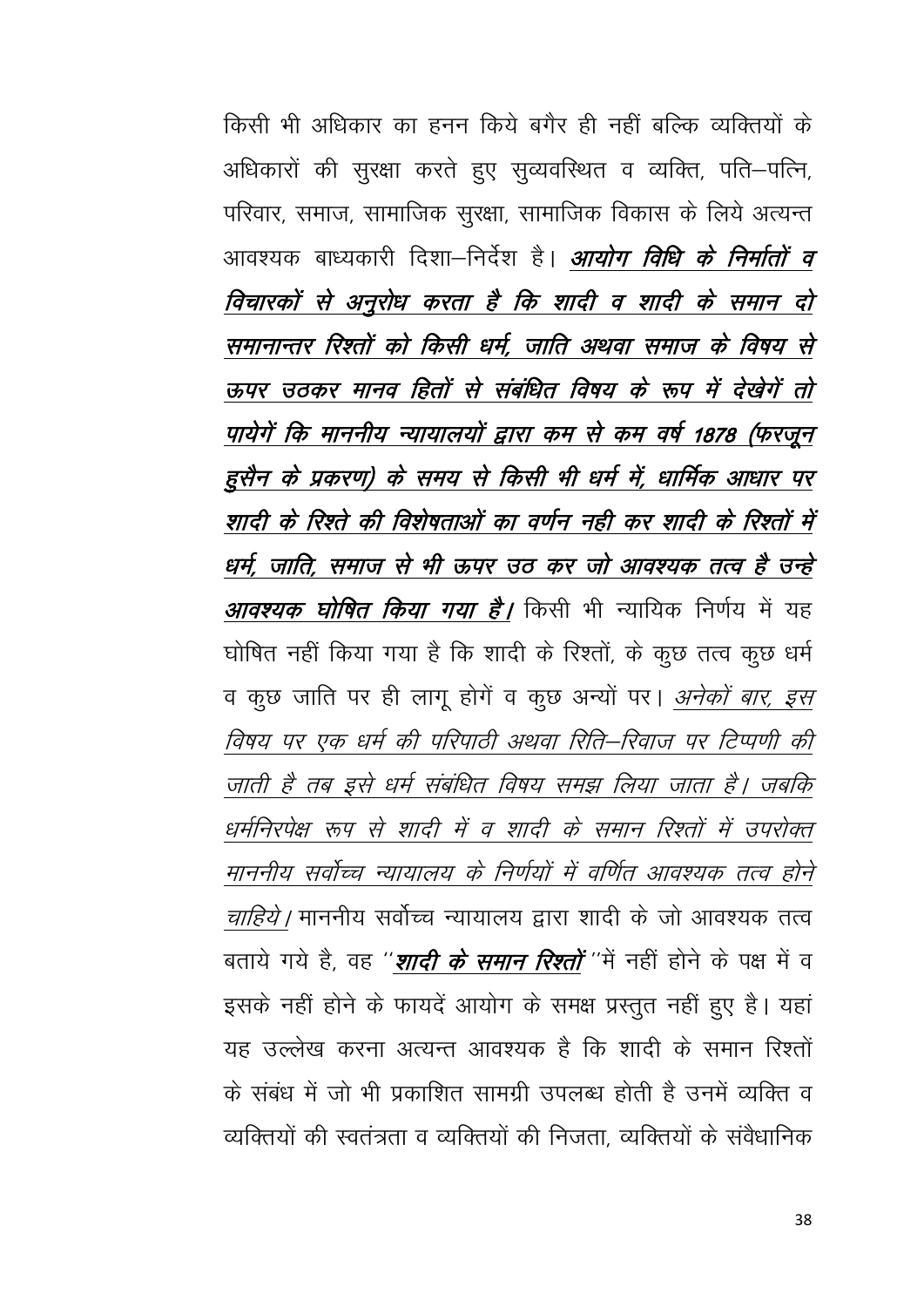किसी भी अधिकार का हनन किये बगैर ही नहीं बल्कि व्यक्तियों के अधिकारों की सुरक्षा करते हुए सुव्यवस्थित व व्यक्ति, पति–पत्नि, परिवार, समाज, सामाजिक सुरक्षा, सामाजिक विकास के लिये अत्यन्त आवश्यक बाध्यकारी दिशा–निर्देश है। ***आयोग विधि के निर्माताें व विचारकों से अनुरोध करता है कि शादी व शादी के समान दो समानान्तर रिश्तों को किसी धर्म, जाति अथवा समाज के विषय से ऊपर उठकर मानव हितों से संबंधित विषय के रूप में देखेगें तो पायेगें कि माननीय न्यायालयों द्वारा कम से कम वर्ष 1878 (फरजून हुसैन के प्रकरण) के समय से किसी भी धर्म में, धार्मिक आधार पर शादी के रिश्ते की विशेषताओं का वर्णन नही कर शादी के रिश्तों में धर्म, जाति, समाज से भी ऊपर उठ कर जो आवश्यक तत्व है उन्हे आवश्यक घोषित किया गया है।*** किसी भी न्यायिक निर्णय में यह घोषित नहीं किया गया है कि शादी के रिश्तों, के कुछ तत्व कुछ धर्म व कुछ जाति पर ही लागू होगें व कुछ अन्यों पर। *अनेकों बार, इस विषय पर एक धर्म की परिपाटी अथवा रिति–रिवाज पर टिप्पणी की जाती है तब इसे धर्म संबंधित विषय समझ लिया जाता है। जबकि धर्मनिरपेक्ष रूप से शादी में व शादी के समान रिश्तों में उपरोक्त माननीय सर्वोच्च न्यायालय के निर्णयों में वर्णित आवश्यक तत्व होने चाहिये।* माननीय सर्वोच्च न्यायालय द्वारा शादी के जो आवश्यक तत्व बताये गये है, वह ''***शादी के समान रिश्तों***''में नहीं होने के पक्ष में व इसके नहीं होने के फायदें आयोग के समक्ष प्रस्तुत नहीं हुए है। यहां यह उल्लेख करना अत्यन्त आवश्यक है कि शादी के समान रिश्तों के संबंध में जो भी प्रकाशित सामग्री उपलब्ध होती है उनमें व्यक्ति व व्यक्तियों की स्वतंत्रता व व्यक्तियों की निजता, व्यक्तियों के संवैधानिक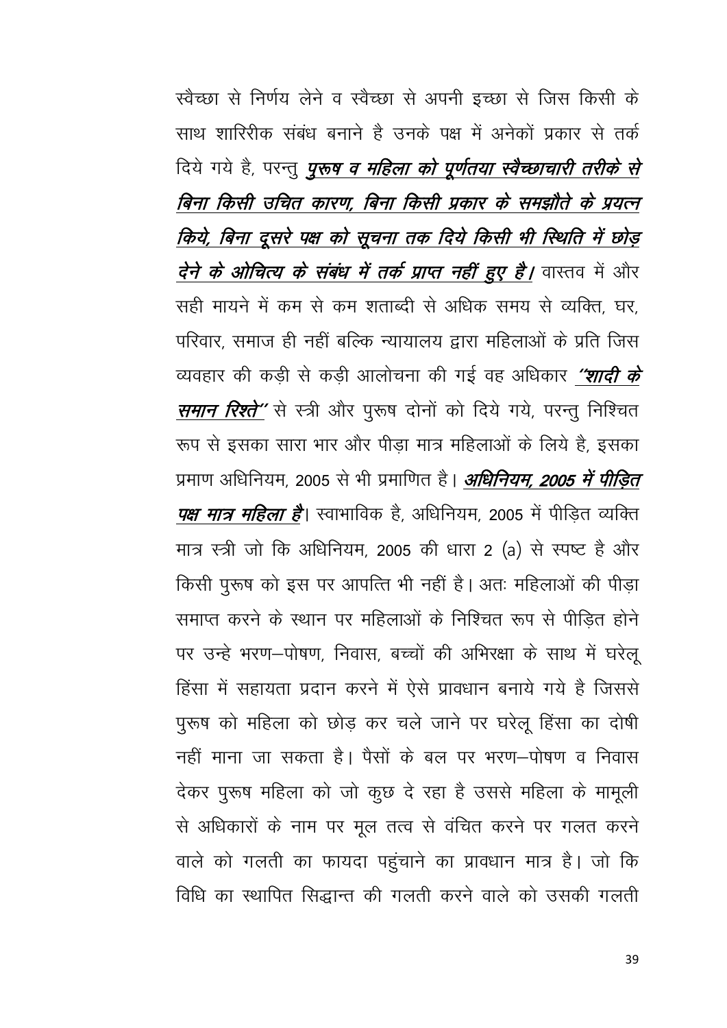स्वैच्छा से निर्णय लेने व स्वैच्छा से अपनी इच्छा से जिस किसी के साथ शारिरीक संबंध बनाने है उनके पक्ष में अनेकों प्रकार से तर्क दिये गये है, परन्तु ***पुरूष व महिला को पूर्णतया स्वैच्छाचारी तरीके से बिना किसी उचित कारण, बिना किसी प्रकार के समझौते के प्रयत्न किये, बिना दूसरे पक्ष को सूचना तक दिये किसी भी स्थिति में छोड़ देने के ओचित्य के संबंध में तर्क प्राप्त नहीं हुए है।*** वास्तव में और सही मायने में कम से कम शताब्दी से अधिक समय से व्यक्ति, घर, परिवार, समाज ही नहीं बल्कि न्यायालय द्वारा महिलाओं के प्रति जिस व्यवहार की कड़ी से कड़ी आलोचना की गई वह अधिकार ***''शादी के समान रिश्ते''*** से स्त्री और पुरूष दोनों को दिये गये, परन्तु निश्चित रूप से इसका सारा भार और पीड़ा मात्र महिलाओं के लिये है, इसका प्रमाण अधिनियम, 2005 से भी प्रमाणित है। ***अधिनियम, 2005 में पीड़ित पक्ष मात्र महिला है***। स्वाभाविक है, अधिनियम, 2005 में पीड़ित व्यक्ति मात्र स्त्री जो कि अधिनियम, 2005 की धारा 2 (a) से स्पष्ट है और किसी पुरूष को इस पर आपत्ति भी नहीं है। अतः महिलाओं की पीड़ा समाप्त करने के स्थान पर महिलाओं के निश्चित रूप से पीड़ित होने पर उन्हे भरण–पोषण, निवास, बच्चों की अभिरक्षा के साथ में घरेलू हिंसा में सहायता प्रदान करने में ऐसे प्रावधान बनाये गये है जिससे पुरूष को महिला को छोड़ कर चले जाने पर घरेलू हिंसा का दोषी नहीं माना जा सकता है। पैसों के बल पर भरण–पोषण व निवास देकर पुरूष महिला को जो कुछ दे रहा है उससे महिला के मामूली से अधिकारों के नाम पर मूल तत्व से वंचित करने पर गलत करने वाले को गलती का फायदा पहुंचाने का प्रावधान मात्र है। जो कि विधि का स्थापित सिद्धान्त की गलती करने वाले को उसकी गलती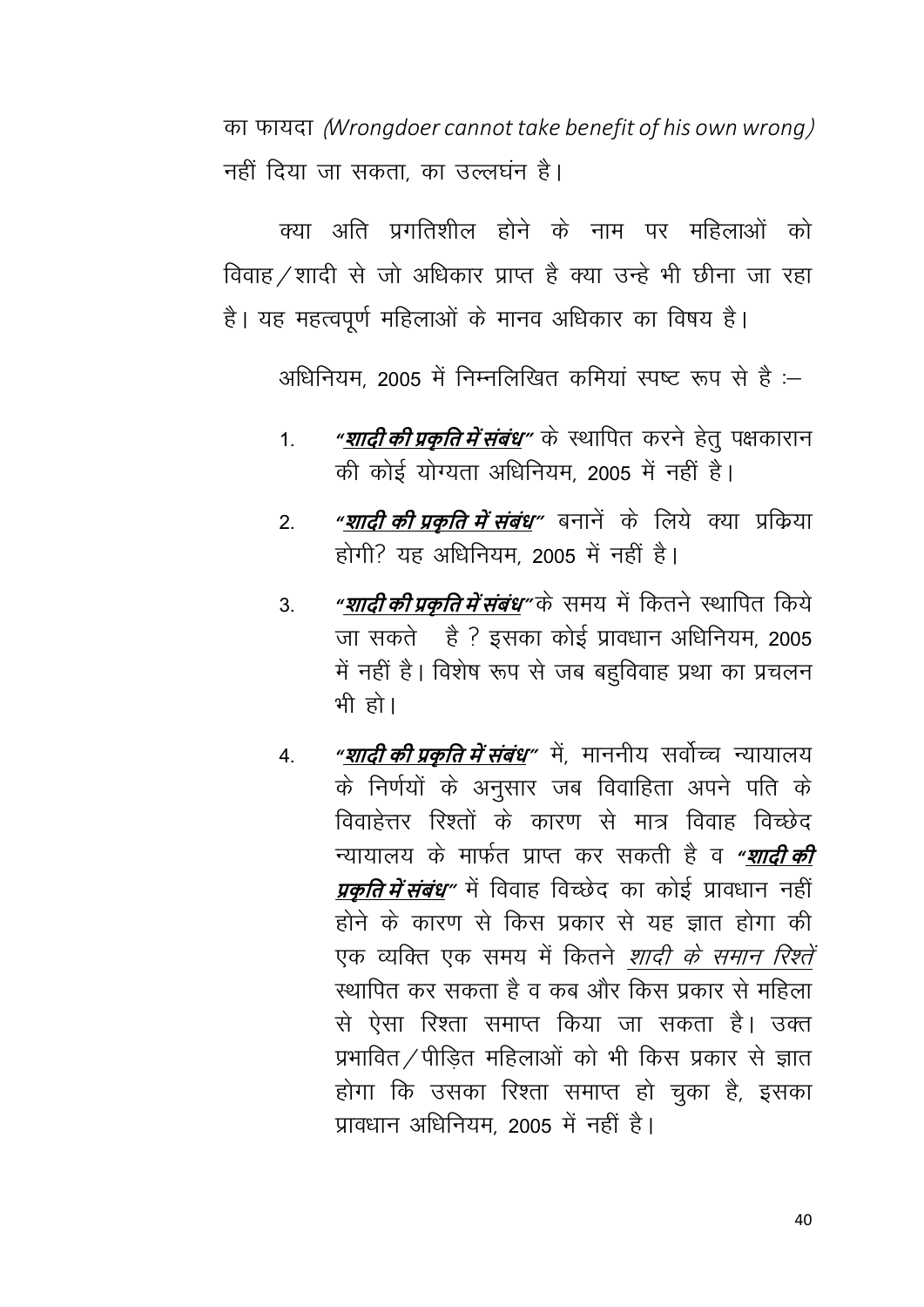का फायदा *(Wrongdoer cannot take benefit of his own wrong)* नहीं दिया जा सकता, का उल्लघंन है।

क्या अति प्रगतिशील होने के नाम पर महिलाओं को विवाह/शादी से जो अधिकार प्राप्त है क्या उन्हे भी छीना जा रहा है। यह महत्वपूर्ण महिलाओं के मानव अधिकार का विषय है।

अधिनियम, 2005 में निम्नलिखित कमियां स्पष्ट रूप से है :–

1. ***"शादी की प्रकृति में संबंध"*** के स्थापित करने हेतु पक्षकारान की कोई योग्यता अधिनियम, 2005 में नहीं है।

2. ***"शादी की प्रकृति में संबंध"*** बनानें के लिये क्या प्रक्रिया होगी? यह अधिनियम, 2005 में नहीं है।

3. ***"शादी की प्रकृति में संबंध"*** के समय में कितने स्थापित किये जा सकते है ? इसका कोई प्रावधान अधिनियम, 2005 में नहीं है। विशेष रूप से जब बहुविवाह प्रथा का प्रचलन भी हो।

4. ***"शादी की प्रकृति में संबंध"*** में, माननीय सर्वोच्च न्यायालय के निर्णयों के अनुसार जब विवाहिता अपने पति के विवाहेत्तर रिश्तों के कारण से मात्र विवाह विच्छेद न्यायालय के मार्फत प्राप्त कर सकती है व ***"शादी की प्रकृति में संबंध"*** में विवाह विच्छेद का कोई प्रावधान नहीं होने के कारण से किस प्रकार से यह ज्ञात होगा की एक व्यक्ति एक समय में कितने *शादी के समान रिश्तें* स्थापित कर सकता है व कब और किस प्रकार से महिला से ऐसा रिश्ता समाप्त किया जा सकता है। उक्त प्रभावित/पीड़ित महिलाओं को भी किस प्रकार से ज्ञात होगा कि उसका रिश्ता समाप्त हो चुका है, इसका प्रावधान अधिनियम, 2005 में नहीं है।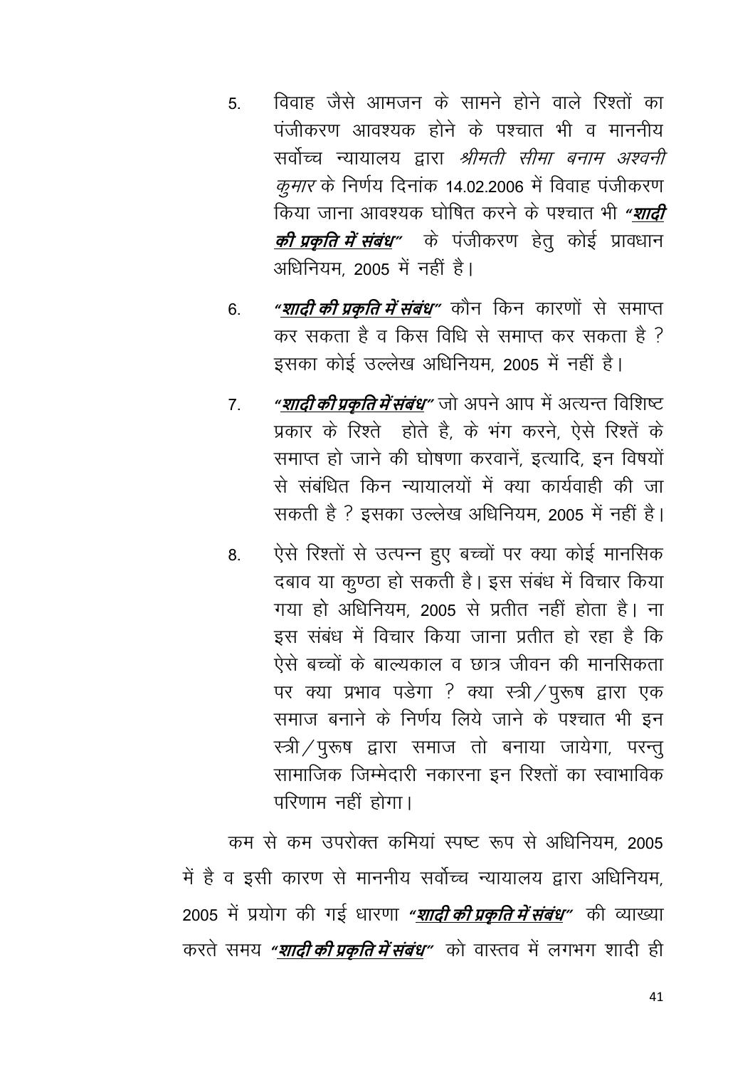5. विवाह जैसे आमजन के सामने होने वाले रिश्तों का पंजीकरण आवश्यक होने के पश्चात भी व माननीय सर्वोच्च न्यायालय द्वारा *श्रीमती सीमा बनाम अश्वनी कुमार* के निर्णय दिनांक 14.02.2006 में विवाह पंजीकरण किया जाना आवश्यक घोषित करने के पश्चात भी ***"<u>शादी की प्रकृति में संबंध</u>"*** के पंजीकरण हेतु कोई प्रावधान अधिनियम, 2005 में नहीं है।

6. ***"<u>शादी की प्रकृति में संबंध</u>"*** कौन किन कारणों से समाप्त कर सकता है व किस विधि से समाप्त कर सकता है ? इसका कोई उल्लेख अधिनियम, 2005 में नहीं है।

7. ***"<u>शादी की प्रकृति में संबंध</u>"*** जो अपने आप में अत्यन्त विशिष्ट प्रकार के रिश्ते होते है, के भंग करने, ऐसे रिश्तें के समाप्त हो जाने की घोषणा करवानें, इत्यादि, इन विषयों से संबंधित किन न्यायालयों में क्या कार्यवाही की जा सकती है ? इसका उल्लेख अधिनियम, 2005 में नहीं है।

8. ऐसे रिश्तों से उत्पन्न हुए बच्चों पर क्या कोई मानसिक दबाव या कुण्ठा हो सकती है। इस संबंध में विचार किया गया हो अधिनियम, 2005 से प्रतीत नहीं होता है। ना इस संबंध में विचार किया जाना प्रतीत हो रहा है कि ऐसे बच्चों के बाल्यकाल व छात्र जीवन की मानसिकता पर क्या प्रभाव पडेगा ? क्या स्त्री/पुरूष द्वारा एक समाज बनाने के निर्णय लिये जाने के पश्चात भी इन स्त्री/पुरूष द्वारा समाज तो बनाया जायेगा, परन्तु सामाजिक जिम्मेदारी नकारना इन रिश्तों का स्वाभाविक परिणाम नहीं होगा।

कम से कम उपरोक्त कमियां स्पष्ट रूप से अधिनियम, 2005 में है व इसी कारण से माननीय सर्वोच्च न्यायालय द्वारा अधिनियम, 2005 में प्रयोग की गई धारणा ***"<u>शादी की प्रकृति में संबंध</u>"*** की व्याख्या करते समय ***"<u>शादी की प्रकृति में संबंध</u>"*** को वास्तव में लगभग शादी ही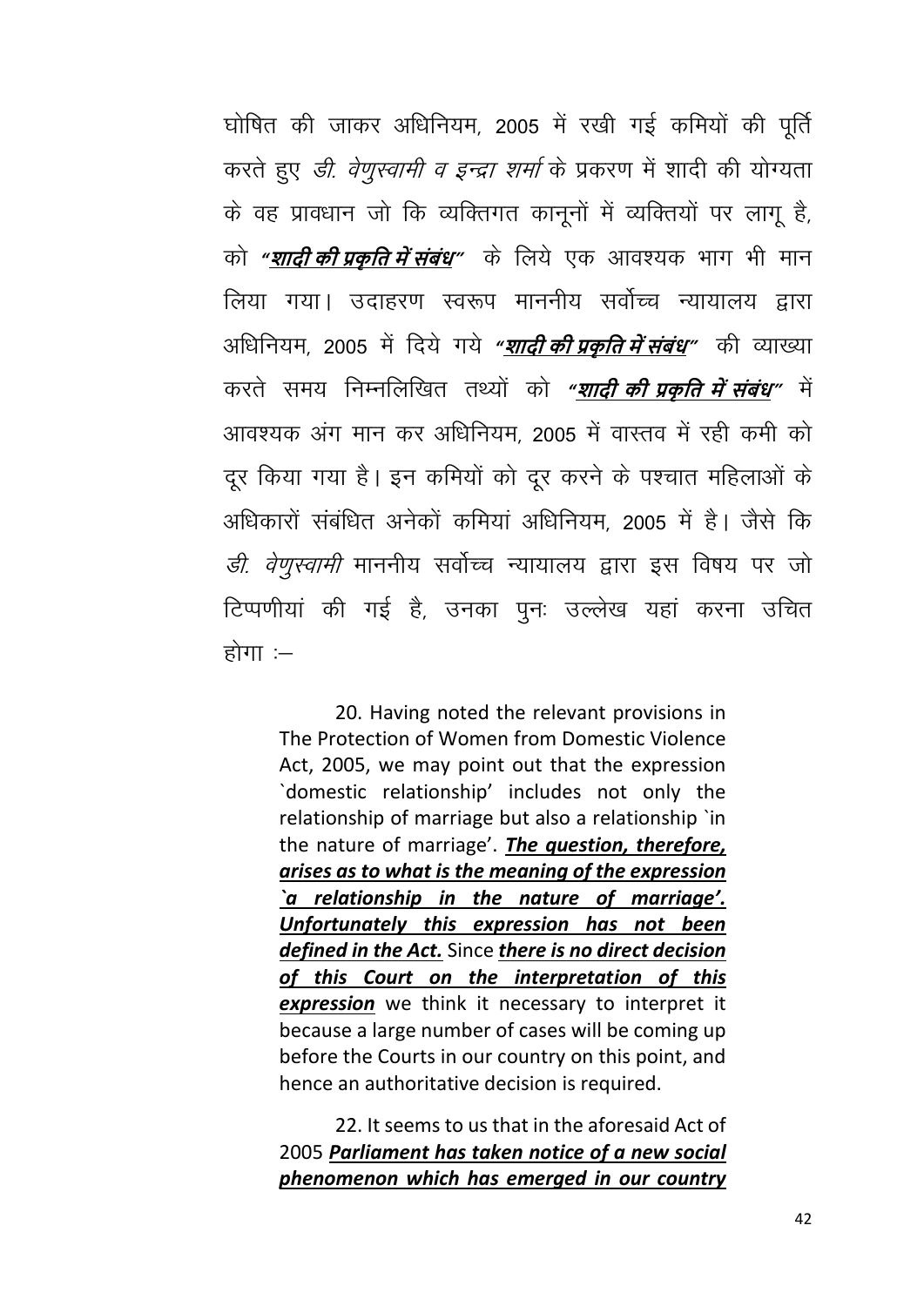घोषित की जाकर अधिनियम, 2005 में रखी गई कमियों की पूर्ति करते हुए *डी. वेणुस्वामी व इन्द्रा शर्मा* के प्रकरण में शादी की योग्यता के वह प्रावधान जो कि व्यक्तिगत कानूनों में व्यक्तियों पर लागू है, को ***"शादी की प्रकृति में संबंध"*** के लिये एक आवश्यक भाग भी मान लिया गया। उदाहरण स्वरूप माननीय सर्वोच्च न्यायालय द्वारा अधिनियम, 2005 में दिये गये ***"शादी की प्रकृति में संबंध"*** की व्याख्या करते समय निम्नलिखित तथ्यों को ***"शादी की प्रकृति में संबंध"*** में आवश्यक अंग मान कर अधिनियम, 2005 में वास्तव में रही कमी को दूर किया गया है। इन कमियों को दूर करने के पश्चात महिलाओं के अधिकारों संबंधित अनेकों कमियां अधिनियम, 2005 में है। जैसे कि *डी. वेणुस्वामी* माननीय सर्वोच्च न्यायालय द्वारा इस विषय पर जो टिप्पणीयां की गई है, उनका पुनः उल्लेख यहां करना उचित होगा :—

> 20. Having noted the relevant provisions in The Protection of Women from Domestic Violence Act, 2005, we may point out that the expression `domestic relationship' includes not only the relationship of marriage but also a relationship `in the nature of marriage'. ***The question, therefore, arises as to what is the meaning of the expression `a relationship in the nature of marriage'. Unfortunately this expression has not been defined in the Act.*** Since ***there is no direct decision of this Court on the interpretation of this expression*** we think it necessary to interpret it because a large number of cases will be coming up before the Courts in our country on this point, and hence an authoritative decision is required.
>
> 22. It seems to us that in the aforesaid Act of 2005 ***Parliament has taken notice of a new social phenomenon which has emerged in our country***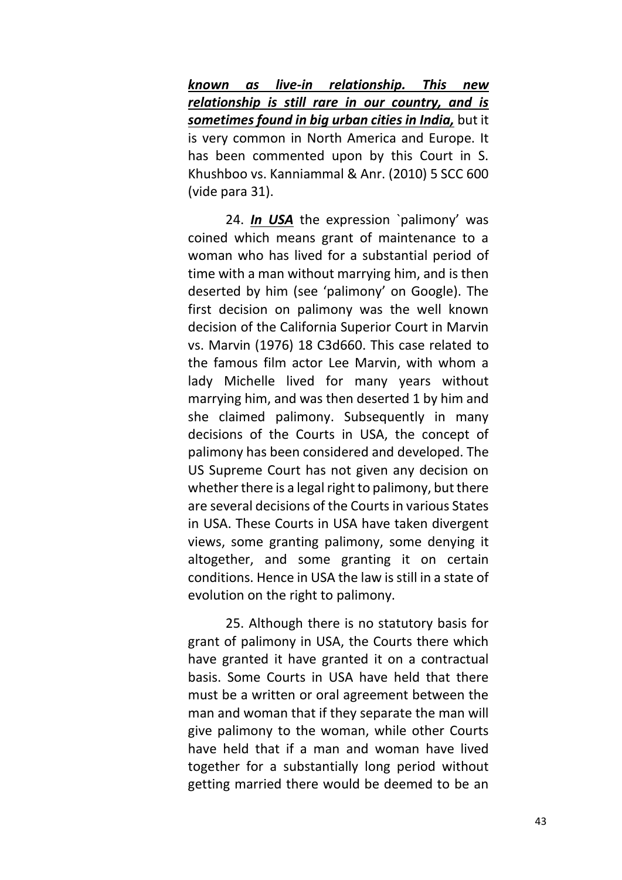***<u>known as live-in relationship. This new relationship is still rare in our country, and is sometimes found in big urban cities in India,</u>*** but it is very common in North America and Europe. It has been commented upon by this Court in S. Khushboo vs. Kanniammal & Anr. (2010) 5 SCC 600 (vide para 31).

24. ***<u>In USA</u>*** the expression `palimony' was coined which means grant of maintenance to a woman who has lived for a substantial period of time with a man without marrying him, and is then deserted by him (see 'palimony' on Google). The first decision on palimony was the well known decision of the California Superior Court in Marvin vs. Marvin (1976) 18 C3d660. This case related to the famous film actor Lee Marvin, with whom a lady Michelle lived for many years without marrying him, and was then deserted 1 by him and she claimed palimony. Subsequently in many decisions of the Courts in USA, the concept of palimony has been considered and developed. The US Supreme Court has not given any decision on whether there is a legal right to palimony, but there are several decisions of the Courts in various States in USA. These Courts in USA have taken divergent views, some granting palimony, some denying it altogether, and some granting it on certain conditions. Hence in USA the law is still in a state of evolution on the right to palimony.

25. Although there is no statutory basis for grant of palimony in USA, the Courts there which have granted it have granted it on a contractual basis. Some Courts in USA have held that there must be a written or oral agreement between the man and woman that if they separate the man will give palimony to the woman, while other Courts have held that if a man and woman have lived together for a substantially long period without getting married there would be deemed to be an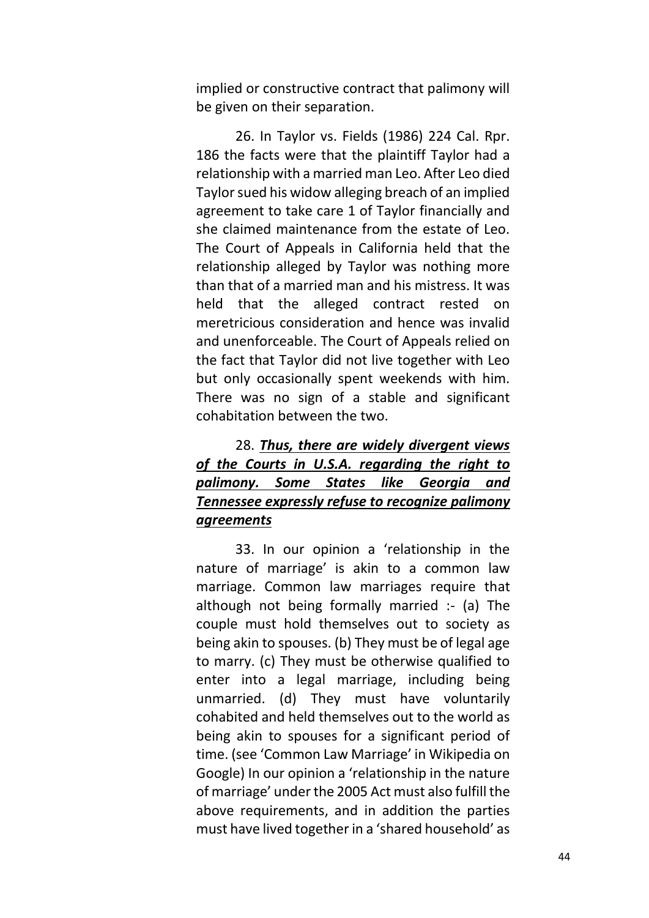implied or constructive contract that palimony will be given on their separation.

26. In Taylor vs. Fields (1986) 224 Cal. Rpr. 186 the facts were that the plaintiff Taylor had a relationship with a married man Leo. After Leo died Taylor sued his widow alleging breach of an implied agreement to take care 1 of Taylor financially and she claimed maintenance from the estate of Leo. The Court of Appeals in California held that the relationship alleged by Taylor was nothing more than that of a married man and his mistress. It was held that the alleged contract rested on meretricious consideration and hence was invalid and unenforceable. The Court of Appeals relied on the fact that Taylor did not live together with Leo but only occasionally spent weekends with him. There was no sign of a stable and significant cohabitation between the two.

28. ***<u>Thus, there are widely divergent views of the Courts in U.S.A. regarding the right to palimony. Some States like Georgia and Tennessee expressly refuse to recognize palimony agreements</u>***

33. In our opinion a 'relationship in the nature of marriage' is akin to a common law marriage. Common law marriages require that although not being formally married :- (a) The couple must hold themselves out to society as being akin to spouses. (b) They must be of legal age to marry. (c) They must be otherwise qualified to enter into a legal marriage, including being unmarried. (d) They must have voluntarily cohabited and held themselves out to the world as being akin to spouses for a significant period of time. (see 'Common Law Marriage' in Wikipedia on Google) In our opinion a 'relationship in the nature of marriage' under the 2005 Act must also fulfill the above requirements, and in addition the parties must have lived together in a 'shared household' as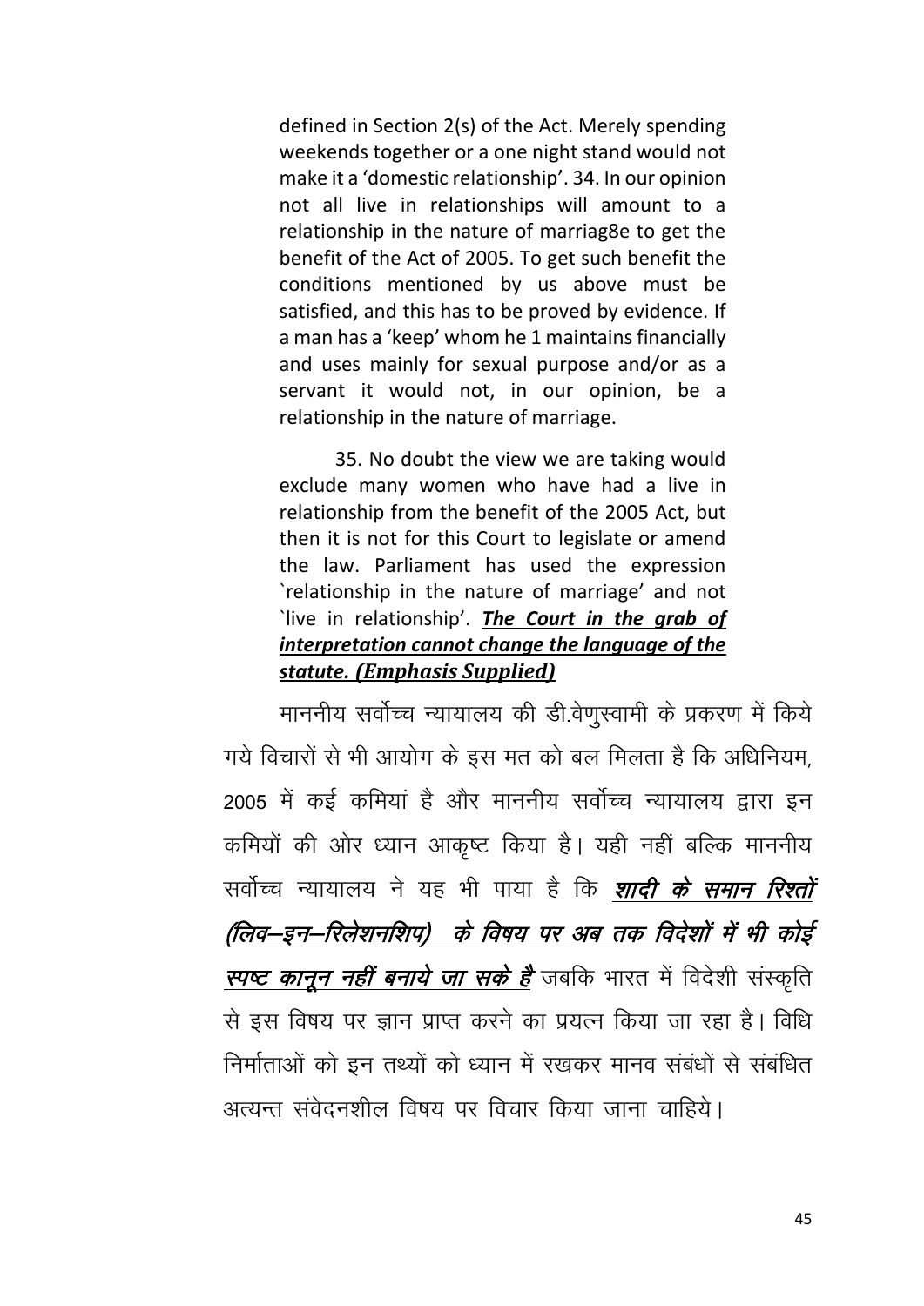defined in Section 2(s) of the Act. Merely spending weekends together or a one night stand would not make it a 'domestic relationship'. 34. In our opinion not all live in relationships will amount to a relationship in the nature of marriag8e to get the benefit of the Act of 2005. To get such benefit the conditions mentioned by us above must be satisfied, and this has to be proved by evidence. If a man has a 'keep' whom he 1 maintains financially and uses mainly for sexual purpose and/or as a servant it would not, in our opinion, be a relationship in the nature of marriage.

35. No doubt the view we are taking would exclude many women who have had a live in relationship from the benefit of the 2005 Act, but then it is not for this Court to legislate or amend the law. Parliament has used the expression `relationship in the nature of marriage' and not `live in relationship'. ***The Court in the grab of interpretation cannot change the language of the statute. (Emphasis Supplied)***

माननीय सर्वोच्च न्यायालय की डी.वेणुस्वामी के प्रकरण में किये गये विचारों से भी आयोग के इस मत को बल मिलता है कि अधिनियम, 2005 में कई कमियां है और माननीय सर्वोच्च न्यायालय द्वारा इन कमियों की ओर ध्यान आकृष्ट किया है। यही नहीं बल्कि माननीय सर्वोच्च न्यायालय ने यह भी पाया है कि ***शादी के समान रिश्तों (लिव–इन–रिलेशनशिप) के विषय पर अब तक विदेशों में भी कोई स्पष्ट कानून नहीं बनाये जा सके है*** जबकि भारत में विदेशी संस्कृति से इस विषय पर ज्ञान प्राप्त करने का प्रयत्न किया जा रहा है। विधि निर्माताओं को इन तथ्यों को ध्यान में रखकर मानव संबंधों से संबंधित अत्यन्त संवेदनशील विषय पर विचार किया जाना चाहिये।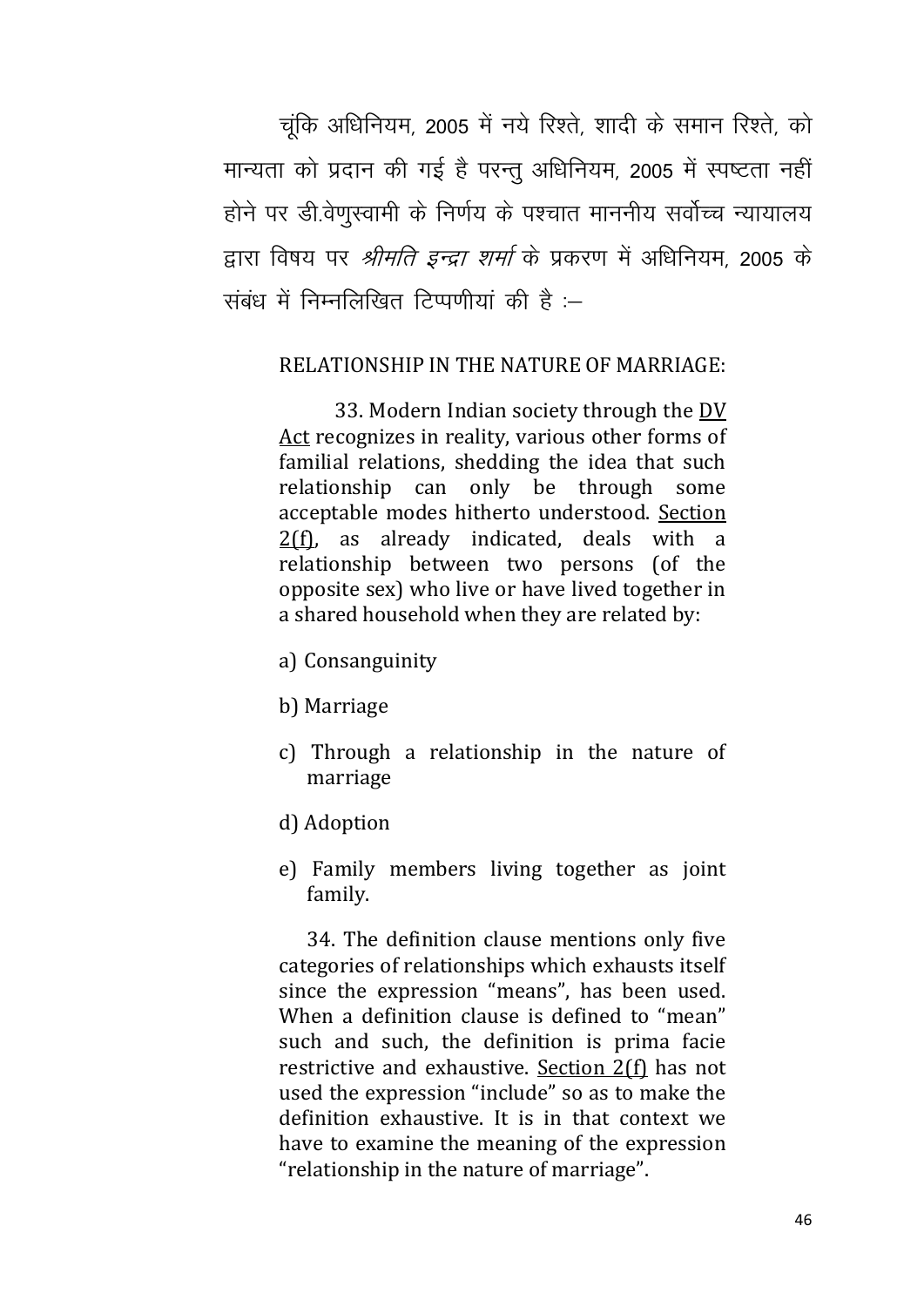चूंकि अधिनियम, 2005 में नये रिश्ते, शादी के समान रिश्ते, को मान्यता को प्रदान की गई है परन्तु अधिनियम, 2005 में स्पष्टता नहीं होने पर डी.वेणुस्वामी के निर्णय के पश्चात माननीय सर्वोच्च न्यायालय द्वारा विषय पर *श्रीमति इन्द्रा शर्मा* के प्रकरण में अधिनियम, 2005 के संबंध में निम्नलिखित टिप्पणीयां की है :—

> RELATIONSHIP IN THE NATURE OF MARRIAGE:
>
> 33. Modern Indian society through the DV Act recognizes in reality, various other forms of familial relations, shedding the idea that such relationship can only be through some acceptable modes hitherto understood. Section 2(f), as already indicated, deals with a relationship between two persons (of the opposite sex) who live or have lived together in a shared household when they are related by:
>
> a) Consanguinity
>
> b) Marriage
>
> c) Through a relationship in the nature of marriage
>
> d) Adoption
>
> e) Family members living together as joint family.
>
> 34. The definition clause mentions only five categories of relationships which exhausts itself since the expression "means", has been used. When a definition clause is defined to "mean" such and such, the definition is prima facie restrictive and exhaustive. Section 2(f) has not used the expression "include" so as to make the definition exhaustive. It is in that context we have to examine the meaning of the expression "relationship in the nature of marriage".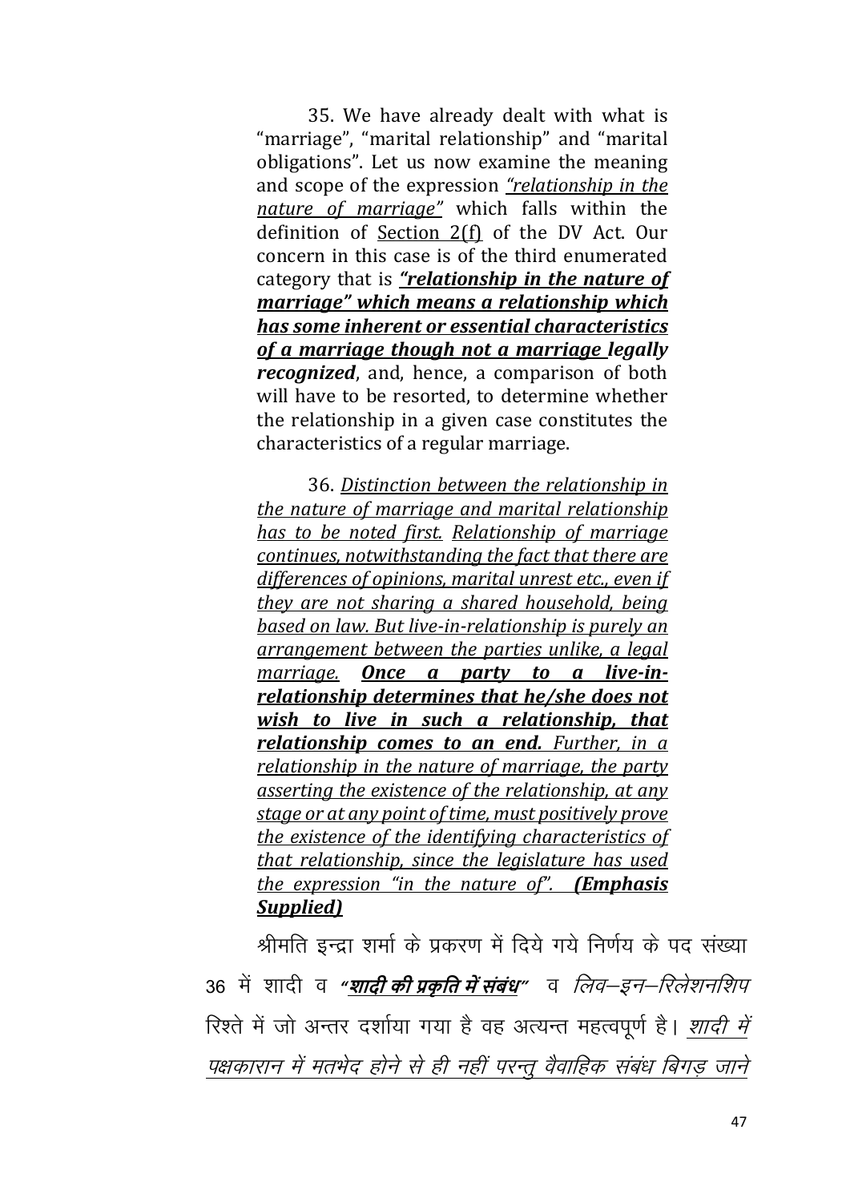35. We have already dealt with what is "marriage", "marital relationship" and "marital obligations". Let us now examine the meaning and scope of the expression <u>*"relationship in the nature of marriage"*</u> which falls within the definition of <u>Section 2(f)</u> of the DV Act. Our concern in this case is of the third enumerated category that is <u>***"relationship in the nature of marriage" which means a relationship which has some inherent or essential characteristics of a marriage though not a marriage legally recognized***</u>, and, hence, a comparison of both will have to be resorted, to determine whether the relationship in a given case constitutes the characteristics of a regular marriage.

36. <u>*Distinction between the relationship in the nature of marriage and marital relationship has to be noted first. Relationship of marriage continues, notwithstanding the fact that there are differences of opinions, marital unrest etc., even if they are not sharing a shared household, being based on law. But live-in-relationship is purely an arrangement between the parties unlike, a legal marriage.*</u> <u>***Once a party to a live-in-relationship determines that he/she does not wish to live in such a relationship, that relationship comes to an end.***</u> <u>*Further, in a relationship in the nature of marriage, the party asserting the existence of the relationship, at any stage or at any point of time, must positively prove the existence of the identifying characteristics of that relationship, since the legislature has used the expression "in the nature of".*</u> <u>***(Emphasis Supplied)***</u>

श्रीमति इन्द्रा शर्मा के प्रकरण में दिये गये निर्णय के पद संख्या 36 में शादी व <u>***"शादी की प्रकृति में संबंध"***</u> व *लिव–इन–रिलेशनशिप* रिश्ते में जो अन्तर दर्शाया गया है वह अत्यन्त महत्वपूर्ण है। <u>*शादी में पक्षकारान में मतभेद होने से ही नहीं परन्तु वैवाहिक संबंध बिगड़ जाने*</u>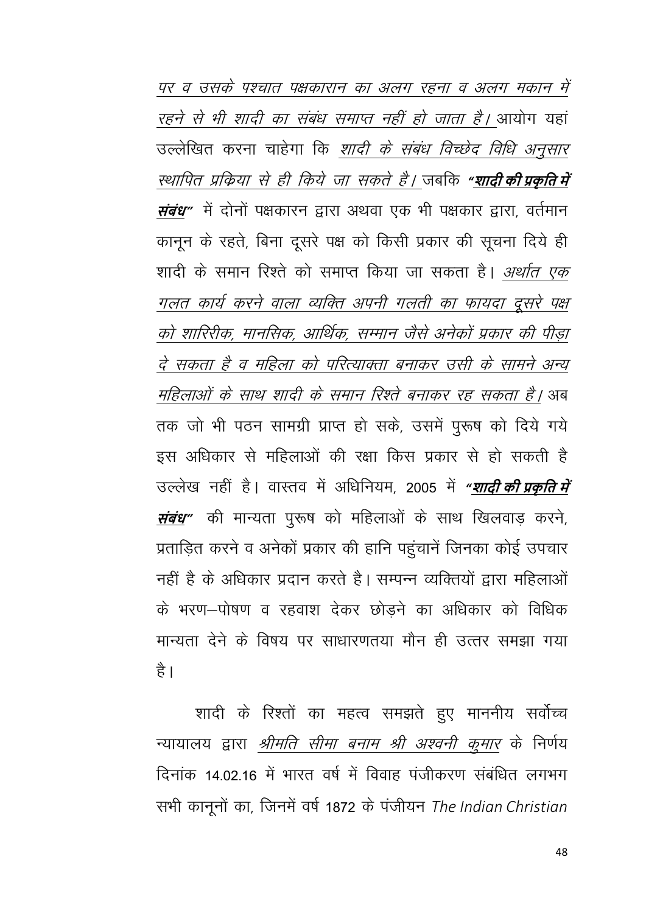*पर व उसके पश्चात पक्षकारान का अलग रहना व अलग मकान में रहने से भी शादी का संबंध समाप्त नहीं हो जाता है।* आयोग यहां उल्लेखित करना चाहेगा कि *शादी के संबंध विच्छेद विधि अनुसार स्थापित प्रक्रिया से ही किये जा सकते है।* जबकि ***"शादी की प्रकृति में संबंध"*** में दोनों पक्षकारन द्वारा अथवा एक भी पक्षकार द्वारा, वर्तमान कानून के रहते, बिना दूसरे पक्ष को किसी प्रकार की सूचना दिये ही शादी के समान रिश्ते को समाप्त किया जा सकता है। *अर्थात एक गलत कार्य करने वाला व्यक्ति अपनी गलती का फायदा दूसरे पक्ष को शारिरीक, मानसिक, आर्थिक, सम्मान जैसे अनेकों प्रकार की पीड़ा दे सकता है व महिला को परित्याक्ता बनाकर उसी के सामने अन्य महिलाओं के साथ शादी के समान रिश्ते बनाकर रह सकता है।* अब तक जो भी पठन सामग्री प्राप्त हो सके, उसमें पुरूष को दिये गये इस अधिकार से महिलाओं की रक्षा किस प्रकार से हो सकती है उल्लेख नहीं है। वास्तव में अधिनियम, 2005 में ***"शादी की प्रकृति में संबंध"*** की मान्यता पुरूष को महिलाओं के साथ खिलवाड़ करने, प्रताड़ित करने व अनेकों प्रकार की हानि पहुंचानें जिनका कोई उपचार नहीं है के अधिकार प्रदान करते है। सम्पन्न व्यक्तियों द्वारा महिलाओं के भरण–पोषण व रहवाश देकर छोड़ने का अधिकार को विधिक मान्यता देने के विषय पर साधारणतया मौन ही उत्तर समझा गया है।

शादी के रिश्तों का महत्व समझते हुए माननीय सर्वोच्च न्यायालय द्वारा *श्रीमति सीमा बनाम श्री अश्वनी कुमार* के निर्णय दिनांक 14.02.16 में भारत वर्ष में विवाह पंजीकरण संबंधित लगभग सभी कानूनों का, जिनमें वर्ष 1872 के पंजीयन *The Indian Christian*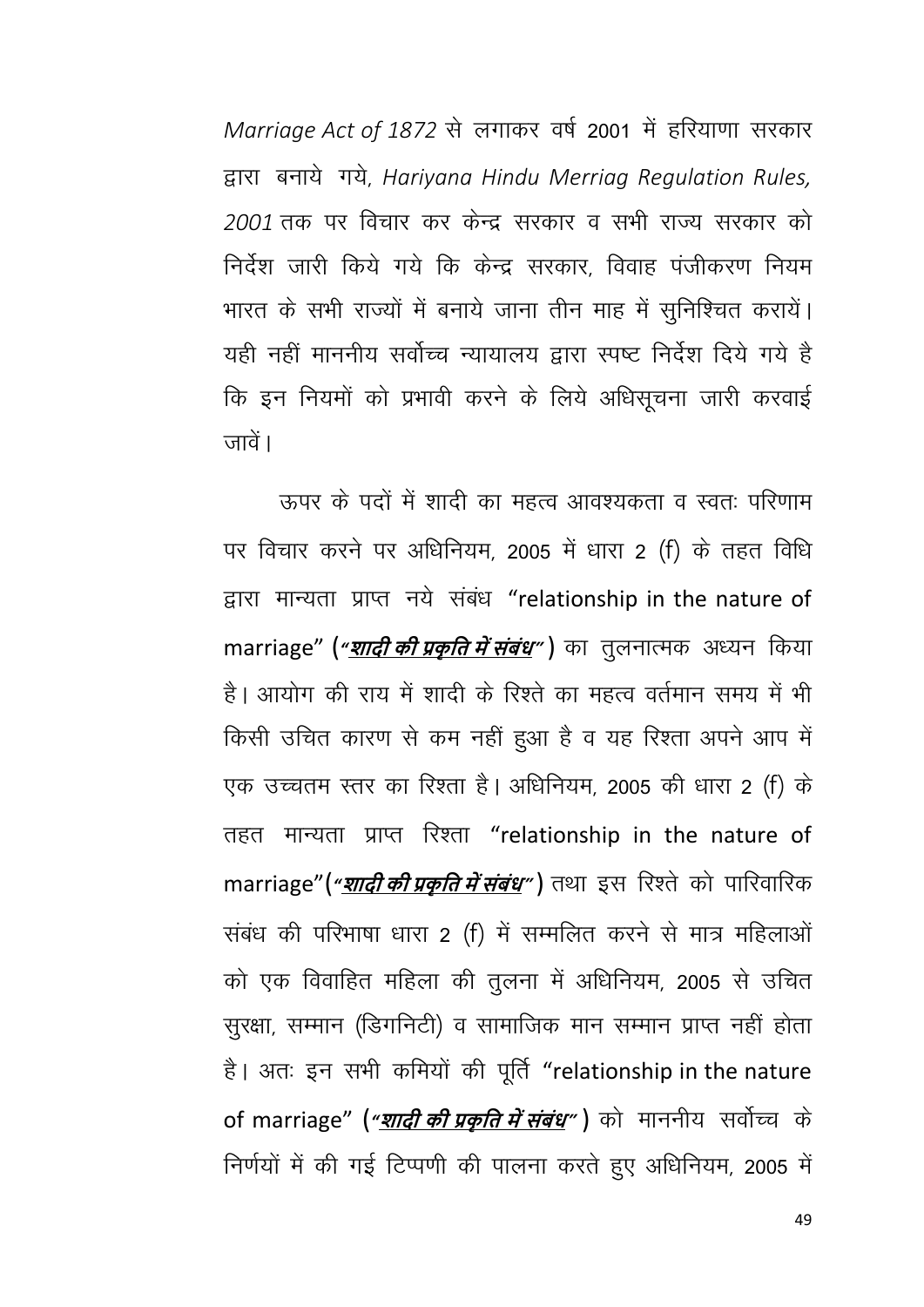*Marriage Act of 1872* से लगाकर वर्ष 2001 में हरियाणा सरकार द्वारा बनाये गये, *Hariyana Hindu Merriag Regulation Rules, 2001* तक पर विचार कर केन्द्र सरकार व सभी राज्य सरकार को निर्देश जारी किये गये कि केन्द्र सरकार, विवाह पंजीकरण नियम भारत के सभी राज्यों में बनाये जाना तीन माह में सुनिश्चित करायें। यही नहीं माननीय सर्वोच्च न्यायालय द्वारा स्पष्ट निर्देश दिये गये है कि इन नियमों को प्रभावी करने के लिये अधिसूचना जारी करवाई जावें।

ऊपर के पदों में शादी का महत्व आवश्यकता व स्वतः परिणाम पर विचार करने पर अधिनियम, 2005 में धारा 2 (f) के तहत विधि द्वारा मान्यता प्राप्त नये संबंध "relationship in the nature of marriage" (***"शादी की प्रकृति में संबंध"***) का तुलनात्मक अध्यन किया है। आयोग की राय में शादी के रिश्ते का महत्व वर्तमान समय में भी किसी उचित कारण से कम नहीं हुआ है व यह रिश्ता अपने आप में एक उच्चतम स्तर का रिश्ता है। अधिनियम, 2005 की धारा 2 (f) के तहत मान्यता प्राप्त रिश्ता "relationship in the nature of marriage"(***"शादी की प्रकृति में संबंध"***) तथा इस रिश्ते को पारिवारिक संबंध की परिभाषा धारा 2 (f) में सम्मलित करने से मात्र महिलाओं को एक विवाहित महिला की तुलना में अधिनियम, 2005 से उचित सुरक्षा, सम्मान (डिगनिटी) व सामाजिक मान सम्मान प्राप्त नहीं होता है। अतः इन सभी कमियों की पूर्ति "relationship in the nature of marriage" (***"शादी की प्रकृति में संबंध"***) को माननीय सर्वोच्च के निर्णयों में की गई टिप्पणी की पालना करते हुए अधिनियम, 2005 में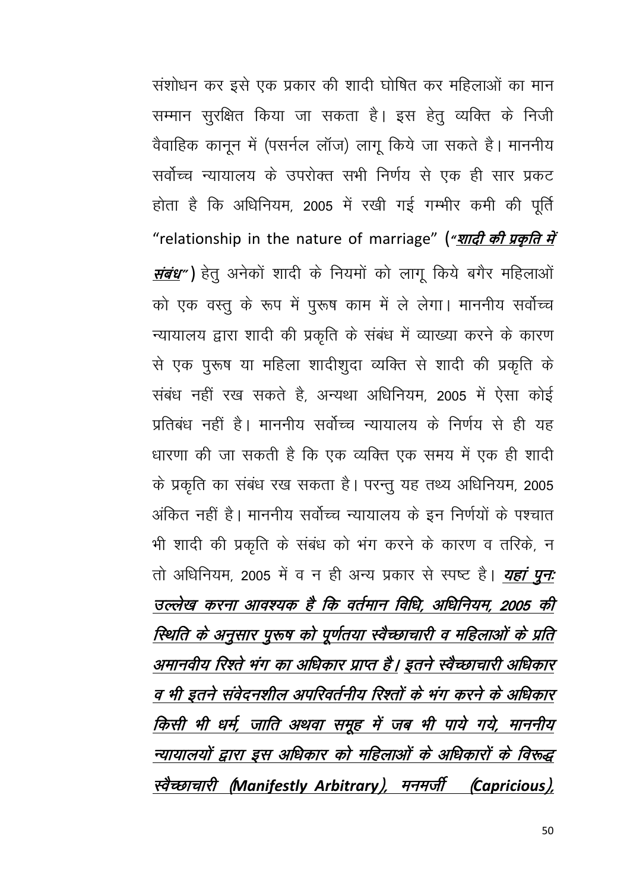संशोधन कर इसे एक प्रकार की शादी घोषित कर महिलाओं का मान सम्मान सुरक्षित किया जा सकता है। इस हेतु व्यक्ति के निजी वैवाहिक कानून में (पसर्नल लॉज) लागू किये जा सकते है। माननीय सर्वोच्च न्यायालय के उपरोक्त सभी निर्णय से एक ही सार प्रकट होता है कि अधिनियम, 2005 में रखी गई गम्भीर कमी की पूर्ति "relationship in the nature of marriage" (***"शादी की प्रकृति में संबंध"***) हेतु अनेकों शादी के नियमों को लागू किये बगैर महिलाओं को एक वस्तु के रूप में पुरूष काम में ले लेगा। माननीय सर्वोच्च न्यायालय द्वारा शादी की प्रकृति के संबंध में व्याख्या करने के कारण से एक पुरूष या महिला शादीशुदा व्यक्ति से शादी की प्रकृति के संबंध नहीं रख सकते है, अन्यथा अधिनियम, 2005 में ऐसा कोई प्रतिबंध नहीं है। माननीय सर्वोच्च न्यायालय के निर्णय से ही यह धारणा की जा सकती है कि एक व्यक्ति एक समय में एक ही शादी के प्रकृति का संबंध रख सकता है। परन्तु यह तथ्य अधिनियम, 2005 अंकित नहीं है। माननीय सर्वोच्च न्यायालय के इन निर्णयों के पश्चात भी शादी की प्रकृति के संबंध को भंग करने के कारण व तरिके, न तो अधिनियम, 2005 में व न ही अन्य प्रकार से स्पष्ट है। ***यहां पुनः उल्लेख करना आवश्यक है कि वर्तमान विधि, अधिनियम, 2005 की स्थिति के अनुसार पुरूष को पूर्णतया स्वैच्छाचारी व महिलाओं के प्रति अमानवीय रिश्ते भंग का अधिकार प्राप्त है। इतने स्वैच्छाचारी अधिकार व भी इतने संवेदनशील अपरिवर्तनीय रिश्तों के भंग करने के अधिकार किसी भी धर्म, जाति अथवा समूह में जब भी पाये गये, माननीय न्यायालयों द्वारा इस अधिकार को महिलाओं के अधिकारों के विरूद्ध स्वैच्छाचारी (Manifestly Arbitrary), मनमर्जी (Capricious),***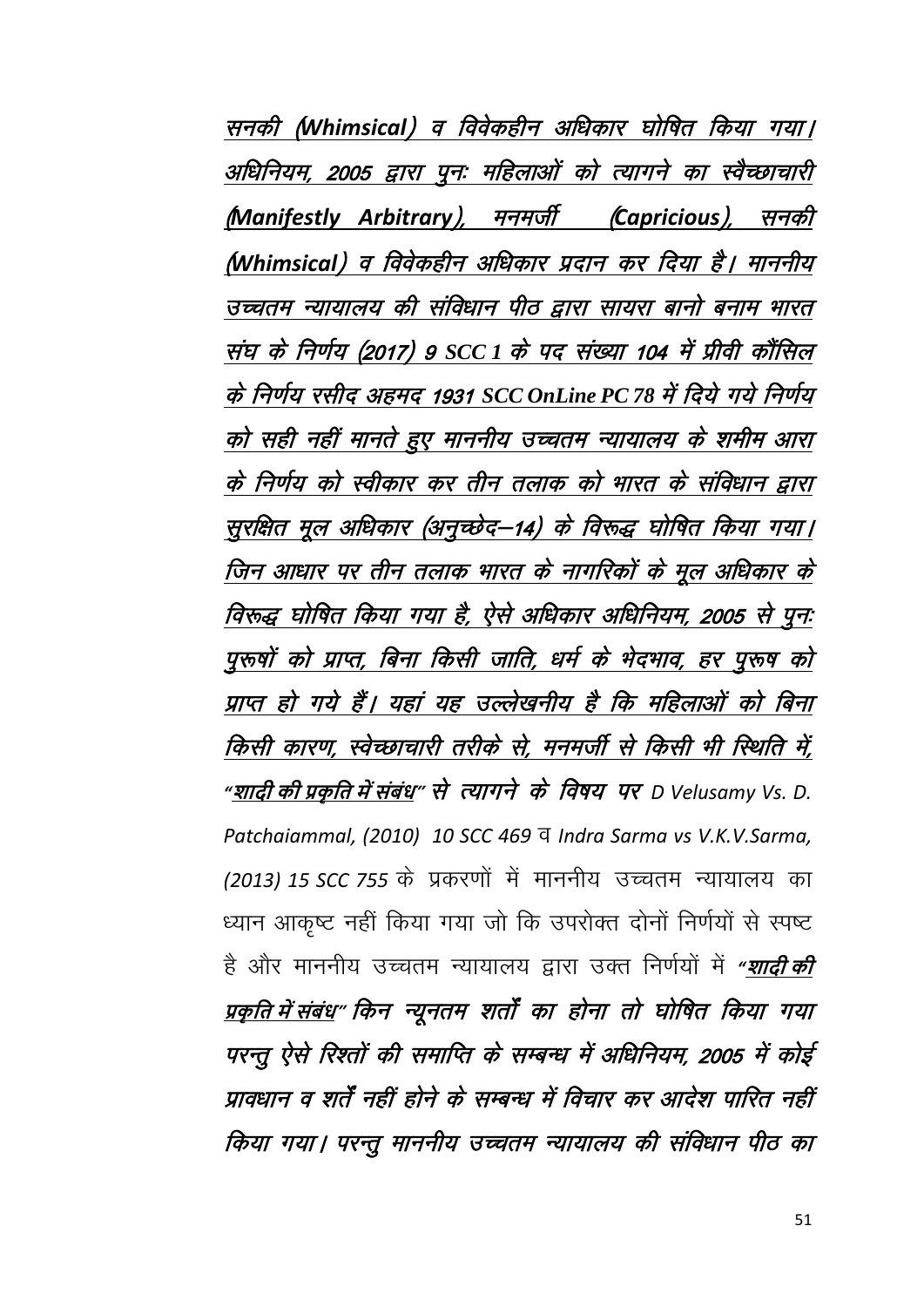*सनकी (Whimsical) व विवेकहीन अधिकार घोषित किया गया। अधिनियम, 2005 द्वारा पुनः महिलाओं को त्यागने का स्वैच्छाचारी (Manifestly Arbitrary), मनमर्जी (Capricious), सनकी (Whimsical) व विवेकहीन अधिकार प्रदान कर दिया है। माननीय उच्चतम न्यायालय की संविधान पीठ द्वारा सायरा बानो बनाम भारत संघ के निर्णय (2017) 9 SCC 1 के पद संख्या 104 में प्रीवी कौंसिल के निर्णय रसीद अहमद 1931 SCC OnLine PC 78 में दिये गये निर्णय को सही नहीं मानते हुए माननीय उच्चतम न्यायालय के शमीम आरा के निर्णय को स्वीकार कर तीन तलाक को भारत के संविधान द्वारा सुरक्षित मूल अधिकार (अनुच्छेद–14) के विरूद्ध घोषित किया गया। जिन आधार पर तीन तलाक भारत के नागरिकों के मूल अधिकार के विरूद्ध घोषित किया गया है, ऐसे अधिकार अधिनियम, 2005 से पुनः पुरूषों को प्राप्त, बिना किसी जाति, धर्म के भेदभाव, हर पुरूष को प्राप्त हो गये हैं। यहां यह उल्लेखनीय है कि महिलाओं को बिना किसी कारण, स्वेच्छाचारी तरीके से, मनमर्जी से किसी भी स्थिति में, "शादी की प्रकृति में संबंध" से त्यागने के विषय पर D Velusamy Vs. D. Patchaiammal, (2010) 10 SCC 469* व *Indra Sarma vs V.K.V.Sarma, (2013) 15 SCC 755* के प्रकरणों में माननीय उच्चतम न्यायालय का ध्यान आकृष्ट नहीं किया गया जो कि उपरोक्त दोनों निर्णयों से स्पष्ट है और माननीय उच्चतम न्यायालय द्वारा उक्त निर्णयों में ***"शादी की प्रकृति में संबंध" किन न्यूनतम शर्तों का होना तो घोषित किया गया परन्तु ऐसे रिश्तों की समाप्ति के सम्बन्ध में अधिनियम, 2005 में कोई प्रावधान व शर्तें नहीं होने के सम्बन्ध में विचार कर आदेश पारित नहीं किया गया। परन्तु माननीय उच्चतम न्यायालय की संविधान पीठ का***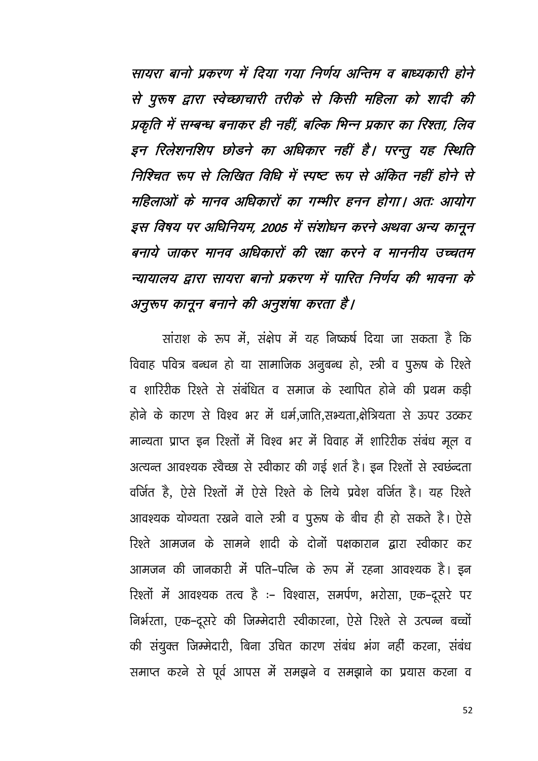*सायरा बानो प्रकरण में दिया गया निर्णय अन्तिम व बाध्यकारी होने से पुरूष द्वारा स्वेच्छाचारी तरीके से किसी महिला को शादी की प्रकृति में सम्बन्ध बनाकर ही नहीं, बल्कि भिन्न प्रकार का रिश्ता, लिव इन रिलेशनशिप छोडने का अधिकार नहीं है। परन्तु यह स्थिति निश्चित रूप से लिखित विधि में स्पष्ट रूप से अंकित नहीं होने से महिलाओं के मानव अधिकारों का गम्भीर हनन होगा। अतः आयोग इस विषय पर अधिनियम, 2005 में संशोधन करने अथवा अन्य कानून बनाये जाकर मानव अधिकारों की रक्षा करने व माननीय उच्चतम न्यायालय द्वारा सायरा बानो प्रकरण में पारित निर्णय की भावना के अनुरूप कानून बनाने की अनुशंषा करता है।*

सांराश के रूप में, संक्षेप में यह निष्कर्ष दिया जा सकता है कि विवाह पवित्र बन्धन हो या सामाजिक अनुबन्ध हो, स्त्री व पुरूष के रिश्ते व शारिरीक रिश्ते से संबंधित व समाज के स्थापित होने की प्रथम कड़ी होने के कारण से विश्व भर में धर्म,जाति,सभ्यता,क्षेत्रियता से ऊपर उठकर मान्यता प्राप्त इन रिश्तों में विश्व भर में विवाह में शारिरीक संबंध मूल व अत्यन्त आवश्यक स्वैच्छा से स्वीकार की गई शर्त है। इन रिश्तों से स्वछंन्दता वर्जित है, ऐसे रिश्तों में ऐसे रिश्ते के लिये प्रवेश वर्जित है। यह रिश्ते आवश्यक योग्यता रखने वाले स्त्री व पुरूष के बीच ही हो सकते है। ऐसे रिश्ते आमजन के सामने शादी के दोनों पक्षकारान द्वारा स्वीकार कर आमजन की जानकारी में पति–पत्नि के रूप में रहना आवश्यक है। इन रिश्तों में आवश्यक तत्व है :– विश्वास, समर्पण, भरोसा, एक–दूसरे पर निर्भरता, एक–दूसरे की जिम्मेदारी स्वीकारना, ऐसे रिश्ते से उत्पन्न बच्चों की संयुक्त जिम्मेदारी, बिना उचित कारण संबंध भंग नहीं करना, संबंध समाप्त करने से पूर्व आपस में समझने व समझाने का प्रयास करना व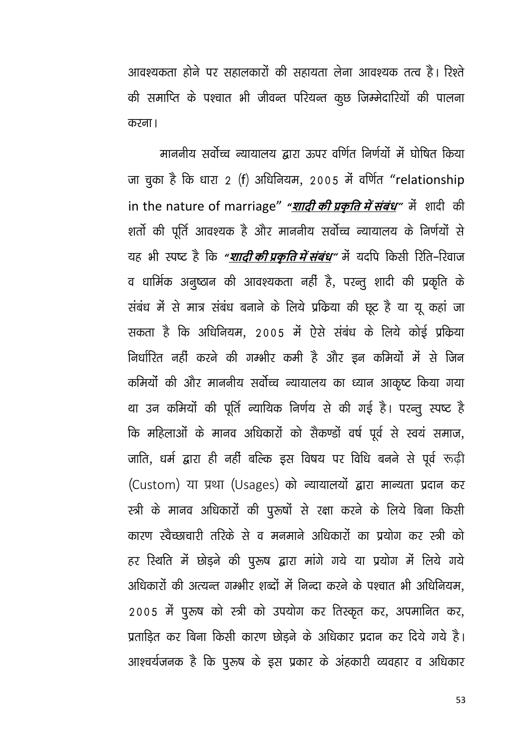आवश्यकता होने पर सहालकारों की सहायता लेना आवश्यक तत्व है। रिश्ते की समाप्ति के पश्चात भी जीवन्त परियन्त कुछ जिम्मेदारियों की पालना करना।

माननीय सर्वोच्च न्यायालय द्वारा ऊपर वर्णित निर्णयों में घोषित किया जा चुका है कि धारा 2 (f) अधिनियम, 2005 में वर्णित "relationship in the nature of marriage" ***"शादी की प्रकृति में संबंध"*** में शादी की शर्तो की पूर्ति आवश्यक है और माननीय सर्वोच्च न्यायालय के निर्णयों से यह भी स्पष्ट है कि ***"शादी की प्रकृति में संबंध"*** में यदपि किसी रिति-रिवाज व धार्मिक अनुष्ठान की आवश्यकता नहीं है, परन्तु शादी की प्रकृति के संबंध में से मात्र संबंध बनाने के लिये प्रक्रिया की छूट है या यू कहां जा सकता है कि अधिनियम, 2005 में ऐसे संबंध के लिये कोई प्रक्रिया निर्धारित नहीं करने की गम्भीर कमी है और इन कमियों में से जिन कमियों की और माननीय सर्वोच्च न्यायालय का ध्यान आकृष्ट किया गया था उन कमियों की पूर्ति न्यायिक निर्णय से की गई है। परन्तु स्पष्ट है कि महिलाओं के मानव अधिकारों को सैकण्डों वर्ष पूर्व से स्वयं समाज, जाति, धर्म द्वारा ही नहीं बल्कि इस विषय पर विधि बनने से पूर्व रूढ़ी (Custom) या प्रथा (Usages) को न्यायालयों द्वारा मान्यता प्रदान कर स्त्री के मानव अधिकारों की पुरूषों से रक्षा करने के लिये बिना किसी कारण स्वैच्छाचारी तरिके से व मनमाने अधिकारों का प्रयोग कर स्त्री को हर स्थिति में छोड़ने की पुरुष द्वारा मांगे गये या प्रयोग में लिये गये अधिकारों की अत्यन्त गम्भीर शब्दों में निन्दा करने के पश्चात भी अधिनियम, 2005 में पुरूष को स्त्री को उपयोग कर तिस्कृत कर, अपमानित कर, प्रताड़ित कर बिना किसी कारण छोड़ने के अधिकार प्रदान कर दिये गये है। आश्चर्यजनक है कि पुरूष के इस प्रकार के अंहकारी व्यवहार व अधिकार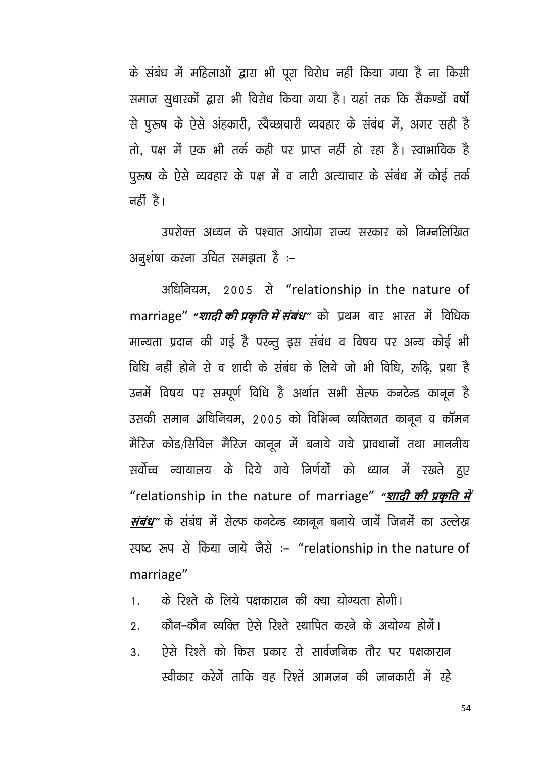के संबंध में महिलाओं द्वारा भी पूरा विरोध नहीं किया गया है ना किसी समाज सुधारकों द्वारा भी विरोध किया गया है। यहां तक कि सैकण्डों वर्षों से पुरूष के ऐसे अंहकारी, स्वैच्छाचारी व्यवहार के संबंध में, अगर सही है तो, पक्ष में एक भी तर्क कही पर प्राप्त नहीं हो रहा है। स्वाभाविक है पुरूष के ऐसे व्यवहार के पक्ष में व नारी अत्याचार के संबंध में कोई तर्क नहीं है।

उपरोक्त अध्यन के पश्चात आयोग राज्य सरकार को निम्नलिखित अनुशंषा करना उचित समझता है :–

अधिनियम, 2005 से "relationship in the nature of marriage" ***"शादी की प्रकृति में संबंध"*** को प्रथम बार भारत में विधिक मान्यता प्रदान की गई है परन्तु इस संबंध व विषय पर अन्य कोई भी विधि नहीं होने से व शादी के संबंध के लिये जो भी विधि, रूढ़ि, प्रथा है उनमें विषय पर सम्पूर्ण विधि है अर्थात सभी सेल्फ कनटेन्ड कानून है उसकी समान अधिनियम, 2005 को विभिन्न व्यक्तिगत कानून व कॉमन मैरिज कोड/सिविल मैरिज कानून में बनाये गये प्रावधानों तथा माननीय सर्वोच्च न्यायालय के दिये गये निर्णयों को ध्यान में रखते हुए "relationship in the nature of marriage" ***"शादी की प्रकृति में संबंध"*** के संबंध में सेल्फ कनटेन्ड थ्कानून बनाये जायें जिनमें का उल्लेख स्पष्ट रूप से किया जाये जैसे :– "relationship in the nature of marriage"

1. के रिश्ते के लिये पक्षकारान की क्या योग्यता होगी।
2. कौन–कौन व्यक्ति ऐसे रिश्ते स्थापित करने के अयोग्य होगें।
3. ऐसे रिश्ते को किस प्रकार से सार्वजनिक तौर पर पक्षकारान स्वीकार करेगें ताकि यह रिश्तें आमजन की जानकारी में रहे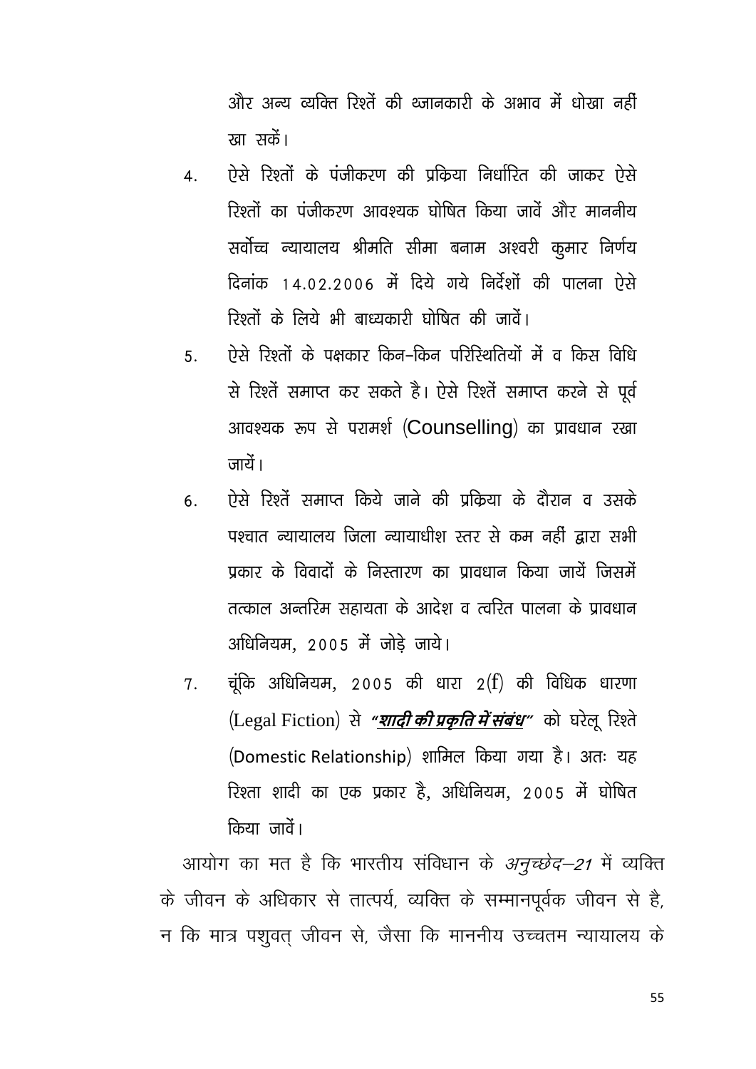और अन्य व्यक्ति रिश्तें की थ्जानकारी के अभाव में धोखा नहीं खा सकें।

4. ऐसे रिश्तों के पंजीकरण की प्रक्रिया निर्धारित की जाकर ऐसे रिश्तों का पंजीकरण आवश्यक घोषित किया जावें और माननीय सर्वोच्च न्यायालय श्रीमति सीमा बनाम अश्वरी कुमार निर्णय दिनांक 14.02.2006 में दिये गये निर्देशों की पालना ऐसे रिश्तों के लिये भी बाध्यकारी घोषित की जावें।
5. ऐसे रिश्तें के पक्षकार किन-किन परिस्थितियों में व किस विधि से रिश्तें समाप्त कर सकते है। ऐसे रिश्तें समाप्त करने से पूर्व आवश्यक रूप से परामर्श (Counselling) का प्रावधान रखा जायें।
6. ऐसे रिश्तें समाप्त किये जाने की प्रक्रिया के दौरान व उसके पश्चात न्यायालय जिला न्यायाधीश स्तर से कम नहीं द्वारा सभी प्रकार के विवादों के निस्तारण का प्रावधान किया जायें जिसमें तत्काल अन्तरिम सहायता के आदेश व त्वरित पालना के प्रावधान अधिनियम, 2005 में जोड़े जाये।
7. चूंकि अधिनियम, 2005 की धारा 2(f) की विधिक धारणा (Legal Fiction) से ***"शादी की प्रकृति में संबंध"*** को घरेलू रिश्ते (Domestic Relationship) शामिल किया गया है। अतः यह रिश्ता शादी का एक प्रकार है, अधिनियम, 2005 में घोषित किया जावें।

आयोग का मत है कि भारतीय संविधान के *अनुच्छेद–21* में व्यक्ति के जीवन के अधिकार से तात्पर्य, व्यक्ति के सम्मानपूर्वक जीवन से है, न कि मात्र पशुवत् जीवन से, जैसा कि माननीय उच्चतम न्यायालय के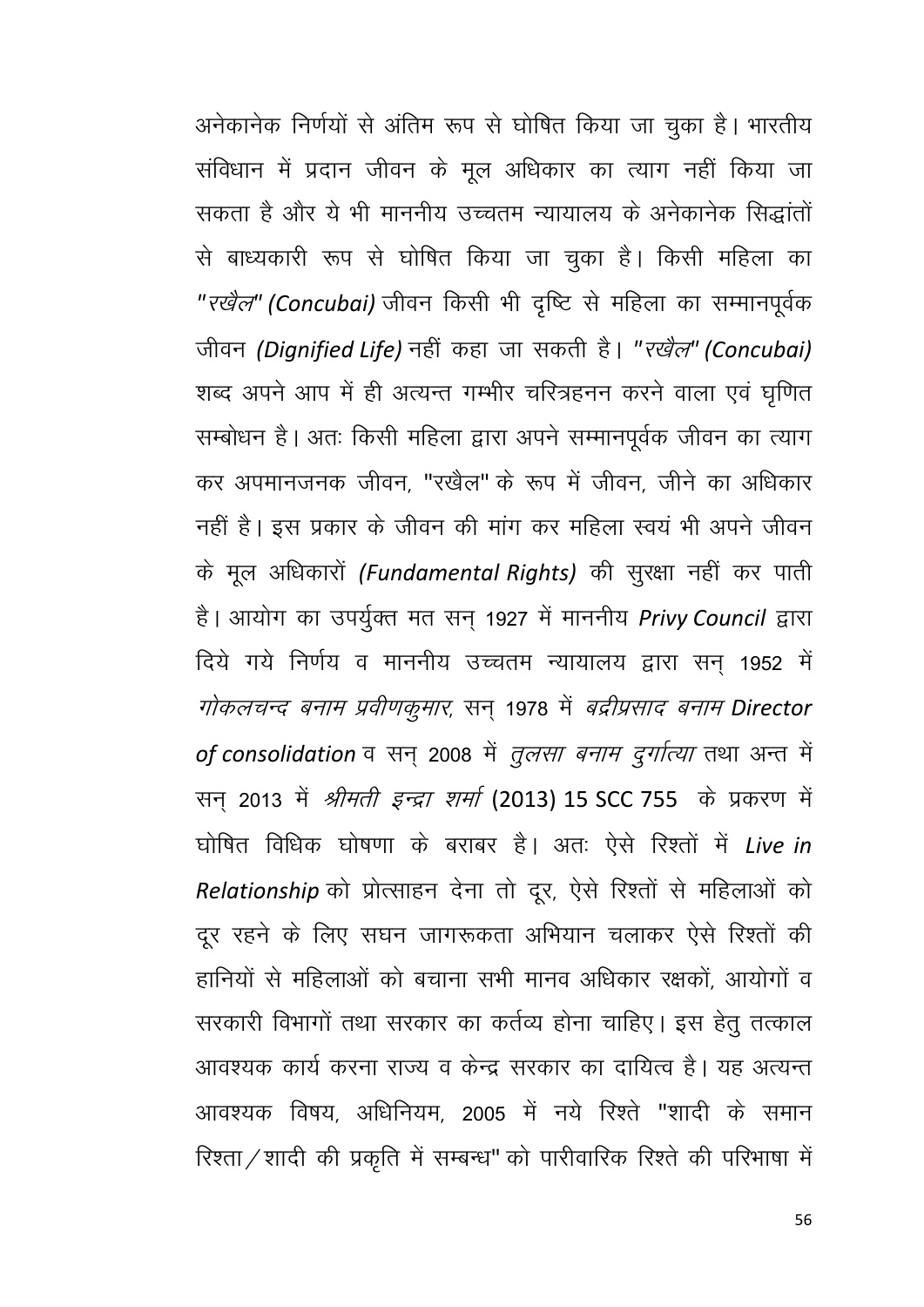अनेकानेक निर्णयों से अंतिम रूप से घोषित किया जा चुका है। भारतीय संविधान में प्रदान जीवन के मूल अधिकार का त्याग नहीं किया जा सकता है और ये भी माननीय उच्चतम न्यायालय के अनेकानेक सिद्धांतों से बाध्यकारी रूप से घोषित किया जा चुका है। किसी महिला का *"रखैल" (Concubai)* जीवन किसी भी दृष्टि से महिला का सम्मानपूर्वक जीवन *(Dignified Life)* नहीं कहा जा सकती है। *"रखैल" (Concubai)* शब्द अपने आप में ही अत्यन्त गम्भीर चरित्रहनन करने वाला एवं घृणित सम्बोधन है। अतः किसी महिला द्वारा अपने सम्मानपूर्वक जीवन का त्याग कर अपमानजनक जीवन, "रखैल" के रूप में जीवन, जीने का अधिकार नहीं है। इस प्रकार के जीवन की मांग कर महिला स्वयं भी अपने जीवन के मूल अधिकारों *(Fundamental Rights)* की सुरक्षा नहीं कर पाती है। आयोग का उपर्युक्त मत सन् 1927 में माननीय *Privy Council* द्वारा दिये गये निर्णय व माननीय उच्चतम न्यायालय द्वारा सन् 1952 में *गोकलचन्द बनाम प्रवीणकुमार,* सन् 1978 में *बद्रीप्रसाद बनाम Director of consolidation* व सन् 2008 में *तुलसा बनाम दुर्गात्या* तथा अन्त में सन् 2013 में *श्रीमती इन्द्रा शर्मा* (2013) 15 SCC 755 के प्रकरण में घोषित विधिक घोषणा के बराबर है। अतः ऐसे रिश्तों में *Live in Relationship* को प्रोत्साहन देना तो दूर, ऐसे रिश्तों से महिलाओं को दूर रहने के लिए सघन जागरूकता अभियान चलाकर ऐसे रिश्तों की हानियों से महिलाओं को बचाना सभी मानव अधिकार रक्षकों, आयोगों व सरकारी विभागों तथा सरकार का कर्तव्य होना चाहिए। इस हेतु तत्काल आवश्यक कार्य करना राज्य व केन्द्र सरकार का दायित्व है। यह अत्यन्त आवश्यक विषय, अधिनियम, 2005 में नये रिश्ते "शादी के समान रिश्ता/शादी की प्रकृति में सम्बन्ध" को पारीवारिक रिश्ते की परिभाषा में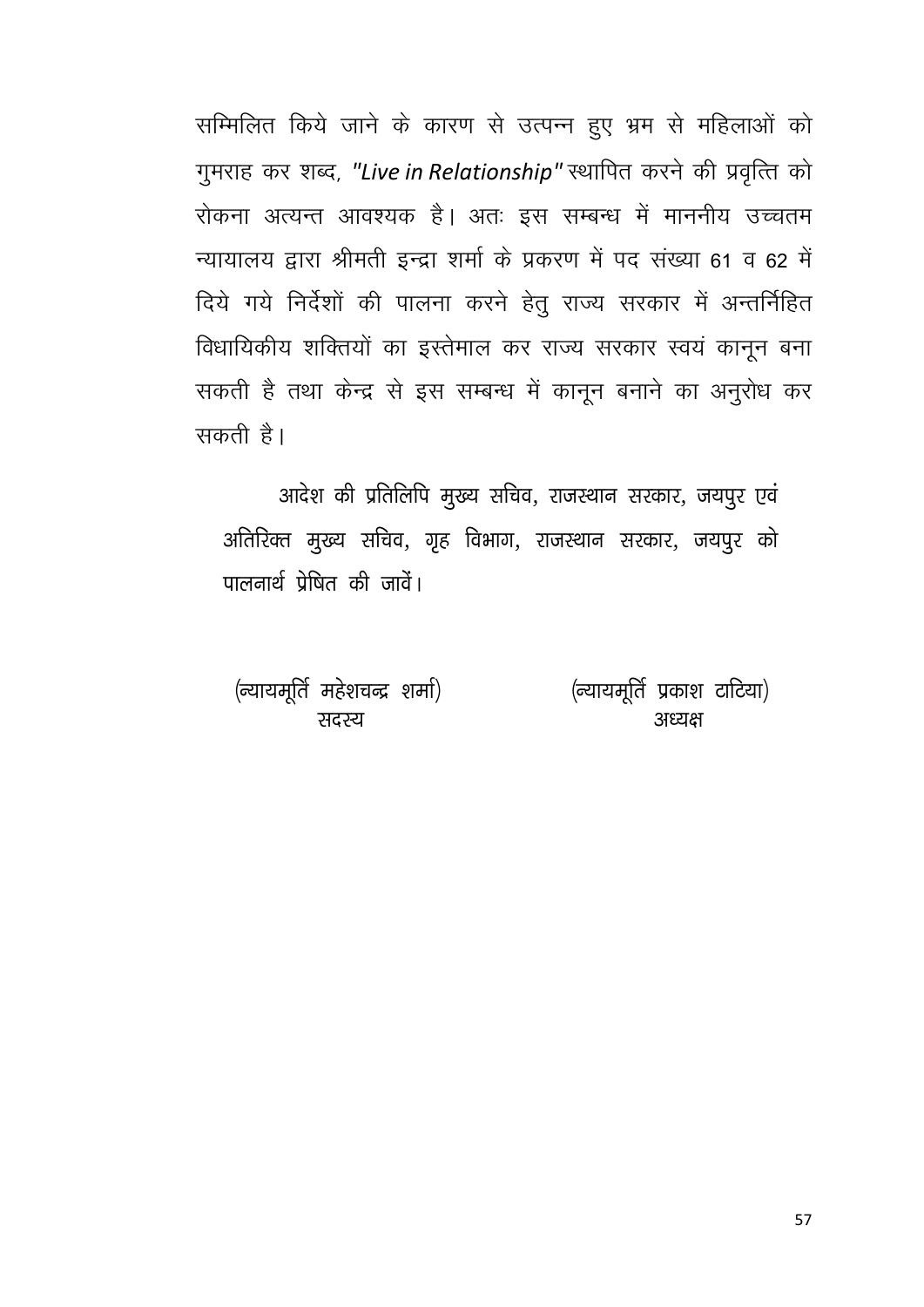सम्मिलित किये जाने के कारण से उत्पन्न हुए भ्रम से महिलाओं को गुमराह कर शब्द, *"Live in Relationship"* स्थापित करने की प्रवृत्ति को रोकना अत्यन्त आवश्यक है। अतः इस सम्बन्ध में माननीय उच्चतम न्यायालय द्वारा श्रीमती इन्द्रा शर्मा के प्रकरण में पद संख्या 61 व 62 में दिये गये निर्देशों की पालना करने हेतु राज्य सरकार में अन्तर्निहित विधायिकीय शक्तियों का इस्तेमाल कर राज्य सरकार स्वयं कानून बना सकती है तथा केन्द्र से इस सम्बन्ध में कानून बनाने का अनुरोध कर सकती है।

आदेश की प्रतिलिपि मुख्य सचिव, राजस्थान सरकार, जयपुर एवं अतिरिक्त मुख्य सचिव, गृह विभाग, राजस्थान सरकार, जयपुर को पालनार्थ प्रेषित की जावें।

(न्यायमूर्ति महेशचन्द्र शर्मा)
सदस्य

(न्यायमूर्ति प्रकाश टाटिया)
अध्यक्ष